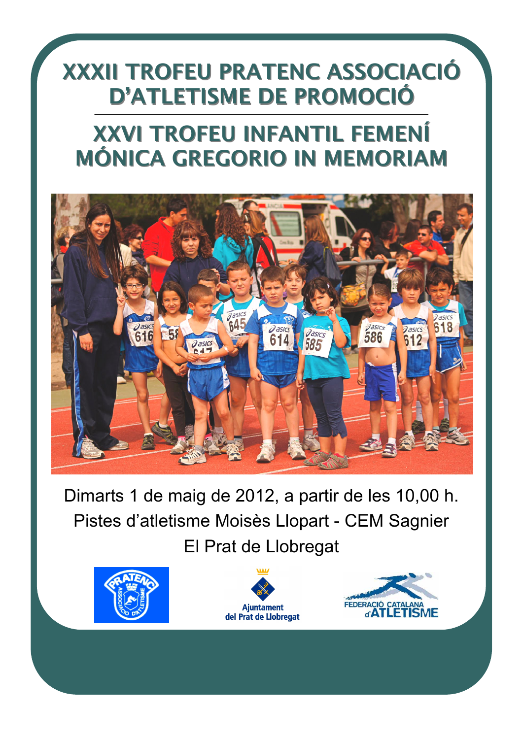# XXXII TROFEU PRATENC ASSOCIACIÓ D'ATLETISME DE PROMOCIÓ

---

# XXVI TROFEU INFANTIL FEMENÍ MÓNICA GREGORIO IN MEMORIAM

Dimarts 1 de maig de 2012, a partir de les 10,00 h.

Pistes d'atletisme Moisès Llopart - CEM Sagnier

El Prat de Llobregat

Ajuntament del Prat de Llobregat

FEDERACIÓ CATALANA d'ATLETISME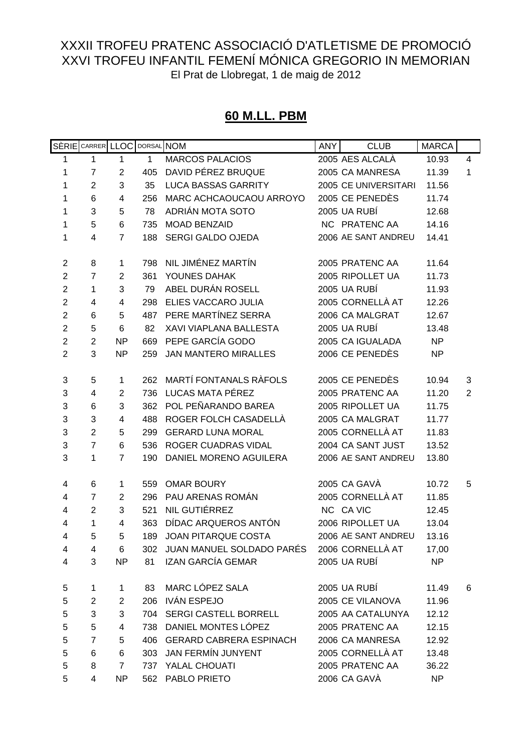XXXII TROFEU PRATENC ASSOCIACIÓ D'ATLETISME DE PROMOCIÓ
XXVI TROFEU INFANTIL FEMENÍ MÓNICA GREGORIO IN MEMORIAN
El Prat de Llobregat, 1 de maig de 2012

## 60 M.LL. PBM

| SÈRIE | CARRER | LLOC | DORSAL | NOM | ANY | CLUB | MARCA | |
|---|---|---|---|---|---|---|---|---|
| 1 | 1 | 1 | 1 | MARCOS PALACIOS | 2005 | AES ALCALÀ | 10.93 | 4 |
| 1 | 7 | 2 | 405 | DAVID PÉREZ BRUQUE | 2005 | CA MANRESA | 11.39 | 1 |
| 1 | 2 | 3 | 35 | LUCA BASSAS GARRITY | 2005 | CE UNIVERSITARI | 11.56 | |
| 1 | 6 | 4 | 256 | MARC ACHCAOUCAOU ARROYO | 2005 | CE PENEDÈS | 11.74 | |
| 1 | 3 | 5 | 78 | ADRIÁN MOTA SOTO | 2005 | UA RUBÍ | 12.68 | |
| 1 | 5 | 6 | 735 | MOAD BENZAID | NC | PRATENC AA | 14.16 | |
| 1 | 4 | 7 | 188 | SERGI GALDO OJEDA | 2006 | AE SANT ANDREU | 14.41 | |
| | | | | | | | | |
| 2 | 8 | 1 | 798 | NIL JIMÉNEZ MARTÍN | 2005 | PRATENC AA | 11.64 | |
| 2 | 7 | 2 | 361 | YOUNES DAHAK | 2005 | RIPOLLET UA | 11.73 | |
| 2 | 1 | 3 | 79 | ABEL DURÁN ROSELL | 2005 | UA RUBÍ | 11.93 | |
| 2 | 4 | 4 | 298 | ELIES VACCARO JULIA | 2005 | CORNELLÀ AT | 12.26 | |
| 2 | 6 | 5 | 487 | PERE MARTÍNEZ SERRA | 2006 | CA MALGRAT | 12.67 | |
| 2 | 5 | 6 | 82 | XAVI VIAPLANA BALLESTA | 2005 | UA RUBÍ | 13.48 | |
| 2 | 2 | NP | 669 | PEPE GARCÍA GODO | 2005 | CA IGUALADA | NP | |
| 2 | 3 | NP | 259 | JAN MANTERO MIRALLES | 2006 | CE PENEDÈS | NP | |
| | | | | | | | | |
| 3 | 5 | 1 | 262 | MARTÍ FONTANALS RÀFOLS | 2005 | CE PENEDÈS | 10.94 | 3 |
| 3 | 4 | 2 | 736 | LUCAS MATA PÉREZ | 2005 | PRATENC AA | 11.20 | 2 |
| 3 | 6 | 3 | 362 | POL PEÑARANDO BAREA | 2005 | RIPOLLET UA | 11.75 | |
| 3 | 3 | 4 | 488 | ROGER FOLCH CASADELLÀ | 2005 | CA MALGRAT | 11.77 | |
| 3 | 2 | 5 | 299 | GERARD LUNA MORAL | 2005 | CORNELLÀ AT | 11.83 | |
| 3 | 7 | 6 | 536 | ROGER CUADRAS VIDAL | 2004 | CA SANT JUST | 13.52 | |
| 3 | 1 | 7 | 190 | DANIEL MORENO AGUILERA | 2006 | AE SANT ANDREU | 13.80 | |
| | | | | | | | | |
| 4 | 6 | 1 | 559 | OMAR BOURY | 2005 | CA GAVÀ | 10.72 | 5 |
| 4 | 7 | 2 | 296 | PAU ARENAS ROMÁN | 2005 | CORNELLÀ AT | 11.85 | |
| 4 | 2 | 3 | 521 | NIL GUTIÉRREZ | NC | CA VIC | 12.45 | |
| 4 | 1 | 4 | 363 | DÍDAC ARQUEROS ANTÓN | 2006 | RIPOLLET UA | 13.04 | |
| 4 | 5 | 5 | 189 | JOAN PITARQUE COSTA | 2006 | AE SANT ANDREU | 13.16 | |
| 4 | 4 | 6 | 302 | JUAN MANUEL SOLDADO PARÉS | 2006 | CORNELLÀ AT | 17,00 | |
| 4 | 3 | NP | 81 | IZAN GARCÍA GEMAR | 2005 | UA RUBÍ | NP | |
| | | | | | | | | |
| 5 | 1 | 1 | 83 | MARC LÓPEZ SALA | 2005 | UA RUBÍ | 11.49 | 6 |
| 5 | 2 | 2 | 206 | IVÁN ESPEJO | 2005 | CE VILANOVA | 11.96 | |
| 5 | 3 | 3 | 704 | SERGI CASTELL BORRELL | 2005 | AA CATALUNYA | 12.12 | |
| 5 | 5 | 4 | 738 | DANIEL MONTES LÓPEZ | 2005 | PRATENC AA | 12.15 | |
| 5 | 7 | 5 | 406 | GERARD CABRERA ESPINACH | 2006 | CA MANRESA | 12.92 | |
| 5 | 6 | 6 | 303 | JAN FERMÍN JUNYENT | 2005 | CORNELLÀ AT | 13.48 | |
| 5 | 8 | 7 | 737 | YALAL CHOUATI | 2005 | PRATENC AA | 36.22 | |
| 5 | 4 | NP | 562 | PABLO PRIETO | 2006 | CA GAVÀ | NP | |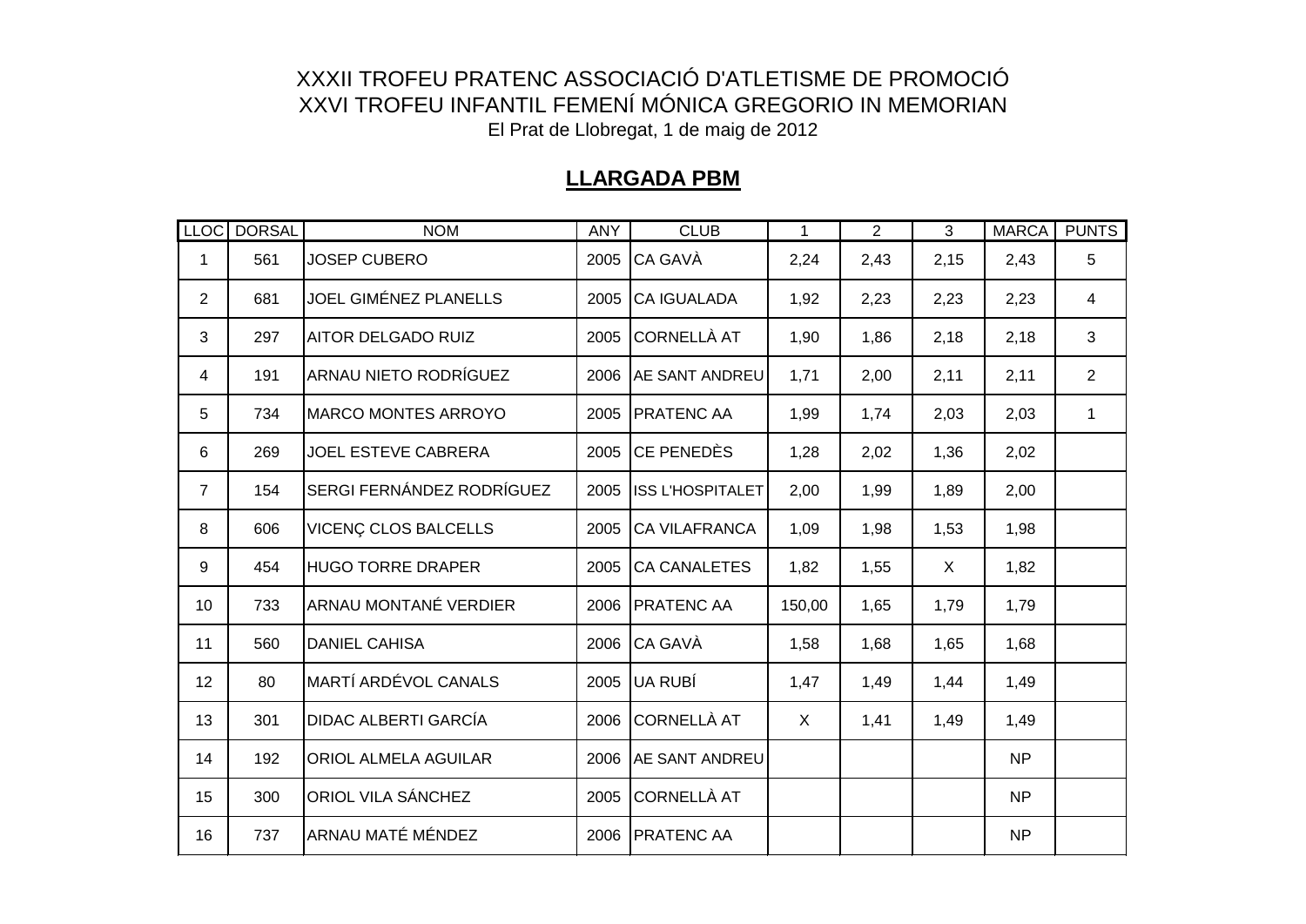XXXII TROFEU PRATENC ASSOCIACIÓ D'ATLETISME DE PROMOCIÓ
XXVI TROFEU INFANTIL FEMENÍ MÓNICA GREGORIO IN MEMORIAN
El Prat de Llobregat, 1 de maig de 2012

## LLARGADA PBM

| LLOC | DORSAL | NOM | ANY | CLUB | 1 | 2 | 3 | MARCA | PUNTS |
|---|---|---|---|---|---|---|---|---|---|
| 1 | 561 | JOSEP CUBERO | 2005 | CA GAVÀ | 2,24 | 2,43 | 2,15 | 2,43 | 5 |
| 2 | 681 | JOEL GIMÉNEZ PLANELLS | 2005 | CA IGUALADA | 1,92 | 2,23 | 2,23 | 2,23 | 4 |
| 3 | 297 | AITOR DELGADO RUIZ | 2005 | CORNELLÀ AT | 1,90 | 1,86 | 2,18 | 2,18 | 3 |
| 4 | 191 | ARNAU NIETO RODRÍGUEZ | 2006 | AE SANT ANDREU | 1,71 | 2,00 | 2,11 | 2,11 | 2 |
| 5 | 734 | MARCO MONTES ARROYO | 2005 | PRATENC AA | 1,99 | 1,74 | 2,03 | 2,03 | 1 |
| 6 | 269 | JOEL ESTEVE CABRERA | 2005 | CE PENEDÈS | 1,28 | 2,02 | 1,36 | 2,02 | |
| 7 | 154 | SERGI FERNÁNDEZ RODRÍGUEZ | 2005 | ISS L'HOSPITALET | 2,00 | 1,99 | 1,89 | 2,00 | |
| 8 | 606 | VICENÇ CLOS BALCELLS | 2005 | CA VILAFRANCA | 1,09 | 1,98 | 1,53 | 1,98 | |
| 9 | 454 | HUGO TORRE DRAPER | 2005 | CA CANALETES | 1,82 | 1,55 | X | 1,82 | |
| 10 | 733 | ARNAU MONTANÉ VERDIER | 2006 | PRATENC AA | 150,00 | 1,65 | 1,79 | 1,79 | |
| 11 | 560 | DANIEL CAHISA | 2006 | CA GAVÀ | 1,58 | 1,68 | 1,65 | 1,68 | |
| 12 | 80 | MARTÍ ARDÉVOL CANALS | 2005 | UA RUBÍ | 1,47 | 1,49 | 1,44 | 1,49 | |
| 13 | 301 | DIDAC ALBERTI GARCÍA | 2006 | CORNELLÀ AT | X | 1,41 | 1,49 | 1,49 | |
| 14 | 192 | ORIOL ALMELA AGUILAR | 2006 | AE SANT ANDREU | | | | NP | |
| 15 | 300 | ORIOL VILA SÁNCHEZ | 2005 | CORNELLÀ AT | | | | NP | |
| 16 | 737 | ARNAU MATÉ MÉNDEZ | 2006 | PRATENC AA | | | | NP | |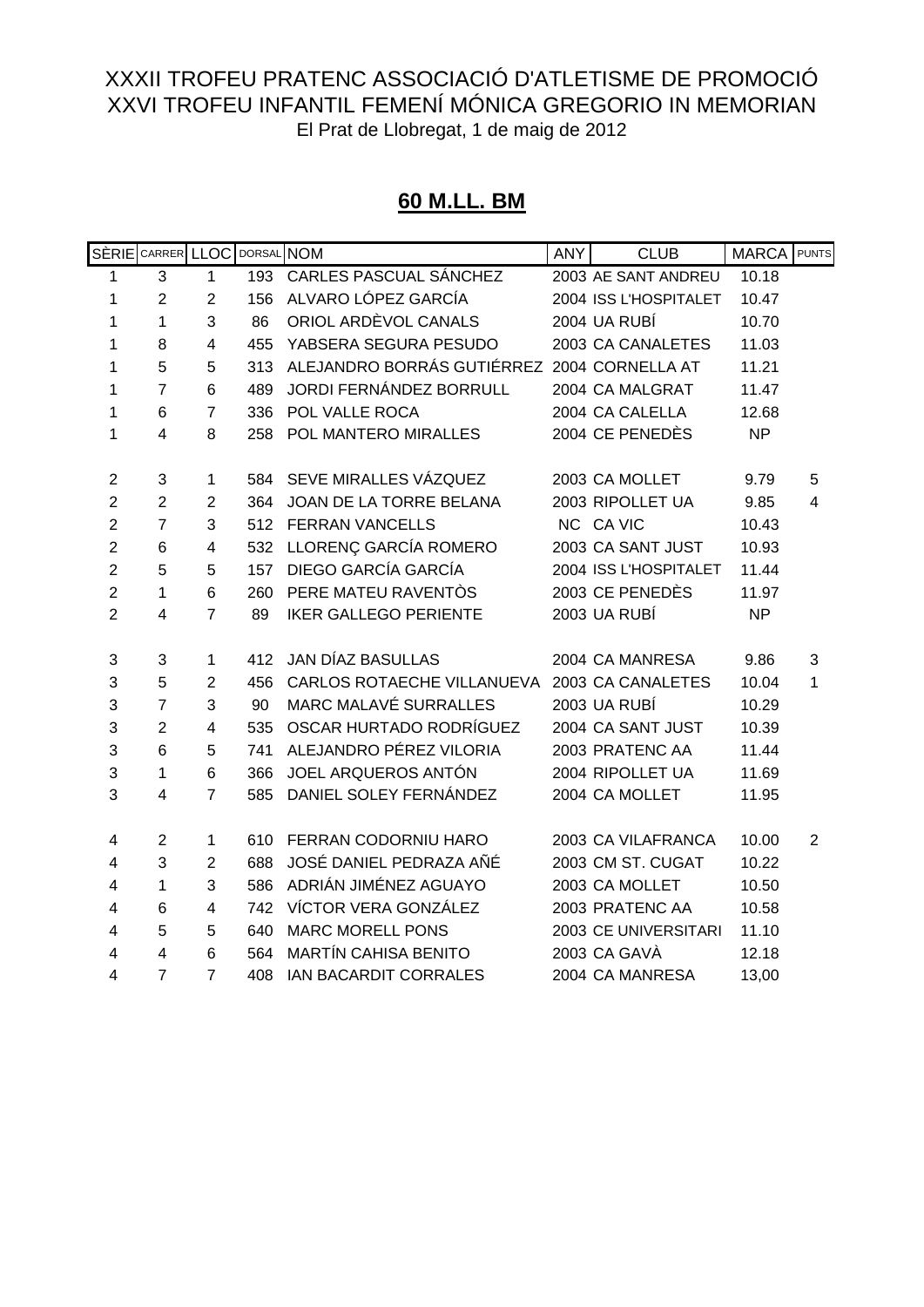XXXII TROFEU PRATENC ASSOCIACIÓ D'ATLETISME DE PROMOCIÓ
XXVI TROFEU INFANTIL FEMENÍ MÓNICA GREGORIO IN MEMORIAN
El Prat de Llobregat, 1 de maig de 2012

## 60 M.LL. BM

| SÈRIE | CARRER | LLOC | DORSAL | NOM | ANY | CLUB | MARCA | PUNTS |
|---|---|---|---|---|---|---|---|---|
| 1 | 3 | 1 | 193 | CARLES PASCUAL SÁNCHEZ | 2003 | AE SANT ANDREU | 10.18 | |
| 1 | 2 | 2 | 156 | ALVARO LÓPEZ GARCÍA | 2004 | ISS L'HOSPITALET | 10.47 | |
| 1 | 1 | 3 | 86 | ORIOL ARDÈVOL CANALS | 2004 | UA RUBÍ | 10.70 | |
| 1 | 8 | 4 | 455 | YABSERA SEGURA PESUDO | 2003 | CA CANALETES | 11.03 | |
| 1 | 5 | 5 | 313 | ALEJANDRO BORRÁS GUTIÉRREZ | 2004 | CORNELLA AT | 11.21 | |
| 1 | 7 | 6 | 489 | JORDI FERNÁNDEZ BORRULL | 2004 | CA MALGRAT | 11.47 | |
| 1 | 6 | 7 | 336 | POL VALLE ROCA | 2004 | CA CALELLA | 12.68 | |
| 1 | 4 | 8 | 258 | POL MANTERO MIRALLES | 2004 | CE PENEDÈS | NP | |
| | | | | | | | | |
| 2 | 3 | 1 | 584 | SEVE MIRALLES VÁZQUEZ | 2003 | CA MOLLET | 9.79 | 5 |
| 2 | 2 | 2 | 364 | JOAN DE LA TORRE BELANA | 2003 | RIPOLLET UA | 9.85 | 4 |
| 2 | 7 | 3 | 512 | FERRAN VANCELLS | NC | CA VIC | 10.43 | |
| 2 | 6 | 4 | 532 | LLORENÇ GARCÍA ROMERO | 2003 | CA SANT JUST | 10.93 | |
| 2 | 5 | 5 | 157 | DIEGO GARCÍA GARCÍA | 2004 | ISS L'HOSPITALET | 11.44 | |
| 2 | 1 | 6 | 260 | PERE MATEU RAVENTÒS | 2003 | CE PENEDÈS | 11.97 | |
| 2 | 4 | 7 | 89 | IKER GALLEGO PERIENTE | 2003 | UA RUBÍ | NP | |
| | | | | | | | | |
| 3 | 3 | 1 | 412 | JAN DÍAZ BASULLAS | 2004 | CA MANRESA | 9.86 | 3 |
| 3 | 5 | 2 | 456 | CARLOS ROTAECHE VILLANUEVA | 2003 | CA CANALETES | 10.04 | 1 |
| 3 | 7 | 3 | 90 | MARC MALAVÉ SURRALLES | 2003 | UA RUBÍ | 10.29 | |
| 3 | 2 | 4 | 535 | OSCAR HURTADO RODRÍGUEZ | 2004 | CA SANT JUST | 10.39 | |
| 3 | 6 | 5 | 741 | ALEJANDRO PÉREZ VILORIA | 2003 | PRATENC AA | 11.44 | |
| 3 | 1 | 6 | 366 | JOEL ARQUEROS ANTÓN | 2004 | RIPOLLET UA | 11.69 | |
| 3 | 4 | 7 | 585 | DANIEL SOLEY FERNÁNDEZ | 2004 | CA MOLLET | 11.95 | |
| | | | | | | | | |
| 4 | 2 | 1 | 610 | FERRAN CODORNIU HARO | 2003 | CA VILAFRANCA | 10.00 | 2 |
| 4 | 3 | 2 | 688 | JOSÉ DANIEL PEDRAZA AÑÉ | 2003 | CM ST. CUGAT | 10.22 | |
| 4 | 1 | 3 | 586 | ADRIÁN JIMÉNEZ AGUAYO | 2003 | CA MOLLET | 10.50 | |
| 4 | 6 | 4 | 742 | VÍCTOR VERA GONZÁLEZ | 2003 | PRATENC AA | 10.58 | |
| 4 | 5 | 5 | 640 | MARC MORELL PONS | 2003 | CE UNIVERSITARI | 11.10 | |
| 4 | 4 | 6 | 564 | MARTÍN CAHISA BENITO | 2003 | CA GAVÀ | 12.18 | |
| 4 | 7 | 7 | 408 | IAN BACARDIT CORRALES | 2004 | CA MANRESA | 13,00 | |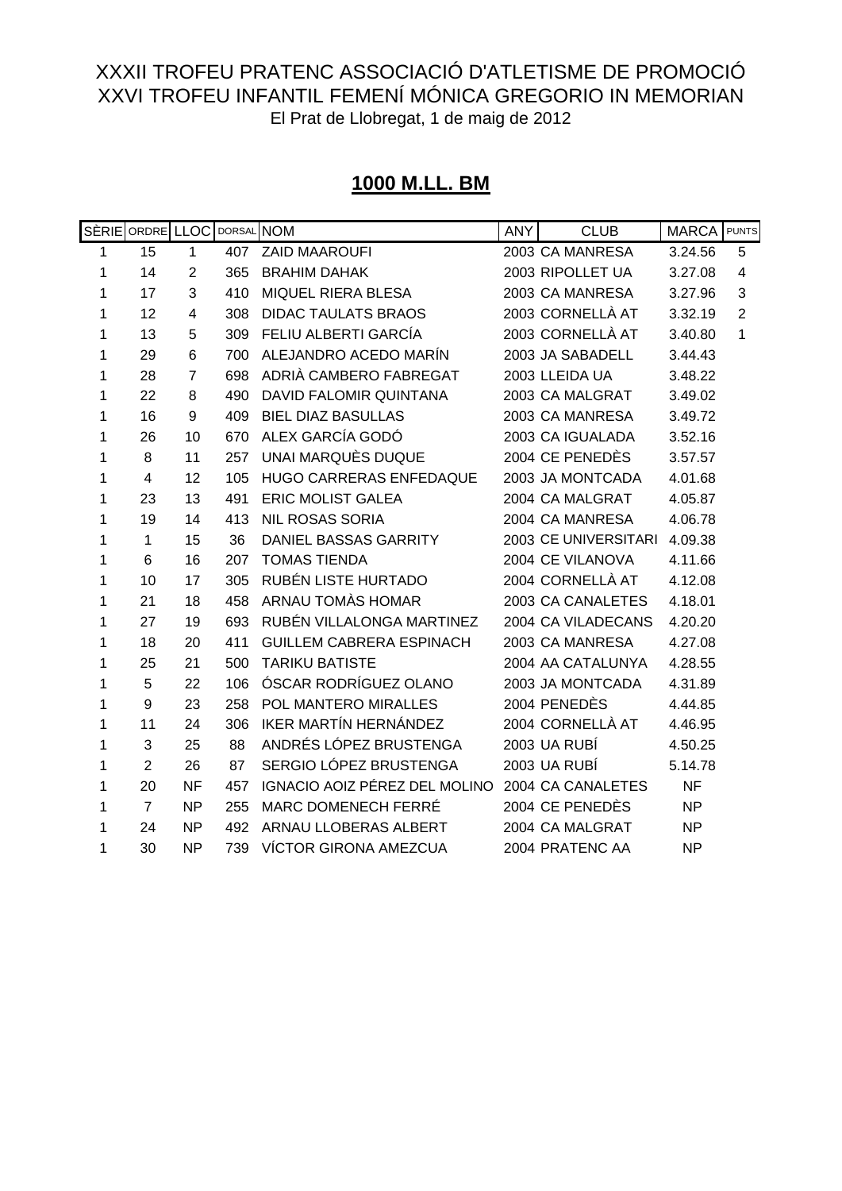XXXII TROFEU PRATENC ASSOCIACIÓ D'ATLETISME DE PROMOCIÓ
XXVI TROFEU INFANTIL FEMENÍ MÓNICA GREGORIO IN MEMORIAN
El Prat de Llobregat, 1 de maig de 2012

## 1000 M.LL. BM

| SÈRIE | ORDRE | LLOC | DORSAL | NOM | ANY | CLUB | MARCA | PUNTS |
|---|---|---|---|---|---|---|---|---|
| 1 | 15 | 1 | 407 | ZAID MAAROUFI | 2003 | CA MANRESA | 3.24.56 | 5 |
| 1 | 14 | 2 | 365 | BRAHIM DAHAK | 2003 | RIPOLLET UA | 3.27.08 | 4 |
| 1 | 17 | 3 | 410 | MIQUEL RIERA BLESA | 2003 | CA MANRESA | 3.27.96 | 3 |
| 1 | 12 | 4 | 308 | DIDAC TAULATS BRAOS | 2003 | CORNELLÀ AT | 3.32.19 | 2 |
| 1 | 13 | 5 | 309 | FELIU ALBERTI GARCÍA | 2003 | CORNELLÀ AT | 3.40.80 | 1 |
| 1 | 29 | 6 | 700 | ALEJANDRO ACEDO MARÍN | 2003 | JA SABADELL | 3.44.43 | |
| 1 | 28 | 7 | 698 | ADRIÀ CAMBERO FABREGAT | 2003 | LLEIDA UA | 3.48.22 | |
| 1 | 22 | 8 | 490 | DAVID FALOMIR QUINTANA | 2003 | CA MALGRAT | 3.49.02 | |
| 1 | 16 | 9 | 409 | BIEL DIAZ BASULLAS | 2003 | CA MANRESA | 3.49.72 | |
| 1 | 26 | 10 | 670 | ALEX GARCÍA GODÓ | 2003 | CA IGUALADA | 3.52.16 | |
| 1 | 8 | 11 | 257 | UNAI MARQUÈS DUQUE | 2004 | CE PENEDÈS | 3.57.57 | |
| 1 | 4 | 12 | 105 | HUGO CARRERAS ENFEDAQUE | 2003 | JA MONTCADA | 4.01.68 | |
| 1 | 23 | 13 | 491 | ERIC MOLIST GALEA | 2004 | CA MALGRAT | 4.05.87 | |
| 1 | 19 | 14 | 413 | NIL ROSAS SORIA | 2004 | CA MANRESA | 4.06.78 | |
| 1 | 1 | 15 | 36 | DANIEL BASSAS GARRITY | 2003 | CE UNIVERSITARI | 4.09.38 | |
| 1 | 6 | 16 | 207 | TOMAS TIENDA | 2004 | CE VILANOVA | 4.11.66 | |
| 1 | 10 | 17 | 305 | RUBÉN LISTE HURTADO | 2004 | CORNELLÀ AT | 4.12.08 | |
| 1 | 21 | 18 | 458 | ARNAU TOMÀS HOMAR | 2003 | CA CANALETES | 4.18.01 | |
| 1 | 27 | 19 | 693 | RUBÉN VILLALONGA MARTINEZ | 2004 | CA VILADECANS | 4.20.20 | |
| 1 | 18 | 20 | 411 | GUILLEM CABRERA ESPINACH | 2003 | CA MANRESA | 4.27.08 | |
| 1 | 25 | 21 | 500 | TARIKU BATISTE | 2004 | AA CATALUNYA | 4.28.55 | |
| 1 | 5 | 22 | 106 | ÓSCAR RODRÍGUEZ OLANO | 2003 | JA MONTCADA | 4.31.89 | |
| 1 | 9 | 23 | 258 | POL MANTERO MIRALLES | 2004 | PENEDÈS | 4.44.85 | |
| 1 | 11 | 24 | 306 | IKER MARTÍN HERNÁNDEZ | 2004 | CORNELLÀ AT | 4.46.95 | |
| 1 | 3 | 25 | 88 | ANDRÉS LÓPEZ BRUSTENGA | 2003 | UA RUBÍ | 4.50.25 | |
| 1 | 2 | 26 | 87 | SERGIO LÓPEZ BRUSTENGA | 2003 | UA RUBÍ | 5.14.78 | |
| 1 | 20 | NF | 457 | IGNACIO AOIZ PÉREZ DEL MOLINO | 2004 | CA CANALETES | NF | |
| 1 | 7 | NP | 255 | MARC DOMENECH FERRÉ | 2004 | CE PENEDÈS | NP | |
| 1 | 24 | NP | 492 | ARNAU LLOBERAS ALBERT | 2004 | CA MALGRAT | NP | |
| 1 | 30 | NP | 739 | VÍCTOR GIRONA AMEZCUA | 2004 | PRATENC AA | NP | |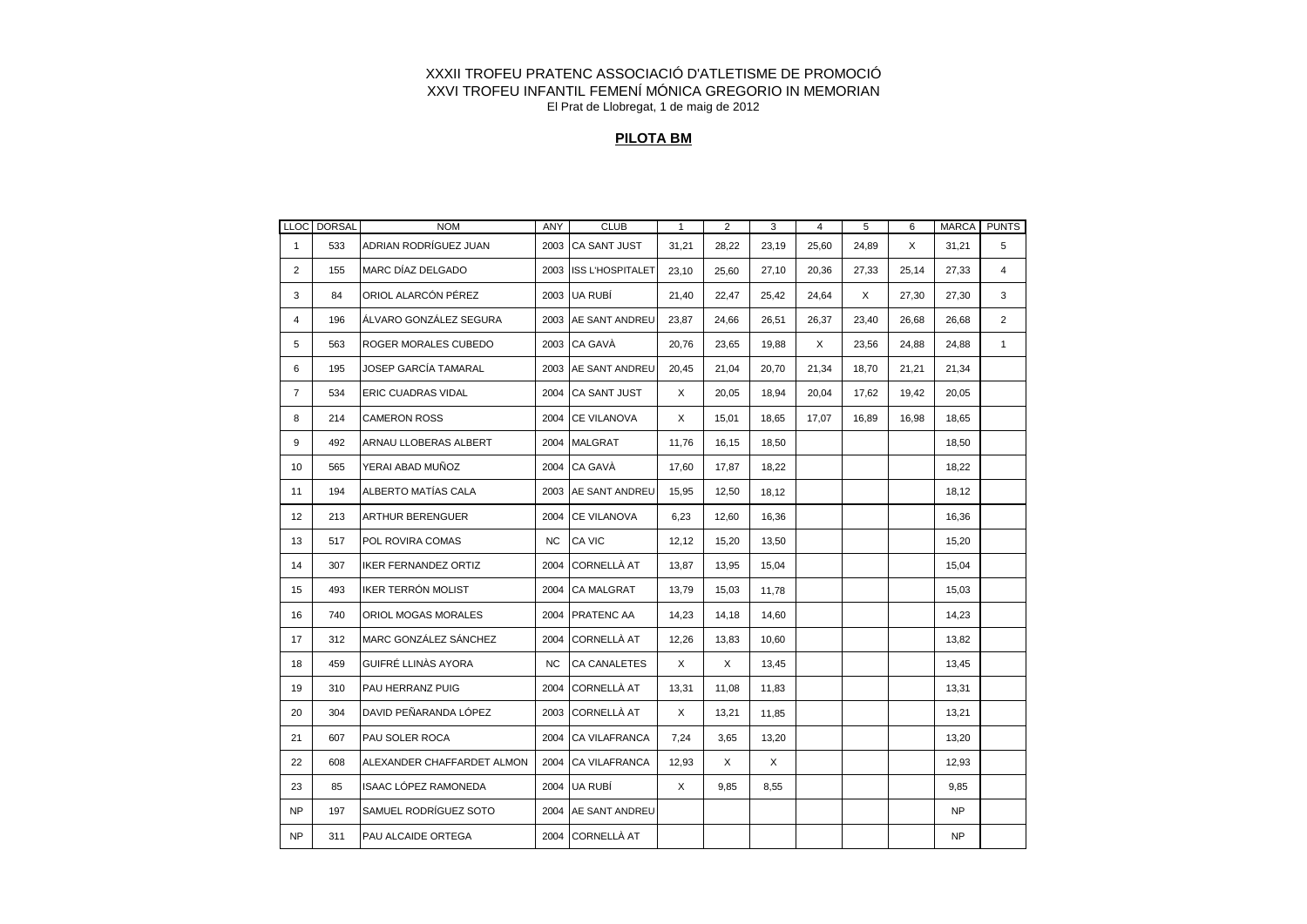XXXII TROFEU PRATENC ASSOCIACIÓ D'ATLETISME DE PROMOCIÓ

XXVI TROFEU INFANTIL FEMENÍ MÓNICA GREGORIO IN MEMORIAN

El Prat de Llobregat, 1 de maig de 2012

## PILOTA BM

| LLOC | DORSAL | NOM | ANY | CLUB | 1 | 2 | 3 | 4 | 5 | 6 | MARCA | PUNTS |
|---|---|---|---|---|---|---|---|---|---|---|---|---|
| 1 | 533 | ADRIAN RODRÍGUEZ JUAN | 2003 | CA SANT JUST | 31,21 | 28,22 | 23,19 | 25,60 | 24,89 | X | 31,21 | 5 |
| 2 | 155 | MARC DÍAZ DELGADO | 2003 | ISS L'HOSPITALET | 23,10 | 25,60 | 27,10 | 20,36 | 27,33 | 25,14 | 27,33 | 4 |
| 3 | 84 | ORIOL ALARCÓN PÉREZ | 2003 | UA RUBÍ | 21,40 | 22,47 | 25,42 | 24,64 | X | 27,30 | 27,30 | 3 |
| 4 | 196 | ÁLVARO GONZÁLEZ SEGURA | 2003 | AE SANT ANDREU | 23,87 | 24,66 | 26,51 | 26,37 | 23,40 | 26,68 | 26,68 | 2 |
| 5 | 563 | ROGER MORALES CUBEDO | 2003 | CA GAVÀ | 20,76 | 23,65 | 19,88 | X | 23,56 | 24,88 | 24,88 | 1 |
| 6 | 195 | JOSEP GARCÍA TAMARAL | 2003 | AE SANT ANDREU | 20,45 | 21,04 | 20,70 | 21,34 | 18,70 | 21,21 | 21,34 | |
| 7 | 534 | ERIC CUADRAS VIDAL | 2004 | CA SANT JUST | X | 20,05 | 18,94 | 20,04 | 17,62 | 19,42 | 20,05 | |
| 8 | 214 | CAMERON ROSS | 2004 | CE VILANOVA | X | 15,01 | 18,65 | 17,07 | 16,89 | 16,98 | 18,65 | |
| 9 | 492 | ARNAU LLOBERAS ALBERT | 2004 | MALGRAT | 11,76 | 16,15 | 18,50 | | | | 18,50 | |
| 10 | 565 | YERAI ABAD MUÑOZ | 2004 | CA GAVÀ | 17,60 | 17,87 | 18,22 | | | | 18,22 | |
| 11 | 194 | ALBERTO MATÍAS CALA | 2003 | AE SANT ANDREU | 15,95 | 12,50 | 18,12 | | | | 18,12 | |
| 12 | 213 | ARTHUR BERENGUER | 2004 | CE VILANOVA | 6,23 | 12,60 | 16,36 | | | | 16,36 | |
| 13 | 517 | POL ROVIRA COMAS | NC | CA VIC | 12,12 | 15,20 | 13,50 | | | | 15,20 | |
| 14 | 307 | IKER FERNANDEZ ORTIZ | 2004 | CORNELLÀ AT | 13,87 | 13,95 | 15,04 | | | | 15,04 | |
| 15 | 493 | IKER TERRÓN MOLIST | 2004 | CA MALGRAT | 13,79 | 15,03 | 11,78 | | | | 15,03 | |
| 16 | 740 | ORIOL MOGAS MORALES | 2004 | PRATENC AA | 14,23 | 14,18 | 14,60 | | | | 14,23 | |
| 17 | 312 | MARC GONZÁLEZ SÁNCHEZ | 2004 | CORNELLÀ AT | 12,26 | 13,83 | 10,60 | | | | 13,82 | |
| 18 | 459 | GUIFRÉ LLINÀS AYORA | NC | CA CANALETES | X | X | 13,45 | | | | 13,45 | |
| 19 | 310 | PAU HERRANZ PUIG | 2004 | CORNELLÀ AT | 13,31 | 11,08 | 11,83 | | | | 13,31 | |
| 20 | 304 | DAVID PEÑARANDA LÓPEZ | 2003 | CORNELLÀ AT | X | 13,21 | 11,85 | | | | 13,21 | |
| 21 | 607 | PAU SOLER ROCA | 2004 | CA VILAFRANCA | 7,24 | 3,65 | 13,20 | | | | 13,20 | |
| 22 | 608 | ALEXANDER CHAFFARDET ALMON | 2004 | CA VILAFRANCA | 12,93 | X | X | | | | 12,93 | |
| 23 | 85 | ISAAC LÓPEZ RAMONEDA | 2004 | UA RUBÍ | X | 9,85 | 8,55 | | | | 9,85 | |
| NP | 197 | SAMUEL RODRÍGUEZ SOTO | 2004 | AE SANT ANDREU | | | | | | | NP | |
| NP | 311 | PAU ALCAIDE ORTEGA | 2004 | CORNELLÀ AT | | | | | | | NP | |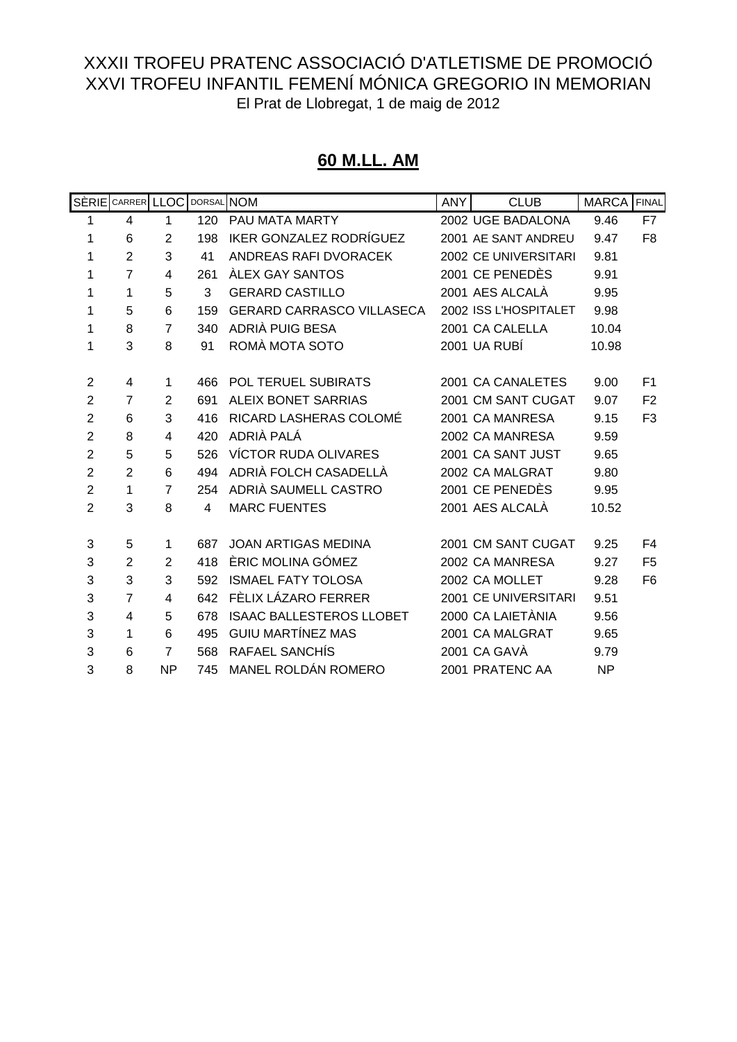XXXII TROFEU PRATENC ASSOCIACIÓ D'ATLETISME DE PROMOCIÓ

XXVI TROFEU INFANTIL FEMENÍ MÓNICA GREGORIO IN MEMORIAN

El Prat de Llobregat, 1 de maig de 2012

## **60 M.LL. AM**

| SÈRIE | CARRER | LLOC | DORSAL | NOM | ANY | CLUB | MARCA | FINAL |
|---|---|---|---|---|---|---|---|---|
| 1 | 4 | 1 | 120 | PAU MATA MARTY | 2002 | UGE BADALONA | 9.46 | F7 |
| 1 | 6 | 2 | 198 | IKER GONZALEZ RODRÍGUEZ | 2001 | AE SANT ANDREU | 9.47 | F8 |
| 1 | 2 | 3 | 41 | ANDREAS RAFI DVORACEK | 2002 | CE UNIVERSITARI | 9.81 | |
| 1 | 7 | 4 | 261 | ÀLEX GAY SANTOS | 2001 | CE PENEDÈS | 9.91 | |
| 1 | 1 | 5 | 3 | GERARD CASTILLO | 2001 | AES ALCALÀ | 9.95 | |
| 1 | 5 | 6 | 159 | GERARD CARRASCO VILLASECA | 2002 | ISS L'HOSPITALET | 9.98 | |
| 1 | 8 | 7 | 340 | ADRIÀ PUIG BESA | 2001 | CA CALELLA | 10.04 | |
| 1 | 3 | 8 | 91 | ROMÀ MOTA SOTO | 2001 | UA RUBÍ | 10.98 | |
| | | | | | | | | |
| 2 | 4 | 1 | 466 | POL TERUEL SUBIRATS | 2001 | CA CANALETES | 9.00 | F1 |
| 2 | 7 | 2 | 691 | ALEIX BONET SARRIAS | 2001 | CM SANT CUGAT | 9.07 | F2 |
| 2 | 6 | 3 | 416 | RICARD LASHERAS COLOMÉ | 2001 | CA MANRESA | 9.15 | F3 |
| 2 | 8 | 4 | 420 | ADRIÀ PALÁ | 2002 | CA MANRESA | 9.59 | |
| 2 | 5 | 5 | 526 | VÍCTOR RUDA OLIVARES | 2001 | CA SANT JUST | 9.65 | |
| 2 | 2 | 6 | 494 | ADRIÀ FOLCH CASADELLÀ | 2002 | CA MALGRAT | 9.80 | |
| 2 | 1 | 7 | 254 | ADRIÀ SAUMELL CASTRO | 2001 | CE PENEDÈS | 9.95 | |
| 2 | 3 | 8 | 4 | MARC FUENTES | 2001 | AES ALCALÀ | 10.52 | |
| | | | | | | | | |
| 3 | 5 | 1 | 687 | JOAN ARTIGAS MEDINA | 2001 | CM SANT CUGAT | 9.25 | F4 |
| 3 | 2 | 2 | 418 | ÈRIC MOLINA GÓMEZ | 2002 | CA MANRESA | 9.27 | F5 |
| 3 | 3 | 3 | 592 | ISMAEL FATY TOLOSA | 2002 | CA MOLLET | 9.28 | F6 |
| 3 | 7 | 4 | 642 | FÈLIX LÁZARO FERRER | 2001 | CE UNIVERSITARI | 9.51 | |
| 3 | 4 | 5 | 678 | ISAAC BALLESTEROS LLOBET | 2000 | CA LAIETÀNIA | 9.56 | |
| 3 | 1 | 6 | 495 | GUIU MARTÍNEZ MAS | 2001 | CA MALGRAT | 9.65 | |
| 3 | 6 | 7 | 568 | RAFAEL SANCHÍS | 2001 | CA GAVÀ | 9.79 | |
| 3 | 8 | NP | 745 | MANEL ROLDÁN ROMERO | 2001 | PRATENC AA | NP | |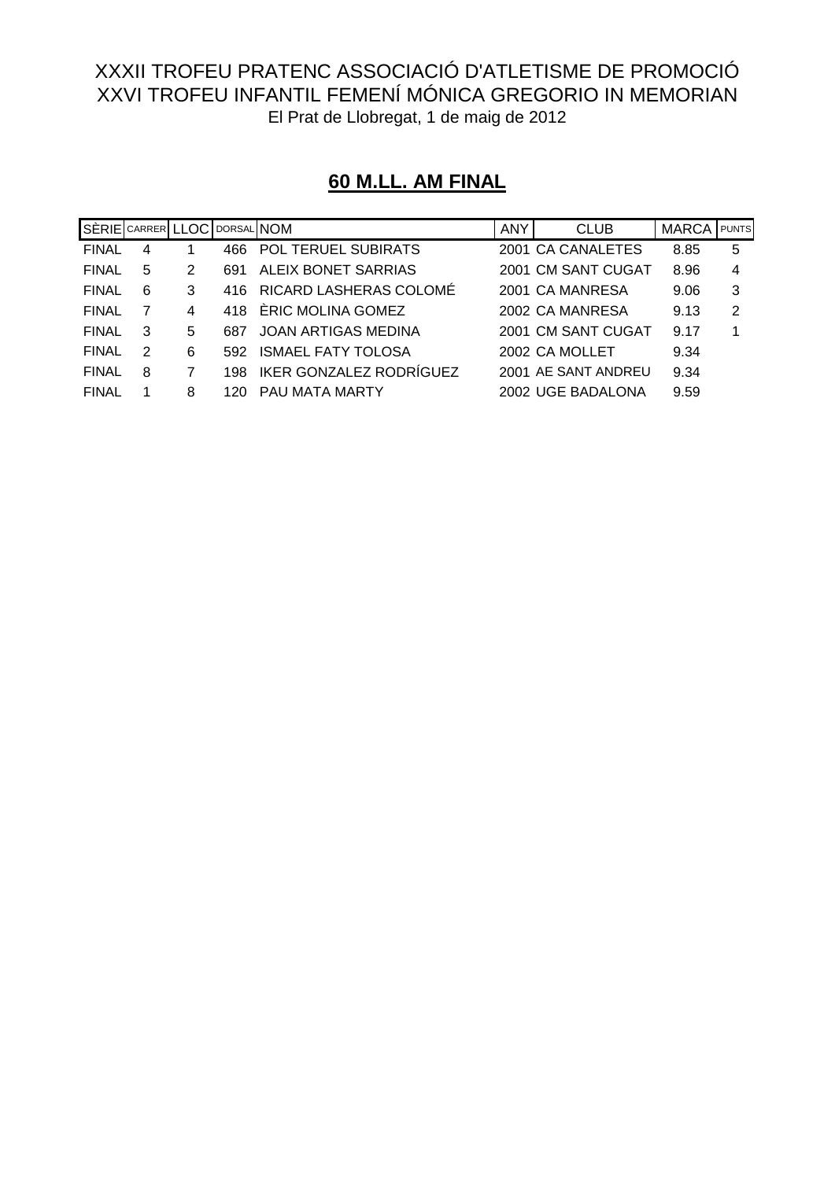XXXII TROFEU PRATENC ASSOCIACIÓ D'ATLETISME DE PROMOCIÓ
XXVI TROFEU INFANTIL FEMENÍ MÓNICA GREGORIO IN MEMORIAN
El Prat de Llobregat, 1 de maig de 2012

## 60 M.LL. AM FINAL

| SÈRIE | CARRER | LLOC | DORSAL | NOM | ANY | CLUB | MARCA | PUNTS |
|---|---|---|---|---|---|---|---|---|
| FINAL | 4 | 1 | 466 | POL TERUEL SUBIRATS | 2001 | CA CANALETES | 8.85 | 5 |
| FINAL | 5 | 2 | 691 | ALEIX BONET SARRIAS | 2001 | CM SANT CUGAT | 8.96 | 4 |
| FINAL | 6 | 3 | 416 | RICARD LASHERAS COLOMÉ | 2001 | CA MANRESA | 9.06 | 3 |
| FINAL | 7 | 4 | 418 | ÈRIC MOLINA GOMEZ | 2002 | CA MANRESA | 9.13 | 2 |
| FINAL | 3 | 5 | 687 | JOAN ARTIGAS MEDINA | 2001 | CM SANT CUGAT | 9.17 | 1 |
| FINAL | 2 | 6 | 592 | ISMAEL FATY TOLOSA | 2002 | CA MOLLET | 9.34 | |
| FINAL | 8 | 7 | 198 | IKER GONZALEZ RODRÍGUEZ | 2001 | AE SANT ANDREU | 9.34 | |
| FINAL | 1 | 8 | 120 | PAU MATA MARTY | 2002 | UGE BADALONA | 9.59 | |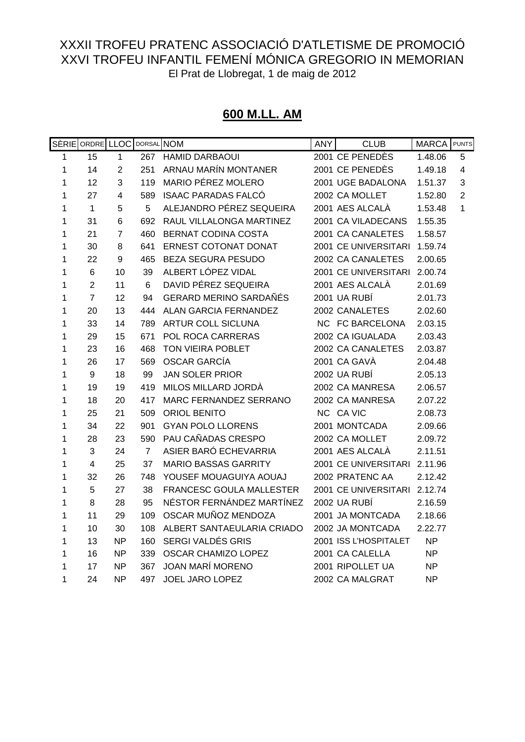XXXII TROFEU PRATENC ASSOCIACIÓ D'ATLETISME DE PROMOCIÓ

XXVI TROFEU INFANTIL FEMENÍ MÓNICA GREGORIO IN MEMORIAN

El Prat de Llobregat, 1 de maig de 2012

## 600 M.LL. AM

| SÈRIE | ORDRE | LLOC | DORSAL | NOM | ANY | CLUB | MARCA | PUNTS |
|---|---|---|---|---|---|---|---|---|
| 1 | 15 | 1 | 267 | HAMID DARBAOUI | 2001 | CE PENEDÈS | 1.48.06 | 5 |
| 1 | 14 | 2 | 251 | ARNAU MARÍN MONTANER | 2001 | CE PENEDÈS | 1.49.18 | 4 |
| 1 | 12 | 3 | 119 | MARIO PÉREZ MOLERO | 2001 | UGE BADALONA | 1.51.37 | 3 |
| 1 | 27 | 4 | 589 | ISAAC PARADAS FALCÓ | 2002 | CA MOLLET | 1.52.80 | 2 |
| 1 | 1 | 5 | 5 | ALEJANDRO PÉREZ SEQUEIRA | 2001 | AES ALCALÀ | 1.53.48 | 1 |
| 1 | 31 | 6 | 692 | RAUL VILLALONGA MARTINEZ | 2001 | CA VILADECANS | 1.55.35 | |
| 1 | 21 | 7 | 460 | BERNAT CODINA COSTA | 2001 | CA CANALETES | 1.58.57 | |
| 1 | 30 | 8 | 641 | ERNEST COTONAT DONAT | 2001 | CE UNIVERSITARI | 1.59.74 | |
| 1 | 22 | 9 | 465 | BEZA SEGURA PESUDO | 2002 | CA CANALETES | 2.00.65 | |
| 1 | 6 | 10 | 39 | ALBERT LÓPEZ VIDAL | 2001 | CE UNIVERSITARI | 2.00.74 | |
| 1 | 2 | 11 | 6 | DAVID PÉREZ SEQUEIRA | 2001 | AES ALCALÀ | 2.01.69 | |
| 1 | 7 | 12 | 94 | GERARD MERINO SARDAÑÉS | 2001 | UA RUBÍ | 2.01.73 | |
| 1 | 20 | 13 | 444 | ALAN GARCIA FERNANDEZ | 2002 | CANALETES | 2.02.60 | |
| 1 | 33 | 14 | 789 | ARTUR COLL SICLUNA | NC | FC BARCELONA | 2.03.15 | |
| 1 | 29 | 15 | 671 | POL ROCA CARRERAS | 2002 | CA IGUALADA | 2.03.43 | |
| 1 | 23 | 16 | 468 | TON VIEIRA POBLET | 2002 | CA CANALETES | 2.03.87 | |
| 1 | 26 | 17 | 569 | OSCAR GARCÍA | 2001 | CA GAVÀ | 2.04.48 | |
| 1 | 9 | 18 | 99 | JAN SOLER PRIOR | 2002 | UA RUBÍ | 2.05.13 | |
| 1 | 19 | 19 | 419 | MILOS MILLARD JORDÀ | 2002 | CA MANRESA | 2.06.57 | |
| 1 | 18 | 20 | 417 | MARC FERNANDEZ SERRANO | 2002 | CA MANRESA | 2.07.22 | |
| 1 | 25 | 21 | 509 | ORIOL BENITO | NC | CA VIC | 2.08.73 | |
| 1 | 34 | 22 | 901 | GYAN POLO LLORENS | 2001 | MONTCADA | 2.09.66 | |
| 1 | 28 | 23 | 590 | PAU CAÑADAS CRESPO | 2002 | CA MOLLET | 2.09.72 | |
| 1 | 3 | 24 | 7 | ASIER BARÓ ECHEVARRIA | 2001 | AES ALCALÀ | 2.11.51 | |
| 1 | 4 | 25 | 37 | MARIO BASSAS GARRITY | 2001 | CE UNIVERSITARI | 2.11.96 | |
| 1 | 32 | 26 | 748 | YOUSEF MOUAGUIYA AOUAJ | 2002 | PRATENC AA | 2.12.42 | |
| 1 | 5 | 27 | 38 | FRANCESC GOULA MALLESTER | 2001 | CE UNIVERSITARI | 2.12.74 | |
| 1 | 8 | 28 | 95 | NÉSTOR FERNÁNDEZ MARTÍNEZ | 2002 | UA RUBÍ | 2.16.59 | |
| 1 | 11 | 29 | 109 | OSCAR MUÑOZ MENDOZA | 2001 | JA MONTCADA | 2.18.66 | |
| 1 | 10 | 30 | 108 | ALBERT SANTAEULARIA CRIADO | 2002 | JA MONTCADA | 2.22.77 | |
| 1 | 13 | NP | 160 | SERGI VALDÉS GRIS | 2001 | ISS L'HOSPITALET | NP | |
| 1 | 16 | NP | 339 | OSCAR CHAMIZO LOPEZ | 2001 | CA CALELLA | NP | |
| 1 | 17 | NP | 367 | JOAN MARÍ MORENO | 2001 | RIPOLLET UA | NP | |
| 1 | 24 | NP | 497 | JOEL JARO LOPEZ | 2002 | CA MALGRAT | NP | |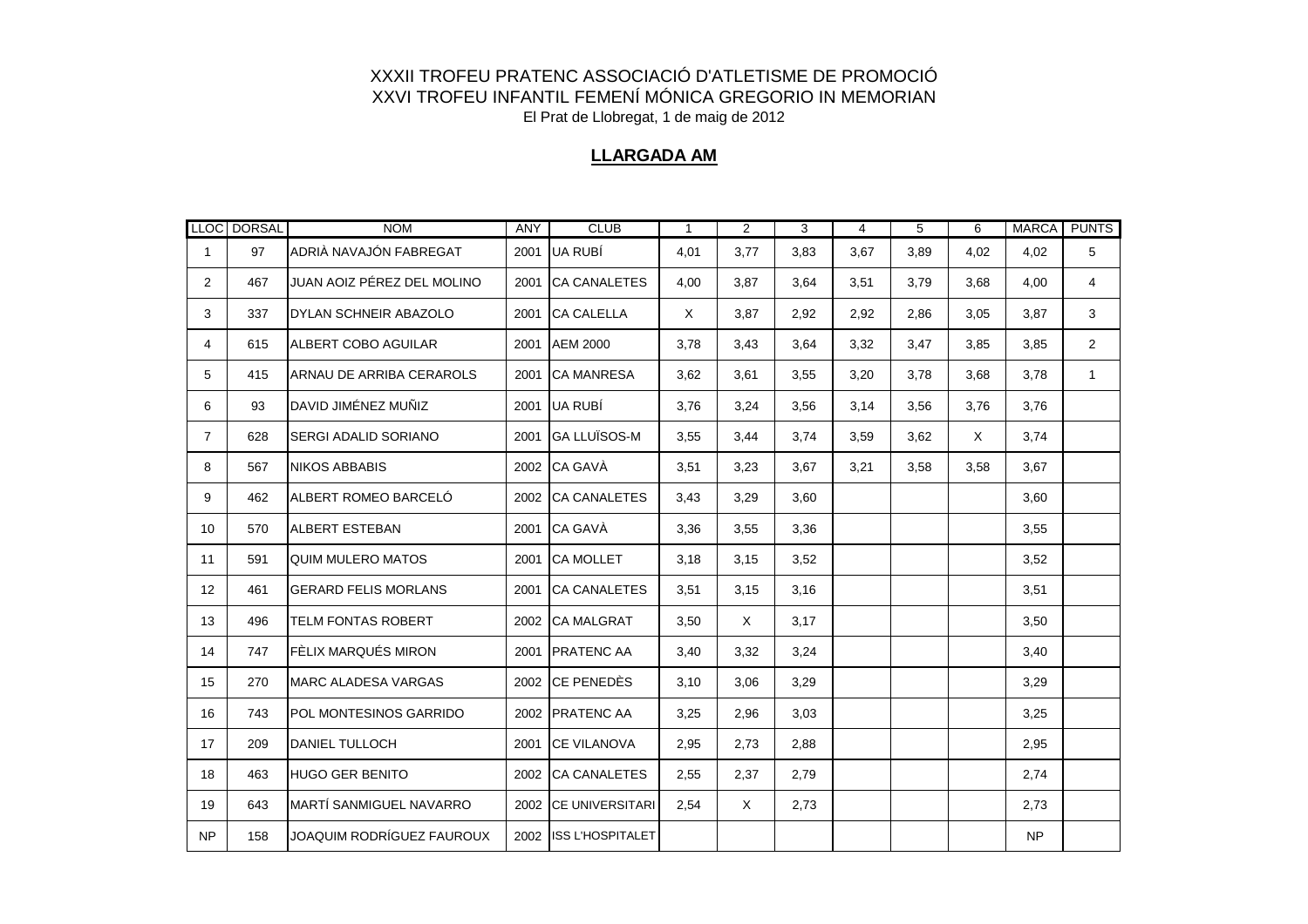XXXII TROFEU PRATENC ASSOCIACIÓ D'ATLETISME DE PROMOCIÓ
XXVI TROFEU INFANTIL FEMENÍ MÓNICA GREGORIO IN MEMORIAN
El Prat de Llobregat, 1 de maig de 2012

## **LLARGADA AM**

| LLOC | DORSAL | NOM | ANY | CLUB | 1 | 2 | 3 | 4 | 5 | 6 | MARCA | PUNTS |
|---|---|---|---|---|---|---|---|---|---|---|---|---|
| 1 | 97 | ADRIÀ NAVAJÓN FABREGAT | 2001 | UA RUBÍ | 4,01 | 3,77 | 3,83 | 3,67 | 3,89 | 4,02 | 4,02 | 5 |
| 2 | 467 | JUAN AOIZ PÉREZ DEL MOLINO | 2001 | CA CANALETES | 4,00 | 3,87 | 3,64 | 3,51 | 3,79 | 3,68 | 4,00 | 4 |
| 3 | 337 | DYLAN SCHNEIR ABAZOLO | 2001 | CA CALELLA | X | 3,87 | 2,92 | 2,92 | 2,86 | 3,05 | 3,87 | 3 |
| 4 | 615 | ALBERT COBO AGUILAR | 2001 | AEM 2000 | 3,78 | 3,43 | 3,64 | 3,32 | 3,47 | 3,85 | 3,85 | 2 |
| 5 | 415 | ARNAU DE ARRIBA CERAROLS | 2001 | CA MANRESA | 3,62 | 3,61 | 3,55 | 3,20 | 3,78 | 3,68 | 3,78 | 1 |
| 6 | 93 | DAVID JIMÉNEZ MUÑIZ | 2001 | UA RUBÍ | 3,76 | 3,24 | 3,56 | 3,14 | 3,56 | 3,76 | 3,76 | |
| 7 | 628 | SERGI ADALID SORIANO | 2001 | GA LLUÏSOS-M | 3,55 | 3,44 | 3,74 | 3,59 | 3,62 | X | 3,74 | |
| 8 | 567 | NIKOS ABBABIS | 2002 | CA GAVÀ | 3,51 | 3,23 | 3,67 | 3,21 | 3,58 | 3,58 | 3,67 | |
| 9 | 462 | ALBERT ROMEO BARCELÓ | 2002 | CA CANALETES | 3,43 | 3,29 | 3,60 | | | | 3,60 | |
| 10 | 570 | ALBERT ESTEBAN | 2001 | CA GAVÀ | 3,36 | 3,55 | 3,36 | | | | 3,55 | |
| 11 | 591 | QUIM MULERO MATOS | 2001 | CA MOLLET | 3,18 | 3,15 | 3,52 | | | | 3,52 | |
| 12 | 461 | GERARD FELIS MORLANS | 2001 | CA CANALETES | 3,51 | 3,15 | 3,16 | | | | 3,51 | |
| 13 | 496 | TELM FONTAS ROBERT | 2002 | CA MALGRAT | 3,50 | X | 3,17 | | | | 3,50 | |
| 14 | 747 | FÈLIX MARQUÉS MIRON | 2001 | PRATENC AA | 3,40 | 3,32 | 3,24 | | | | 3,40 | |
| 15 | 270 | MARC ALADESA VARGAS | 2002 | CE PENEDÈS | 3,10 | 3,06 | 3,29 | | | | 3,29 | |
| 16 | 743 | POL MONTESINOS GARRIDO | 2002 | PRATENC AA | 3,25 | 2,96 | 3,03 | | | | 3,25 | |
| 17 | 209 | DANIEL TULLOCH | 2001 | CE VILANOVA | 2,95 | 2,73 | 2,88 | | | | 2,95 | |
| 18 | 463 | HUGO GER BENITO | 2002 | CA CANALETES | 2,55 | 2,37 | 2,79 | | | | 2,74 | |
| 19 | 643 | MARTÍ SANMIGUEL NAVARRO | 2002 | CE UNIVERSITARI | 2,54 | X | 2,73 | | | | 2,73 | |
| NP | 158 | JOAQUIM RODRÍGUEZ FAUROUX | 2002 | ISS L'HOSPITALET | | | | | | | NP | |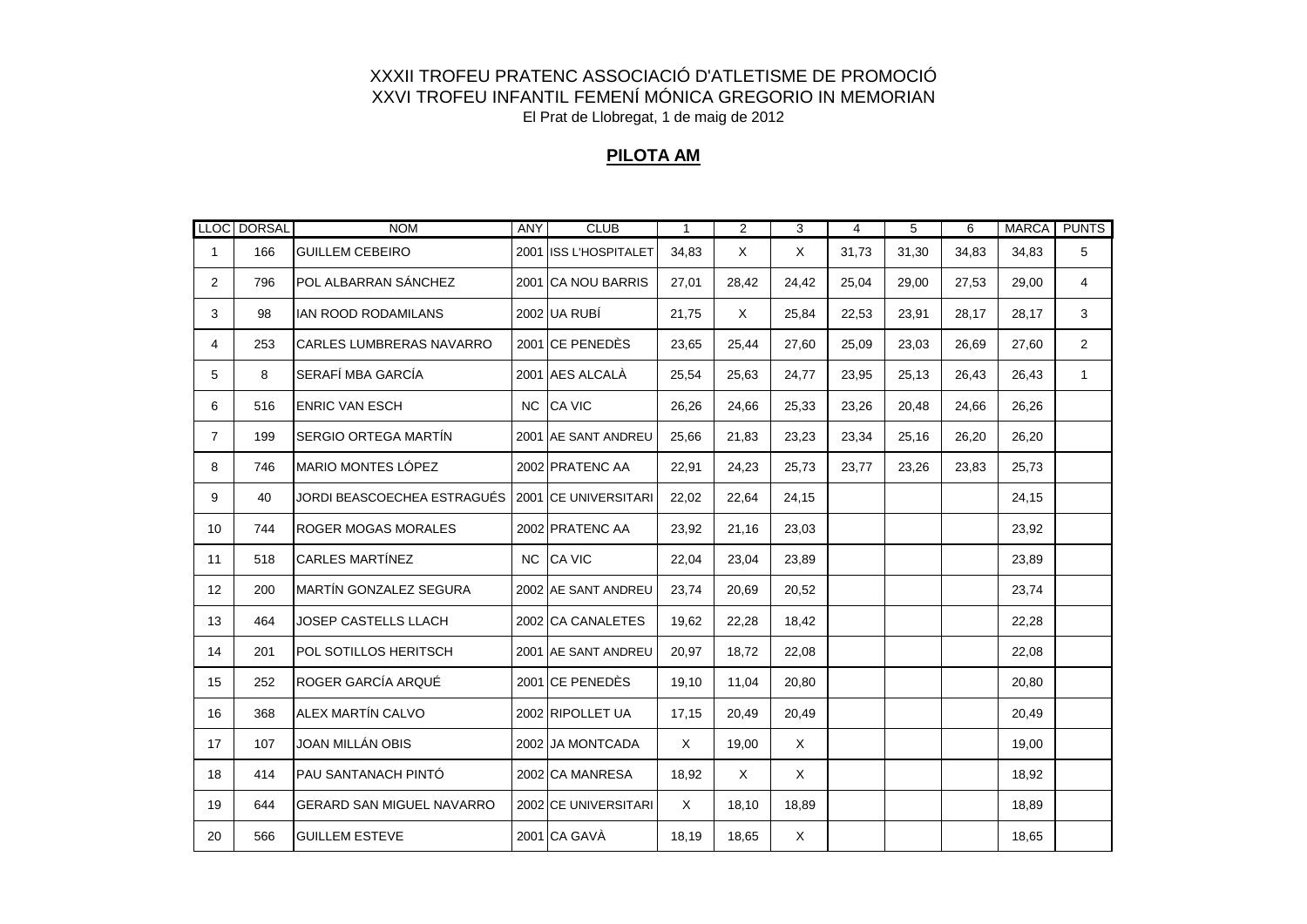XXXII TROFEU PRATENC ASSOCIACIÓ D'ATLETISME DE PROMOCIÓ
XXVI TROFEU INFANTIL FEMENÍ MÓNICA GREGORIO IN MEMORIAN
El Prat de Llobregat, 1 de maig de 2012

## PILOTA AM

| LLOC | DORSAL | NOM | ANY | CLUB | 1 | 2 | 3 | 4 | 5 | 6 | MARCA | PUNTS |
|---|---|---|---|---|---|---|---|---|---|---|---|---|
| 1 | 166 | GUILLEM CEBEIRO | 2001 | ISS L'HOSPITALET | 34,83 | X | X | 31,73 | 31,30 | 34,83 | 34,83 | 5 |
| 2 | 796 | POL ALBARRAN SÁNCHEZ | 2001 | CA NOU BARRIS | 27,01 | 28,42 | 24,42 | 25,04 | 29,00 | 27,53 | 29,00 | 4 |
| 3 | 98 | IAN ROOD RODAMILANS | 2002 | UA RUBÍ | 21,75 | X | 25,84 | 22,53 | 23,91 | 28,17 | 28,17 | 3 |
| 4 | 253 | CARLES LUMBRERAS NAVARRO | 2001 | CE PENEDÈS | 23,65 | 25,44 | 27,60 | 25,09 | 23,03 | 26,69 | 27,60 | 2 |
| 5 | 8 | SERAFÍ MBA GARCÍA | 2001 | AES ALCALÀ | 25,54 | 25,63 | 24,77 | 23,95 | 25,13 | 26,43 | 26,43 | 1 |
| 6 | 516 | ENRIC VAN ESCH | NC | CA VIC | 26,26 | 24,66 | 25,33 | 23,26 | 20,48 | 24,66 | 26,26 | |
| 7 | 199 | SERGIO ORTEGA MARTÍN | 2001 | AE SANT ANDREU | 25,66 | 21,83 | 23,23 | 23,34 | 25,16 | 26,20 | 26,20 | |
| 8 | 746 | MARIO MONTES LÓPEZ | 2002 | PRATENC AA | 22,91 | 24,23 | 25,73 | 23,77 | 23,26 | 23,83 | 25,73 | |
| 9 | 40 | JORDI BEASCOECHEA ESTRAGUÉS | 2001 | CE UNIVERSITARI | 22,02 | 22,64 | 24,15 | | | | 24,15 | |
| 10 | 744 | ROGER MOGAS MORALES | 2002 | PRATENC AA | 23,92 | 21,16 | 23,03 | | | | 23,92 | |
| 11 | 518 | CARLES MARTÍNEZ | NC | CA VIC | 22,04 | 23,04 | 23,89 | | | | 23,89 | |
| 12 | 200 | MARTÍN GONZALEZ SEGURA | 2002 | AE SANT ANDREU | 23,74 | 20,69 | 20,52 | | | | 23,74 | |
| 13 | 464 | JOSEP CASTELLS LLACH | 2002 | CA CANALETES | 19,62 | 22,28 | 18,42 | | | | 22,28 | |
| 14 | 201 | POL SOTILLOS HERITSCH | 2001 | AE SANT ANDREU | 20,97 | 18,72 | 22,08 | | | | 22,08 | |
| 15 | 252 | ROGER GARCÍA ARQUÉ | 2001 | CE PENEDÈS | 19,10 | 11,04 | 20,80 | | | | 20,80 | |
| 16 | 368 | ALEX MARTÍN CALVO | 2002 | RIPOLLET UA | 17,15 | 20,49 | 20,49 | | | | 20,49 | |
| 17 | 107 | JOAN MILLÁN OBIS | 2002 | JA MONTCADA | X | 19,00 | X | | | | 19,00 | |
| 18 | 414 | PAU SANTANACH PINTÓ | 2002 | CA MANRESA | 18,92 | X | X | | | | 18,92 | |
| 19 | 644 | GERARD SAN MIGUEL NAVARRO | 2002 | CE UNIVERSITARI | X | 18,10 | 18,89 | | | | 18,89 | |
| 20 | 566 | GUILLEM ESTEVE | 2001 | CA GAVÀ | 18,19 | 18,65 | X | | | | 18,65 | |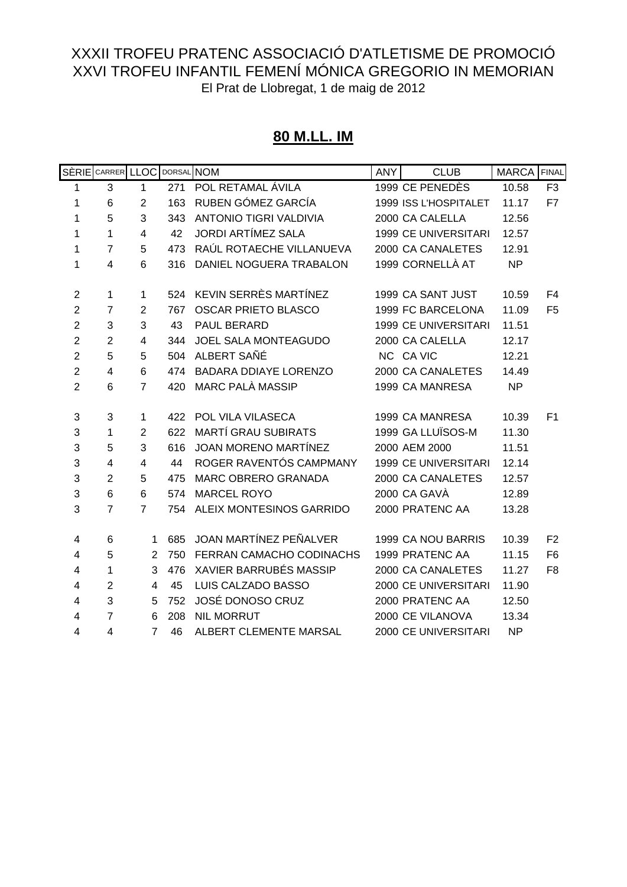XXXII TROFEU PRATENC ASSOCIACIÓ D'ATLETISME DE PROMOCIÓ
XXVI TROFEU INFANTIL FEMENÍ MÓNICA GREGORIO IN MEMORIAN
El Prat de Llobregat, 1 de maig de 2012

## 80 M.LL. IM

| SÈRIE | CARRER | LLOC | DORSAL | NOM | ANY | CLUB | MARCA | FINAL |
|---|---|---|---|---|---|---|---|---|
| 1 | 3 | 1 | 271 | POL RETAMAL ÁVILA | 1999 | CE PENEDÈS | 10.58 | F3 |
| 1 | 6 | 2 | 163 | RUBEN GÓMEZ GARCÍA | 1999 | ISS L'HOSPITALET | 11.17 | F7 |
| 1 | 5 | 3 | 343 | ANTONIO TIGRI VALDIVIA | 2000 | CA CALELLA | 12.56 | |
| 1 | 1 | 4 | 42 | JORDI ARTÍMEZ SALA | 1999 | CE UNIVERSITARI | 12.57 | |
| 1 | 7 | 5 | 473 | RAÚL ROTAECHE VILLANUEVA | 2000 | CA CANALETES | 12.91 | |
| 1 | 4 | 6 | 316 | DANIEL NOGUERA TRABALON | 1999 | CORNELLÀ AT | NP | |
| 2 | 1 | 1 | 524 | KEVIN SERRÈS MARTÍNEZ | 1999 | CA SANT JUST | 10.59 | F4 |
| 2 | 7 | 2 | 767 | OSCAR PRIETO BLASCO | 1999 | FC BARCELONA | 11.09 | F5 |
| 2 | 3 | 3 | 43 | PAUL BERARD | 1999 | CE UNIVERSITARI | 11.51 | |
| 2 | 2 | 4 | 344 | JOEL SALA MONTEAGUDO | 2000 | CA CALELLA | 12.17 | |
| 2 | 5 | 5 | 504 | ALBERT SAÑÉ | NC | CA VIC | 12.21 | |
| 2 | 4 | 6 | 474 | BADARA DDIAYE LORENZO | 2000 | CA CANALETES | 14.49 | |
| 2 | 6 | 7 | 420 | MARC PALÀ MASSIP | 1999 | CA MANRESA | NP | |
| 3 | 3 | 1 | 422 | POL VILA VILASECA | 1999 | CA MANRESA | 10.39 | F1 |
| 3 | 1 | 2 | 622 | MARTÍ GRAU SUBIRATS | 1999 | GA LLUÏSOS-M | 11.30 | |
| 3 | 5 | 3 | 616 | JOAN MORENO MARTÍNEZ | 2000 | AEM 2000 | 11.51 | |
| 3 | 4 | 4 | 44 | ROGER RAVENTÓS CAMPMANY | 1999 | CE UNIVERSITARI | 12.14 | |
| 3 | 2 | 5 | 475 | MARC OBRERO GRANADA | 2000 | CA CANALETES | 12.57 | |
| 3 | 6 | 6 | 574 | MARCEL ROYO | 2000 | CA GAVÀ | 12.89 | |
| 3 | 7 | 7 | 754 | ALEIX MONTESINOS GARRIDO | 2000 | PRATENC AA | 13.28 | |
| 4 | 6 | 1 | 685 | JOAN MARTÍNEZ PEÑALVER | 1999 | CA NOU BARRIS | 10.39 | F2 |
| 4 | 5 | 2 | 750 | FERRAN CAMACHO CODINACHS | 1999 | PRATENC AA | 11.15 | F6 |
| 4 | 1 | 3 | 476 | XAVIER BARRUBÉS MASSIP | 2000 | CA CANALETES | 11.27 | F8 |
| 4 | 2 | 4 | 45 | LUIS CALZADO BASSO | 2000 | CE UNIVERSITARI | 11.90 | |
| 4 | 3 | 5 | 752 | JOSÉ DONOSO CRUZ | 2000 | PRATENC AA | 12.50 | |
| 4 | 7 | 6 | 208 | NIL MORRUT | 2000 | CE VILANOVA | 13.34 | |
| 4 | 4 | 7 | 46 | ALBERT CLEMENTE MARSAL | 2000 | CE UNIVERSITARI | NP | |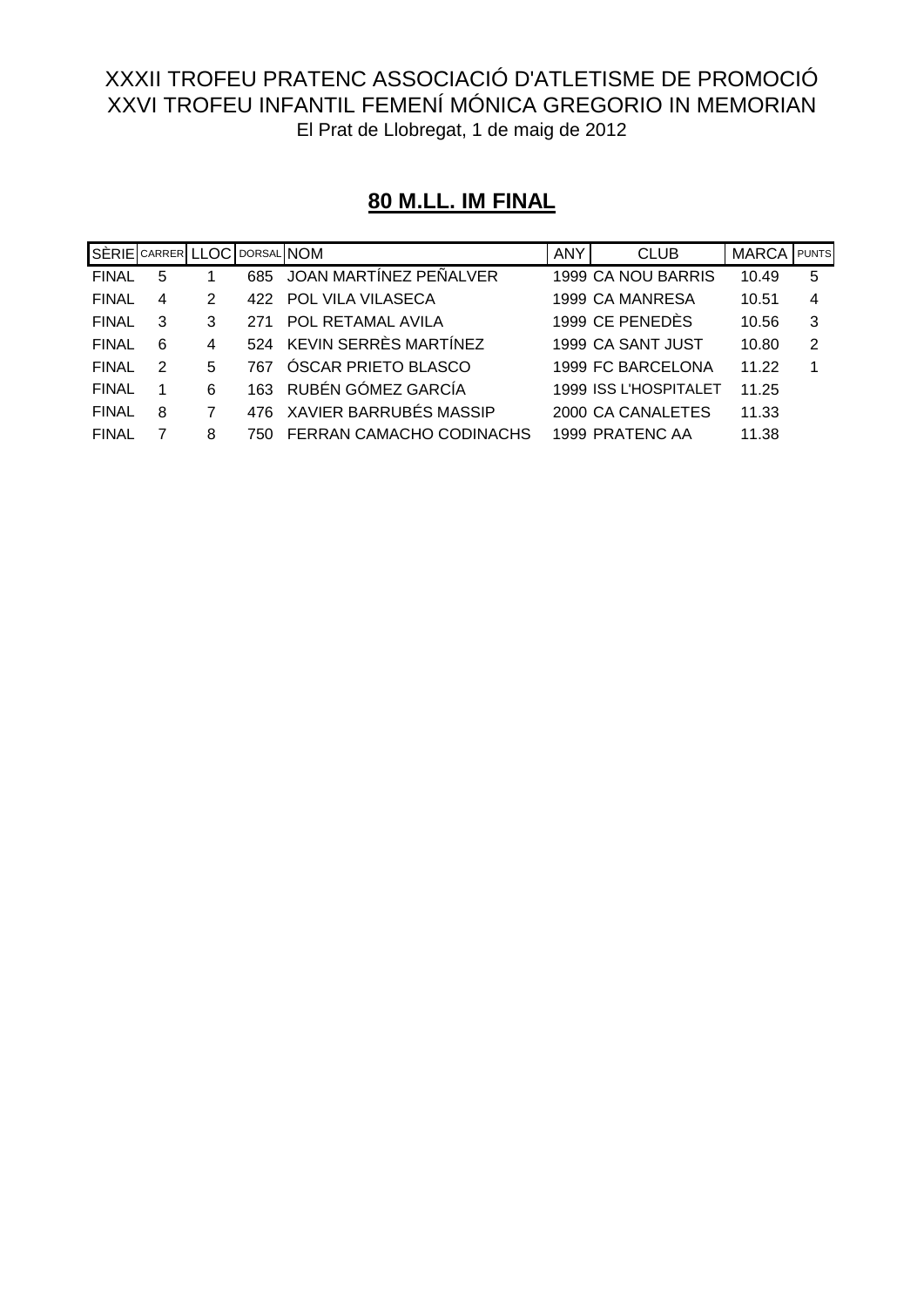XXXII TROFEU PRATENC ASSOCIACIÓ D'ATLETISME DE PROMOCIÓ
XXVI TROFEU INFANTIL FEMENÍ MÓNICA GREGORIO IN MEMORIAN
El Prat de Llobregat, 1 de maig de 2012

## 80 M.LL. IM FINAL

| SÈRIE | CARRER | LLOC | DORSAL | NOM | ANY | CLUB | MARCA | PUNTS |
|---|---|---|---|---|---|---|---|---|
| FINAL | 5 | 1 | 685 | JOAN MARTÍNEZ PEÑALVER | 1999 | CA NOU BARRIS | 10.49 | 5 |
| FINAL | 4 | 2 | 422 | POL VILA VILASECA | 1999 | CA MANRESA | 10.51 | 4 |
| FINAL | 3 | 3 | 271 | POL RETAMAL AVILA | 1999 | CE PENEDÈS | 10.56 | 3 |
| FINAL | 6 | 4 | 524 | KEVIN SERRÈS MARTÍNEZ | 1999 | CA SANT JUST | 10.80 | 2 |
| FINAL | 2 | 5 | 767 | ÓSCAR PRIETO BLASCO | 1999 | FC BARCELONA | 11.22 | 1 |
| FINAL | 1 | 6 | 163 | RUBÉN GÓMEZ GARCÍA | 1999 | ISS L'HOSPITALET | 11.25 | |
| FINAL | 8 | 7 | 476 | XAVIER BARRUBÉS MASSIP | 2000 | CA CANALETES | 11.33 | |
| FINAL | 7 | 8 | 750 | FERRAN CAMACHO CODINACHS | 1999 | PRATENC AA | 11.38 | |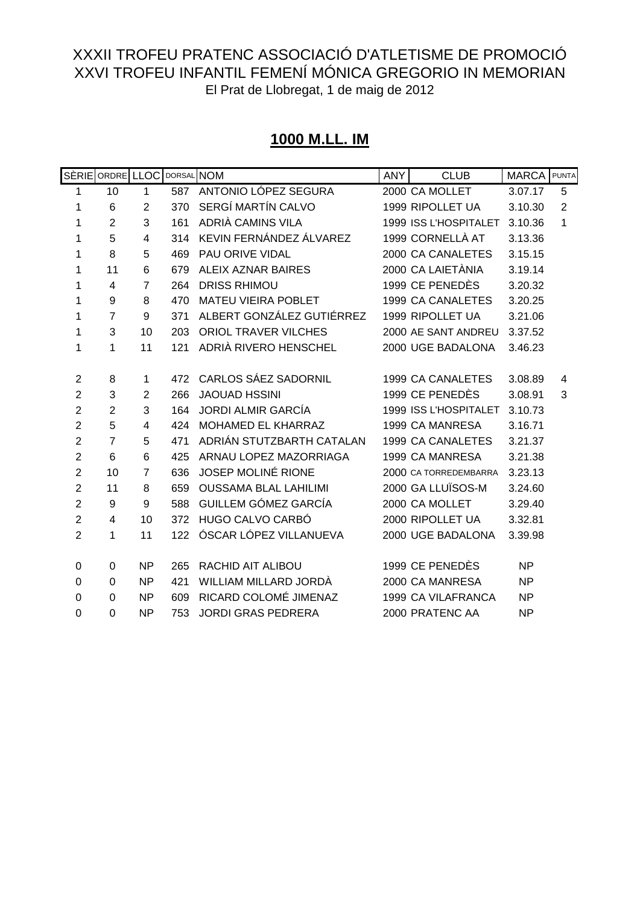XXXII TROFEU PRATENC ASSOCIACIÓ D'ATLETISME DE PROMOCIÓ
XXVI TROFEU INFANTIL FEMENÍ MÓNICA GREGORIO IN MEMORIAN
El Prat de Llobregat, 1 de maig de 2012

## 1000 M.LL. IM

| SÈRIE | ORDRE | LLOC | DORSAL | NOM | ANY | CLUB | MARCA | PUNTA |
|---|---|---|---|---|---|---|---|---|
| 1 | 10 | 1 | 587 | ANTONIO LÓPEZ SEGURA | 2000 | CA MOLLET | 3.07.17 | 5 |
| 1 | 6 | 2 | 370 | SERGÍ MARTÍN CALVO | 1999 | RIPOLLET UA | 3.10.30 | 2 |
| 1 | 2 | 3 | 161 | ADRIÀ CAMINS VILA | 1999 | ISS L'HOSPITALET | 3.10.36 | 1 |
| 1 | 5 | 4 | 314 | KEVIN FERNÁNDEZ ÁLVAREZ | 1999 | CORNELLÀ AT | 3.13.36 | |
| 1 | 8 | 5 | 469 | PAU ORIVE VIDAL | 2000 | CA CANALETES | 3.15.15 | |
| 1 | 11 | 6 | 679 | ALEIX AZNAR BAIRES | 2000 | CA LAIETÀNIA | 3.19.14 | |
| 1 | 4 | 7 | 264 | DRISS RHIMOU | 1999 | CE PENEDÈS | 3.20.32 | |
| 1 | 9 | 8 | 470 | MATEU VIEIRA POBLET | 1999 | CA CANALETES | 3.20.25 | |
| 1 | 7 | 9 | 371 | ALBERT GONZÁLEZ GUTIÉRREZ | 1999 | RIPOLLET UA | 3.21.06 | |
| 1 | 3 | 10 | 203 | ORIOL TRAVER VILCHES | 2000 | AE SANT ANDREU | 3.37.52 | |
| 1 | 1 | 11 | 121 | ADRIÀ RIVERO HENSCHEL | 2000 | UGE BADALONA | 3.46.23 | |
| | | | | | | | | |
| 2 | 8 | 1 | 472 | CARLOS SÁEZ SADORNIL | 1999 | CA CANALETES | 3.08.89 | 4 |
| 2 | 3 | 2 | 266 | JAOUAD HSSINI | 1999 | CE PENEDÈS | 3.08.91 | 3 |
| 2 | 2 | 3 | 164 | JORDI ALMIR GARCÍA | 1999 | ISS L'HOSPITALET | 3.10.73 | |
| 2 | 5 | 4 | 424 | MOHAMED EL KHARRAZ | 1999 | CA MANRESA | 3.16.71 | |
| 2 | 7 | 5 | 471 | ADRIÁN STUTZBARTH CATALAN | 1999 | CA CANALETES | 3.21.37 | |
| 2 | 6 | 6 | 425 | ARNAU LOPEZ MAZORRIAGA | 1999 | CA MANRESA | 3.21.38 | |
| 2 | 10 | 7 | 636 | JOSEP MOLINÉ RIONE | 2000 | CA TORREDEMBARRA | 3.23.13 | |
| 2 | 11 | 8 | 659 | OUSSAMA BLAL LAHILIMI | 2000 | GA LLUÏSOS-M | 3.24.60 | |
| 2 | 9 | 9 | 588 | GUILLEM GÓMEZ GARCÍA | 2000 | CA MOLLET | 3.29.40 | |
| 2 | 4 | 10 | 372 | HUGO CALVO CARBÓ | 2000 | RIPOLLET UA | 3.32.81 | |
| 2 | 1 | 11 | 122 | ÓSCAR LÓPEZ VILLANUEVA | 2000 | UGE BADALONA | 3.39.98 | |
| | | | | | | | | |
| 0 | 0 | NP | 265 | RACHID AIT ALIBOU | 1999 | CE PENEDÈS | NP | |
| 0 | 0 | NP | 421 | WILLIAM MILLARD JORDÀ | 2000 | CA MANRESA | NP | |
| 0 | 0 | NP | 609 | RICARD COLOMÉ JIMENAZ | 1999 | CA VILAFRANCA | NP | |
| 0 | 0 | NP | 753 | JORDI GRAS PEDRERA | 2000 | PRATENC AA | NP | |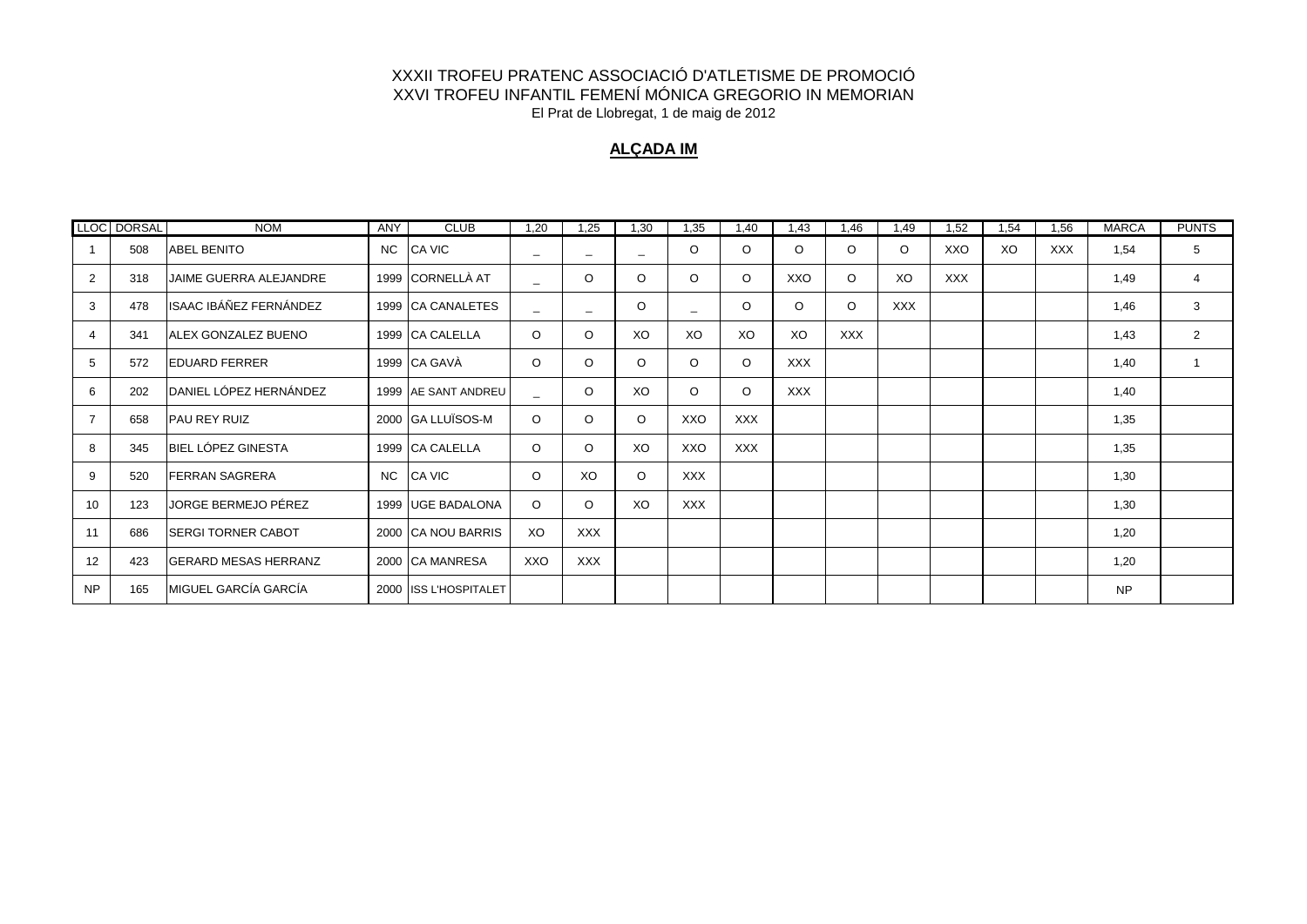XXXII TROFEU PRATENC ASSOCIACIÓ D'ATLETISME DE PROMOCIÓ
XXVI TROFEU INFANTIL FEMENÍ MÓNICA GREGORIO IN MEMORIAN
El Prat de Llobregat, 1 de maig de 2012

## ALÇADA IM

| LLOC | DORSAL | NOM | ANY | CLUB | 1,20 | 1,25 | 1,30 | 1,35 | 1,40 | 1,43 | 1,46 | 1,49 | 1,52 | 1,54 | 1,56 | MARCA | PUNTS |
|---|---|---|---|---|---|---|---|---|---|---|---|---|---|---|---|---|---|
| 1 | 508 | ABEL BENITO | NC | CA VIC | _ | _ | _ | O | O | O | O | O | XXO | XO | XXX | 1,54 | 5 |
| 2 | 318 | JAIME GUERRA ALEJANDRE | 1999 | CORNELLÀ AT | _ | O | O | O | O | XXO | O | XO | XXX | | | 1,49 | 4 |
| 3 | 478 | ISAAC IBÁÑEZ FERNÁNDEZ | 1999 | CA CANALETES | _ | _ | O | _ | O | O | O | XXX | | | | 1,46 | 3 |
| 4 | 341 | ALEX GONZALEZ BUENO | 1999 | CA CALELLA | O | O | XO | XO | XO | XO | XXX | | | | | 1,43 | 2 |
| 5 | 572 | EDUARD FERRER | 1999 | CA GAVÀ | O | O | O | O | O | XXX | | | | | | 1,40 | 1 |
| 6 | 202 | DANIEL LÓPEZ HERNÁNDEZ | 1999 | AE SANT ANDREU | _ | O | XO | O | O | XXX | | | | | | 1,40 | |
| 7 | 658 | PAU REY RUIZ | 2000 | GA LLUÏSOS-M | O | O | O | XXO | XXX | | | | | | | 1,35 | |
| 8 | 345 | BIEL LÓPEZ GINESTA | 1999 | CA CALELLA | O | O | XO | XXO | XXX | | | | | | | 1,35 | |
| 9 | 520 | FERRAN SAGRERA | NC | CA VIC | O | XO | O | XXX | | | | | | | | 1,30 | |
| 10 | 123 | JORGE BERMEJO PÉREZ | 1999 | UGE BADALONA | O | O | XO | XXX | | | | | | | | 1,30 | |
| 11 | 686 | SERGI TORNER CABOT | 2000 | CA NOU BARRIS | XO | XXX | | | | | | | | | | 1,20 | |
| 12 | 423 | GERARD MESAS HERRANZ | 2000 | CA MANRESA | XXO | XXX | | | | | | | | | | 1,20 | |
| NP | 165 | MIGUEL GARCÍA GARCÍA | 2000 | ISS L'HOSPITALET | | | | | | | | | | | | NP | |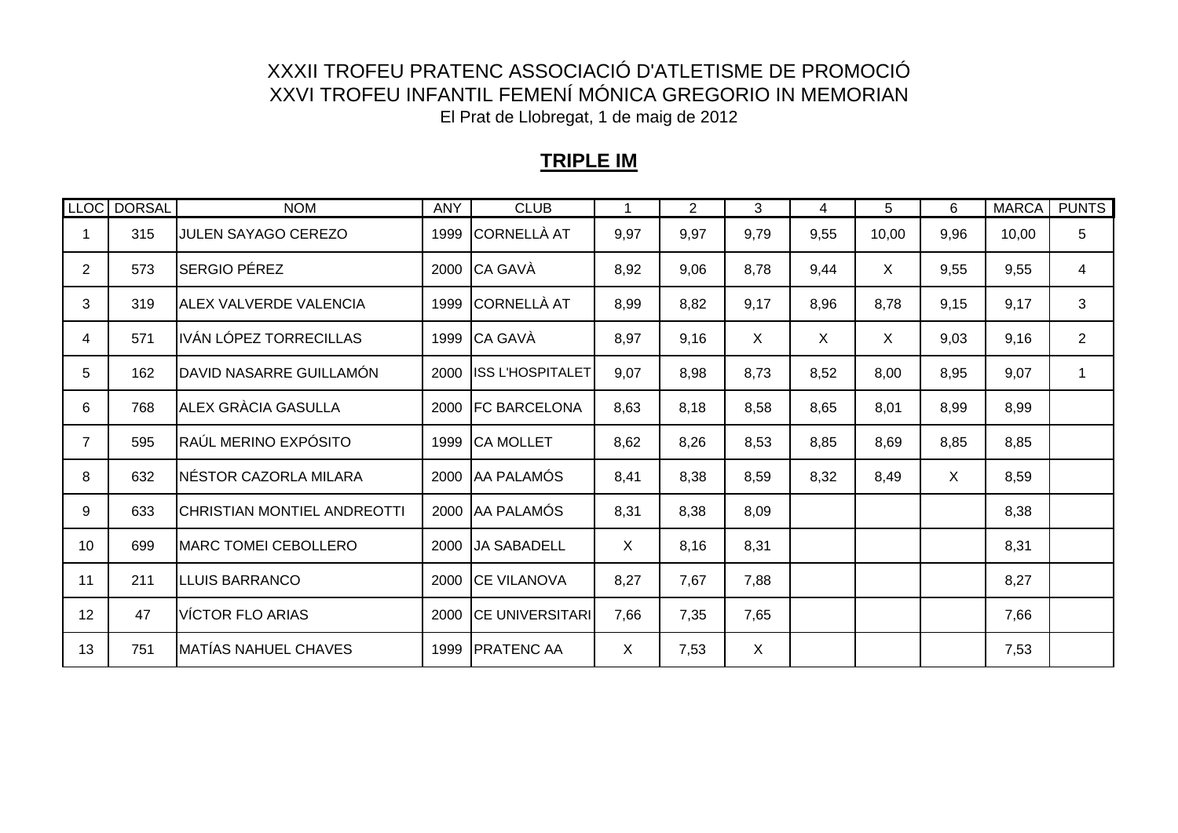XXXII TROFEU PRATENC ASSOCIACIÓ D'ATLETISME DE PROMOCIÓ

XXVI TROFEU INFANTIL FEMENÍ MÓNICA GREGORIO IN MEMORIAN

El Prat de Llobregat, 1 de maig de 2012

## TRIPLE IM

| LLOC | DORSAL | NOM | ANY | CLUB | 1 | 2 | 3 | 4 | 5 | 6 | MARCA | PUNTS |
|---|---|---|---|---|---|---|---|---|---|---|---|---|
| 1 | 315 | JULEN SAYAGO CEREZO | 1999 | CORNELLÀ AT | 9,97 | 9,97 | 9,79 | 9,55 | 10,00 | 9,96 | 10,00 | 5 |
| 2 | 573 | SERGIO PÉREZ | 2000 | CA GAVÀ | 8,92 | 9,06 | 8,78 | 9,44 | X | 9,55 | 9,55 | 4 |
| 3 | 319 | ALEX VALVERDE VALENCIA | 1999 | CORNELLÀ AT | 8,99 | 8,82 | 9,17 | 8,96 | 8,78 | 9,15 | 9,17 | 3 |
| 4 | 571 | IVÁN LÓPEZ TORRECILLAS | 1999 | CA GAVÀ | 8,97 | 9,16 | X | X | X | 9,03 | 9,16 | 2 |
| 5 | 162 | DAVID NASARRE GUILLAMÓN | 2000 | ISS L'HOSPITALET | 9,07 | 8,98 | 8,73 | 8,52 | 8,00 | 8,95 | 9,07 | 1 |
| 6 | 768 | ALEX GRÀCIA GASULLA | 2000 | FC BARCELONA | 8,63 | 8,18 | 8,58 | 8,65 | 8,01 | 8,99 | 8,99 | |
| 7 | 595 | RAÚL MERINO EXPÓSITO | 1999 | CA MOLLET | 8,62 | 8,26 | 8,53 | 8,85 | 8,69 | 8,85 | 8,85 | |
| 8 | 632 | NÉSTOR CAZORLA MILARA | 2000 | AA PALAMÓS | 8,41 | 8,38 | 8,59 | 8,32 | 8,49 | X | 8,59 | |
| 9 | 633 | CHRISTIAN MONTIEL ANDREOTTI | 2000 | AA PALAMÓS | 8,31 | 8,38 | 8,09 | | | | 8,38 | |
| 10 | 699 | MARC TOMEI CEBOLLERO | 2000 | JA SABADELL | X | 8,16 | 8,31 | | | | 8,31 | |
| 11 | 211 | LLUIS BARRANCO | 2000 | CE VILANOVA | 8,27 | 7,67 | 7,88 | | | | 8,27 | |
| 12 | 47 | VÍCTOR FLO ARIAS | 2000 | CE UNIVERSITARI | 7,66 | 7,35 | 7,65 | | | | 7,66 | |
| 13 | 751 | MATÍAS NAHUEL CHAVES | 1999 | PRATENC AA | X | 7,53 | X | | | | 7,53 | |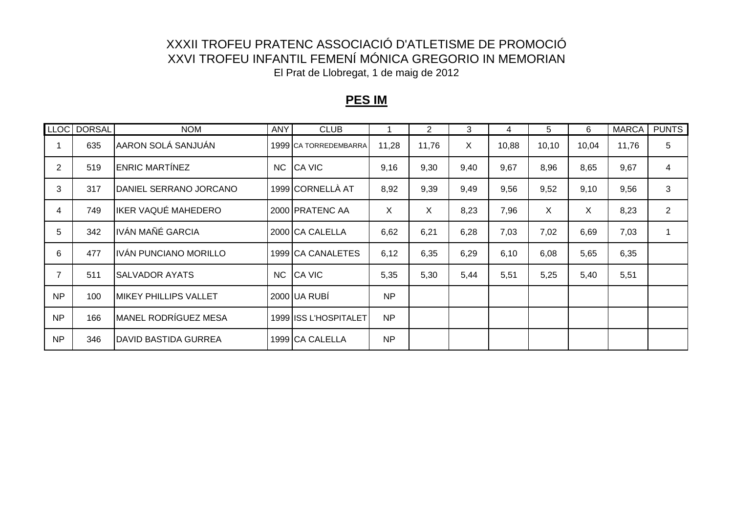XXXII TROFEU PRATENC ASSOCIACIÓ D'ATLETISME DE PROMOCIÓ

XXVI TROFEU INFANTIL FEMENÍ MÓNICA GREGORIO IN MEMORIAN

El Prat de Llobregat, 1 de maig de 2012

## PES IM

| LLOC | DORSAL | NOM | ANY | CLUB | 1 | 2 | 3 | 4 | 5 | 6 | MARCA | PUNTS |
|---|---|---|---|---|---|---|---|---|---|---|---|---|
| 1 | 635 | AARON SOLÁ SANJUÁN | 1999 | CA TORREDEMBARRA | 11,28 | 11,76 | X | 10,88 | 10,10 | 10,04 | 11,76 | 5 |
| 2 | 519 | ENRIC MARTÍNEZ | NC | CA VIC | 9,16 | 9,30 | 9,40 | 9,67 | 8,96 | 8,65 | 9,67 | 4 |
| 3 | 317 | DANIEL SERRANO JORCANO | 1999 | CORNELLÀ AT | 8,92 | 9,39 | 9,49 | 9,56 | 9,52 | 9,10 | 9,56 | 3 |
| 4 | 749 | IKER VAQUÉ MAHEDERO | 2000 | PRATENC AA | X | X | 8,23 | 7,96 | X | X | 8,23 | 2 |
| 5 | 342 | IVÁN MAÑÉ GARCIA | 2000 | CA CALELLA | 6,62 | 6,21 | 6,28 | 7,03 | 7,02 | 6,69 | 7,03 | 1 |
| 6 | 477 | IVÁN PUNCIANO MORILLO | 1999 | CA CANALETES | 6,12 | 6,35 | 6,29 | 6,10 | 6,08 | 5,65 | 6,35 | |
| 7 | 511 | SALVADOR AYATS | NC | CA VIC | 5,35 | 5,30 | 5,44 | 5,51 | 5,25 | 5,40 | 5,51 | |
| NP | 100 | MIKEY PHILLIPS VALLET | 2000 | UA RUBÍ | NP | | | | | | | |
| NP | 166 | MANEL RODRÍGUEZ MESA | 1999 | ISS L'HOSPITALET | NP | | | | | | | |
| NP | 346 | DAVID BASTIDA GURREA | 1999 | CA CALELLA | NP | | | | | | | |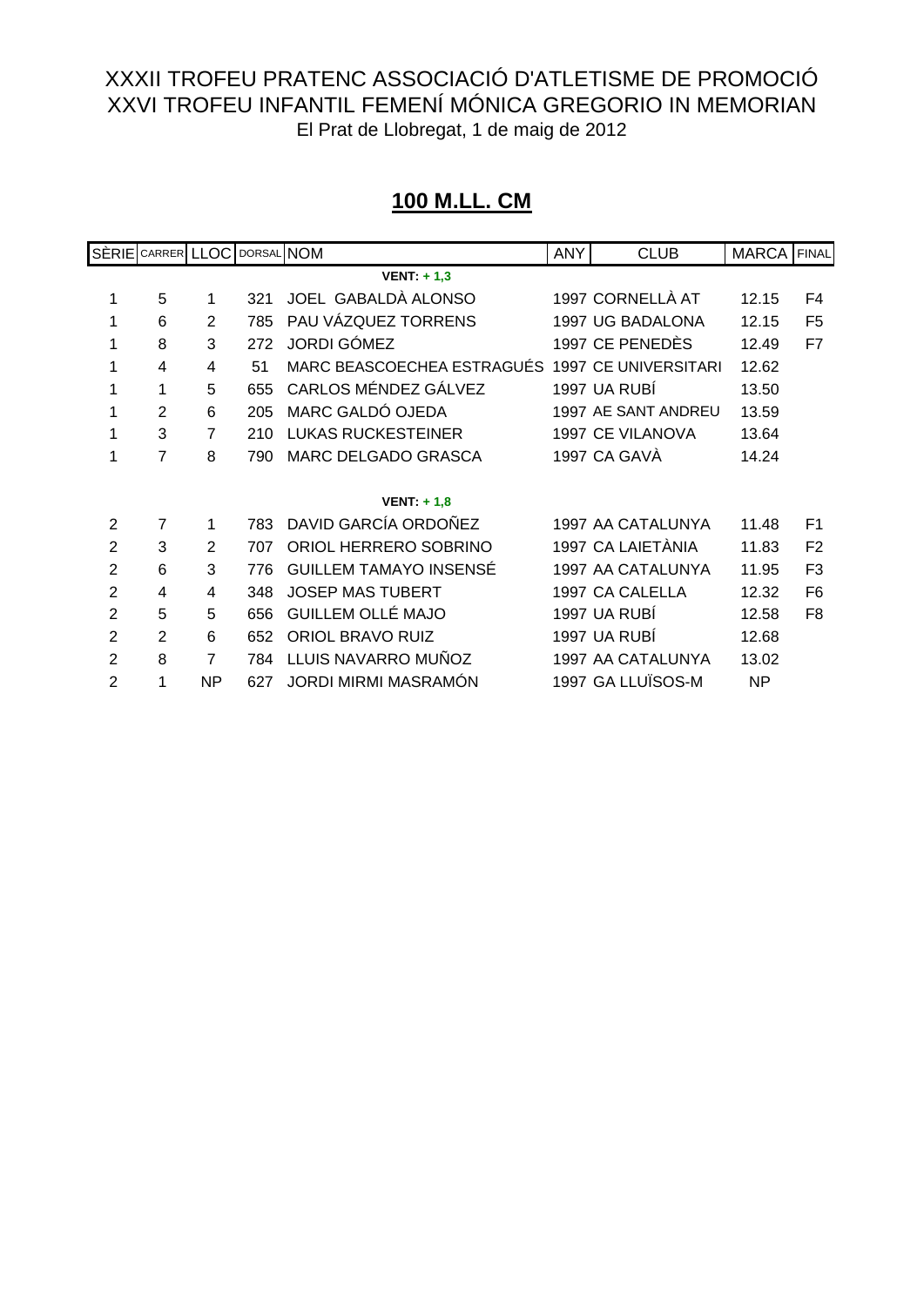# XXXII TROFEU PRATENC ASSOCIACIÓ D'ATLETISME DE PROMOCIÓ
# XXVI TROFEU INFANTIL FEMENÍ MÓNICA GREGORIO IN MEMORIAN

El Prat de Llobregat, 1 de maig de 2012

## 100 M.LL. CM

| SÈRIE | CARRER | LLOC | DORSAL | NOM | ANY | CLUB | MARCA | FINAL |
|---|---|---|---|---|---|---|---|---|
| | | | | **VENT: + 1,3** | | | | |
| 1 | 5 | 1 | 321 | JOEL GABALDÀ ALONSO | 1997 | CORNELLÀ AT | 12.15 | F4 |
| 1 | 6 | 2 | 785 | PAU VÁZQUEZ TORRENS | 1997 | UG BADALONA | 12.15 | F5 |
| 1 | 8 | 3 | 272 | JORDI GÓMEZ | 1997 | CE PENEDÈS | 12.49 | F7 |
| 1 | 4 | 4 | 51 | MARC BEASCOECHEA ESTRAGUÉS | 1997 | CE UNIVERSITARI | 12.62 | |
| 1 | 1 | 5 | 655 | CARLOS MÉNDEZ GÁLVEZ | 1997 | UA RUBÍ | 13.50 | |
| 1 | 2 | 6 | 205 | MARC GALDÓ OJEDA | 1997 | AE SANT ANDREU | 13.59 | |
| 1 | 3 | 7 | 210 | LUKAS RUCKESTEINER | 1997 | CE VILANOVA | 13.64 | |
| 1 | 7 | 8 | 790 | MARC DELGADO GRASCA | 1997 | CA GAVÀ | 14.24 | |
| | | | | **VENT: + 1,8** | | | | |
| 2 | 7 | 1 | 783 | DAVID GARCÍA ORDOÑEZ | 1997 | AA CATALUNYA | 11.48 | F1 |
| 2 | 3 | 2 | 707 | ORIOL HERRERO SOBRINO | 1997 | CA LAIETÀNIA | 11.83 | F2 |
| 2 | 6 | 3 | 776 | GUILLEM TAMAYO INSENSÉ | 1997 | AA CATALUNYA | 11.95 | F3 |
| 2 | 4 | 4 | 348 | JOSEP MAS TUBERT | 1997 | CA CALELLA | 12.32 | F6 |
| 2 | 5 | 5 | 656 | GUILLEM OLLÉ MAJO | 1997 | UA RUBÍ | 12.58 | F8 |
| 2 | 2 | 6 | 652 | ORIOL BRAVO RUIZ | 1997 | UA RUBÍ | 12.68 | |
| 2 | 8 | 7 | 784 | LLUIS NAVARRO MUÑOZ | 1997 | AA CATALUNYA | 13.02 | |
| 2 | 1 | NP | 627 | JORDI MIRMI MASRAMÓN | 1997 | GA LLUÏSOS-M | NP | |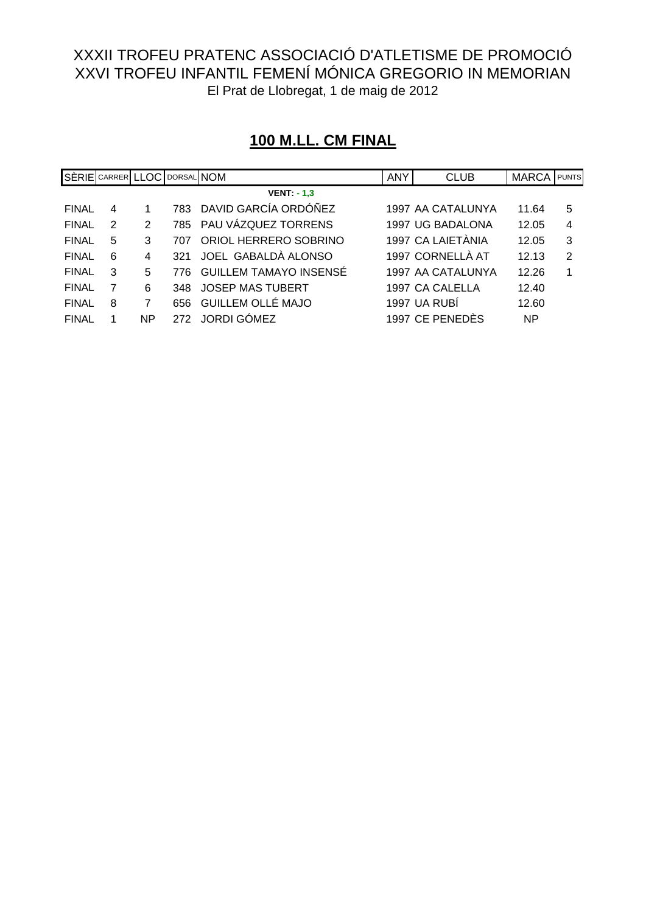XXXII TROFEU PRATENC ASSOCIACIÓ D'ATLETISME DE PROMOCIÓ
XXVI TROFEU INFANTIL FEMENÍ MÓNICA GREGORIO IN MEMORIAN
El Prat de Llobregat, 1 de maig de 2012

## 100 M.LL. CM FINAL

| SÈRIE | CARRER | LLOC | DORSAL | NOM | ANY | CLUB | MARCA | PUNTS |
|---|---|---|---|---|---|---|---|---|
| | | | | **VENT: - 1,3** | | | | |
| FINAL | 4 | 1 | 783 | DAVID GARCÍA ORDÓÑEZ | 1997 | AA CATALUNYA | 11.64 | 5 |
| FINAL | 2 | 2 | 785 | PAU VÁZQUEZ TORRENS | 1997 | UG BADALONA | 12.05 | 4 |
| FINAL | 5 | 3 | 707 | ORIOL HERRERO SOBRINO | 1997 | CA LAIETÀNIA | 12.05 | 3 |
| FINAL | 6 | 4 | 321 | JOEL GABALDÀ ALONSO | 1997 | CORNELLÀ AT | 12.13 | 2 |
| FINAL | 3 | 5 | 776 | GUILLEM TAMAYO INSENSÉ | 1997 | AA CATALUNYA | 12.26 | 1 |
| FINAL | 7 | 6 | 348 | JOSEP MAS TUBERT | 1997 | CA CALELLA | 12.40 | |
| FINAL | 8 | 7 | 656 | GUILLEM OLLÉ MAJO | 1997 | UA RUBÍ | 12.60 | |
| FINAL | 1 | NP | 272 | JORDI GÓMEZ | 1997 | CE PENEDÈS | NP | |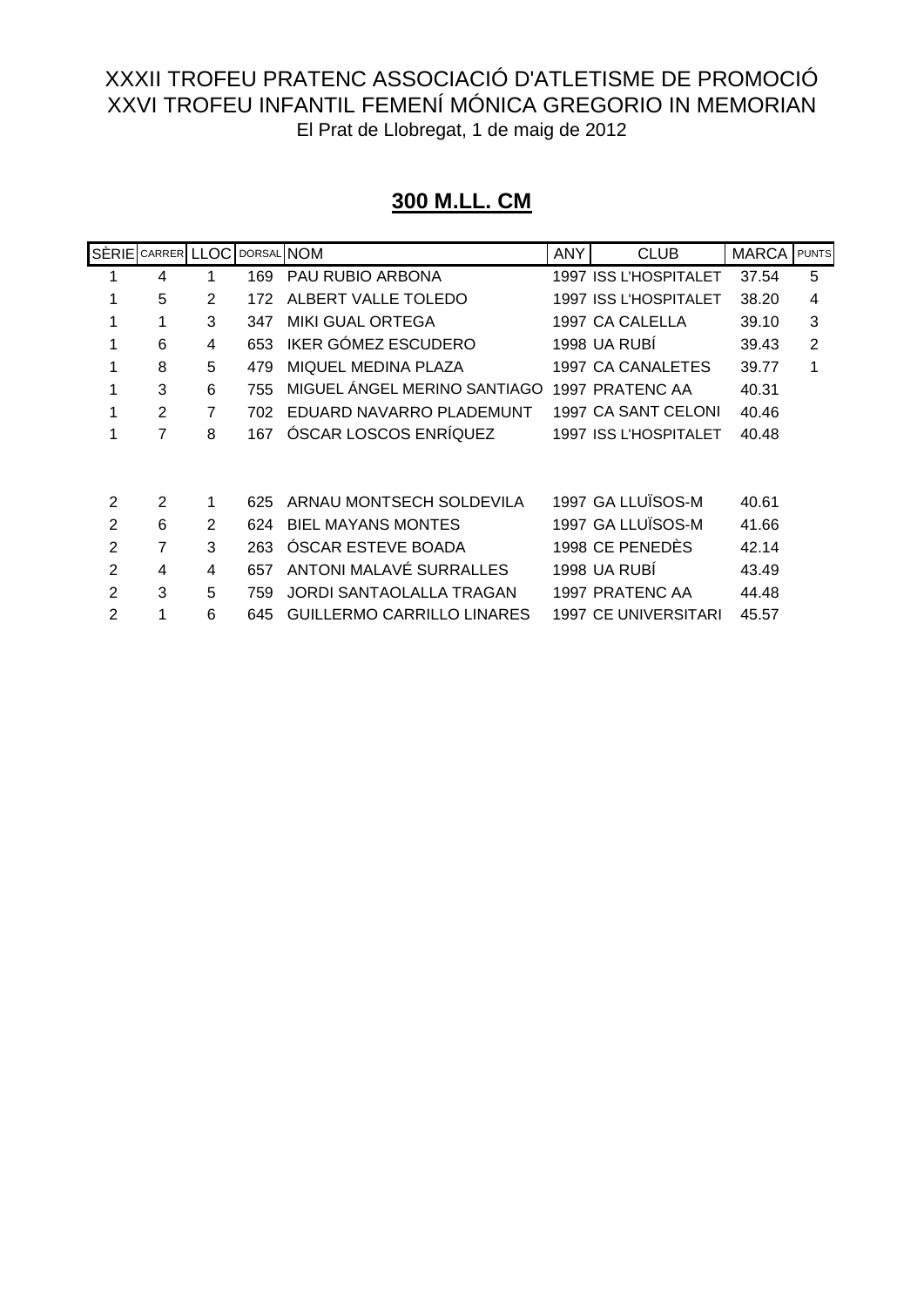XXXII TROFEU PRATENC ASSOCIACIÓ D'ATLETISME DE PROMOCIÓ
XXVI TROFEU INFANTIL FEMENÍ MÓNICA GREGORIO IN MEMORIAN
El Prat de Llobregat, 1 de maig de 2012

## 300 M.LL. CM

| SÈRIE | CARRER | LLOC | DORSAL | NOM | ANY | CLUB | MARCA | PUNTS |
|---|---|---|---|---|---|---|---|---|
| 1 | 4 | 1 | 169 | PAU RUBIO ARBONA | 1997 | ISS L'HOSPITALET | 37.54 | 5 |
| 1 | 5 | 2 | 172 | ALBERT VALLE TOLEDO | 1997 | ISS L'HOSPITALET | 38.20 | 4 |
| 1 | 1 | 3 | 347 | MIKI GUAL ORTEGA | 1997 | CA CALELLA | 39.10 | 3 |
| 1 | 6 | 4 | 653 | IKER GÓMEZ ESCUDERO | 1998 | UA RUBÍ | 39.43 | 2 |
| 1 | 8 | 5 | 479 | MIQUEL MEDINA PLAZA | 1997 | CA CANALETES | 39.77 | 1 |
| 1 | 3 | 6 | 755 | MIGUEL ÁNGEL MERINO SANTIAGO | 1997 | PRATENC AA | 40.31 | |
| 1 | 2 | 7 | 702 | EDUARD NAVARRO PLADEMUNT | 1997 | CA SANT CELONI | 40.46 | |
| 1 | 7 | 8 | 167 | ÓSCAR LOSCOS ENRÍQUEZ | 1997 | ISS L'HOSPITALET | 40.48 | |
| 2 | 2 | 1 | 625 | ARNAU MONTSECH SOLDEVILA | 1997 | GA LLUÏSOS-M | 40.61 | |
| 2 | 6 | 2 | 624 | BIEL MAYANS MONTES | 1997 | GA LLUÏSOS-M | 41.66 | |
| 2 | 7 | 3 | 263 | ÓSCAR ESTEVE BOADA | 1998 | CE PENEDÈS | 42.14 | |
| 2 | 4 | 4 | 657 | ANTONI MALAVÉ SURRALLES | 1998 | UA RUBÍ | 43.49 | |
| 2 | 3 | 5 | 759 | JORDI SANTAOLALLA TRAGAN | 1997 | PRATENC AA | 44.48 | |
| 2 | 1 | 6 | 645 | GUILLERMO CARRILLO LINARES | 1997 | CE UNIVERSITARI | 45.57 | |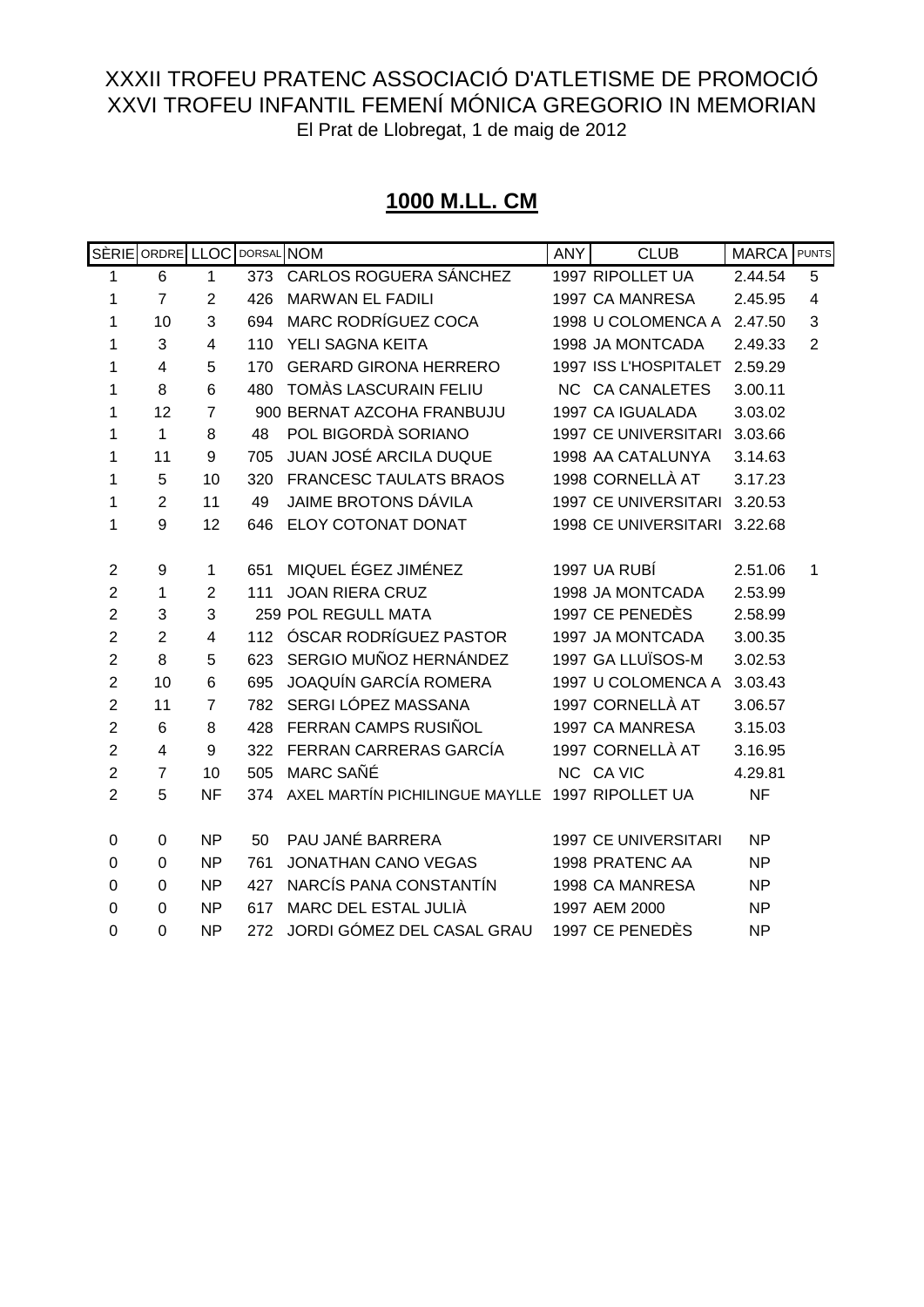XXXII TROFEU PRATENC ASSOCIACIÓ D'ATLETISME DE PROMOCIÓ
XXVI TROFEU INFANTIL FEMENÍ MÓNICA GREGORIO IN MEMORIAN
El Prat de Llobregat, 1 de maig de 2012

## **1000 M.LL. CM**

| SÈRIE | ORDRE | LLOC | DORSAL | NOM | ANY | CLUB | MARCA | PUNTS |
|---|---|---|---|---|---|---|---|---|
| 1 | 6 | 1 | 373 | CARLOS ROGUERA SÁNCHEZ | 1997 | RIPOLLET UA | 2.44.54 | 5 |
| 1 | 7 | 2 | 426 | MARWAN EL FADILI | 1997 | CA MANRESA | 2.45.95 | 4 |
| 1 | 10 | 3 | 694 | MARC RODRÍGUEZ COCA | 1998 | U COLOMENCA A | 2.47.50 | 3 |
| 1 | 3 | 4 | 110 | YELI SAGNA KEITA | 1998 | JA MONTCADA | 2.49.33 | 2 |
| 1 | 4 | 5 | 170 | GERARD GIRONA HERRERO | 1997 | ISS L'HOSPITALET | 2.59.29 | |
| 1 | 8 | 6 | 480 | TOMÀS LASCURAIN FELIU | NC | CA CANALETES | 3.00.11 | |
| 1 | 12 | 7 | 900 | BERNAT AZCOHA FRANBUJU | 1997 | CA IGUALADA | 3.03.02 | |
| 1 | 1 | 8 | 48 | POL BIGORDÀ SORIANO | 1997 | CE UNIVERSITARI | 3.03.66 | |
| 1 | 11 | 9 | 705 | JUAN JOSÉ ARCILA DUQUE | 1998 | AA CATALUNYA | 3.14.63 | |
| 1 | 5 | 10 | 320 | FRANCESC TAULATS BRAOS | 1998 | CORNELLÀ AT | 3.17.23 | |
| 1 | 2 | 11 | 49 | JAIME BROTONS DÁVILA | 1997 | CE UNIVERSITARI | 3.20.53 | |
| 1 | 9 | 12 | 646 | ELOY COTONAT DONAT | 1998 | CE UNIVERSITARI | 3.22.68 | |
| | | | | | | | | |
| 2 | 9 | 1 | 651 | MIQUEL ÉGEZ JIMÉNEZ | 1997 | UA RUBÍ | 2.51.06 | 1 |
| 2 | 1 | 2 | 111 | JOAN RIERA CRUZ | 1998 | JA MONTCADA | 2.53.99 | |
| 2 | 3 | 3 | 259 | POL REGULL MATA | 1997 | CE PENEDÈS | 2.58.99 | |
| 2 | 2 | 4 | 112 | ÓSCAR RODRÍGUEZ PASTOR | 1997 | JA MONTCADA | 3.00.35 | |
| 2 | 8 | 5 | 623 | SERGIO MUÑOZ HERNÁNDEZ | 1997 | GA LLUÏSOS-M | 3.02.53 | |
| 2 | 10 | 6 | 695 | JOAQUÍN GARCÍA ROMERA | 1997 | U COLOMENCA A | 3.03.43 | |
| 2 | 11 | 7 | 782 | SERGI LÓPEZ MASSANA | 1997 | CORNELLÀ AT | 3.06.57 | |
| 2 | 6 | 8 | 428 | FERRAN CAMPS RUSIÑOL | 1997 | CA MANRESA | 3.15.03 | |
| 2 | 4 | 9 | 322 | FERRAN CARRERAS GARCÍA | 1997 | CORNELLÀ AT | 3.16.95 | |
| 2 | 7 | 10 | 505 | MARC SAÑÉ | NC | CA VIC | 4.29.81 | |
| 2 | 5 | NF | 374 | AXEL MARTÍN PICHILINGUE MAYLLE | 1997 | RIPOLLET UA | NF | |
| | | | | | | | | |
| 0 | 0 | NP | 50 | PAU JANÉ BARRERA | 1997 | CE UNIVERSITARI | NP | |
| 0 | 0 | NP | 761 | JONATHAN CANO VEGAS | 1998 | PRATENC AA | NP | |
| 0 | 0 | NP | 427 | NARCÍS PANA CONSTANTÍN | 1998 | CA MANRESA | NP | |
| 0 | 0 | NP | 617 | MARC DEL ESTAL JULIÀ | 1997 | AEM 2000 | NP | |
| 0 | 0 | NP | 272 | JORDI GÓMEZ DEL CASAL GRAU | 1997 | CE PENEDÈS | NP | |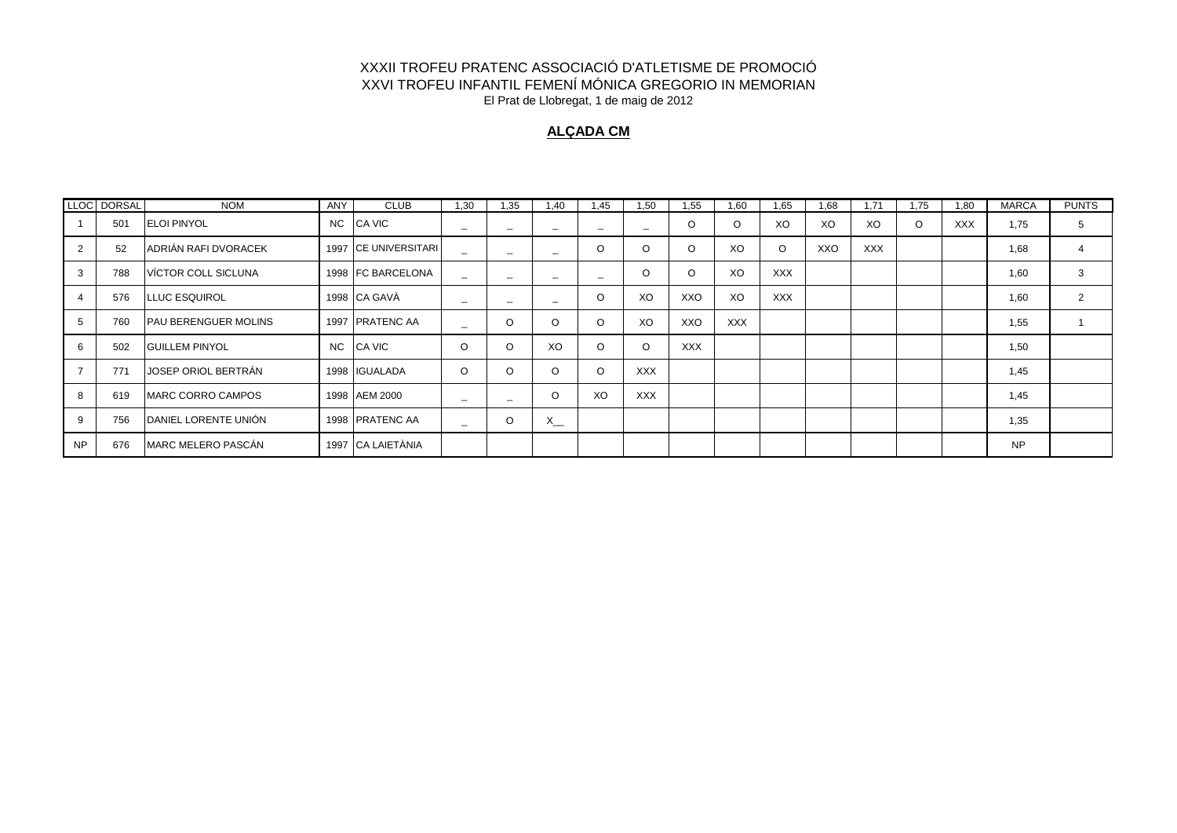XXXII TROFEU PRATENC ASSOCIACIÓ D'ATLETISME DE PROMOCIÓ

XXVI TROFEU INFANTIL FEMENÍ MÓNICA GREGORIO IN MEMORIAN

El Prat de Llobregat, 1 de maig de 2012

## ALÇADA CM

| LLOC | DORSAL | NOM | ANY | CLUB | 1,30 | 1,35 | 1,40 | 1,45 | 1,50 | 1,55 | 1,60 | 1,65 | 1,68 | 1,71 | 1,75 | 1,80 | MARCA | PUNTS |
|---|---|---|---|---|---|---|---|---|---|---|---|---|---|---|---|---|---|---|
| 1 | 501 | ELOI PINYOL | NC | CA VIC | _ | _ | _ | _ | _ | O | O | XO | XO | XO | O | XXX | 1,75 | 5 |
| 2 | 52 | ADRIÁN RAFI DVORACEK | 1997 | CE UNIVERSITARI | _ | _ | _ | O | O | O | XO | O | XXO | XXX | | | 1,68 | 4 |
| 3 | 788 | VÍCTOR COLL SICLUNA | 1998 | FC BARCELONA | _ | _ | _ | _ | O | O | XO | XXX | | | | | 1,60 | 3 |
| 4 | 576 | LLUC ESQUIROL | 1998 | CA GAVÀ | _ | _ | _ | O | XO | XXO | XO | XXX | | | | | 1,60 | 2 |
| 5 | 760 | PAU BERENGUER MOLINS | 1997 | PRATENC AA | _ | O | O | O | XO | XXO | XXX | | | | | | 1,55 | 1 |
| 6 | 502 | GUILLEM PINYOL | NC | CA VIC | O | O | XO | O | O | XXX | | | | | | | 1,50 | |
| 7 | 771 | JOSEP ORIOL BERTRÁN | 1998 | IGUALADA | O | O | O | O | XXX | | | | | | | | 1,45 | |
| 8 | 619 | MARC CORRO CAMPOS | 1998 | AEM 2000 | _ | _ | O | XO | XXX | | | | | | | | 1,45 | |
| 9 | 756 | DANIEL LORENTE UNIÓN | 1998 | PRATENC AA | _ | O | X__ | | | | | | | | | | 1,35 | |
| NP | 676 | MARC MELERO PASCÁN | 1997 | CA LAIETÀNIA | | | | | | | | | | | | | NP | |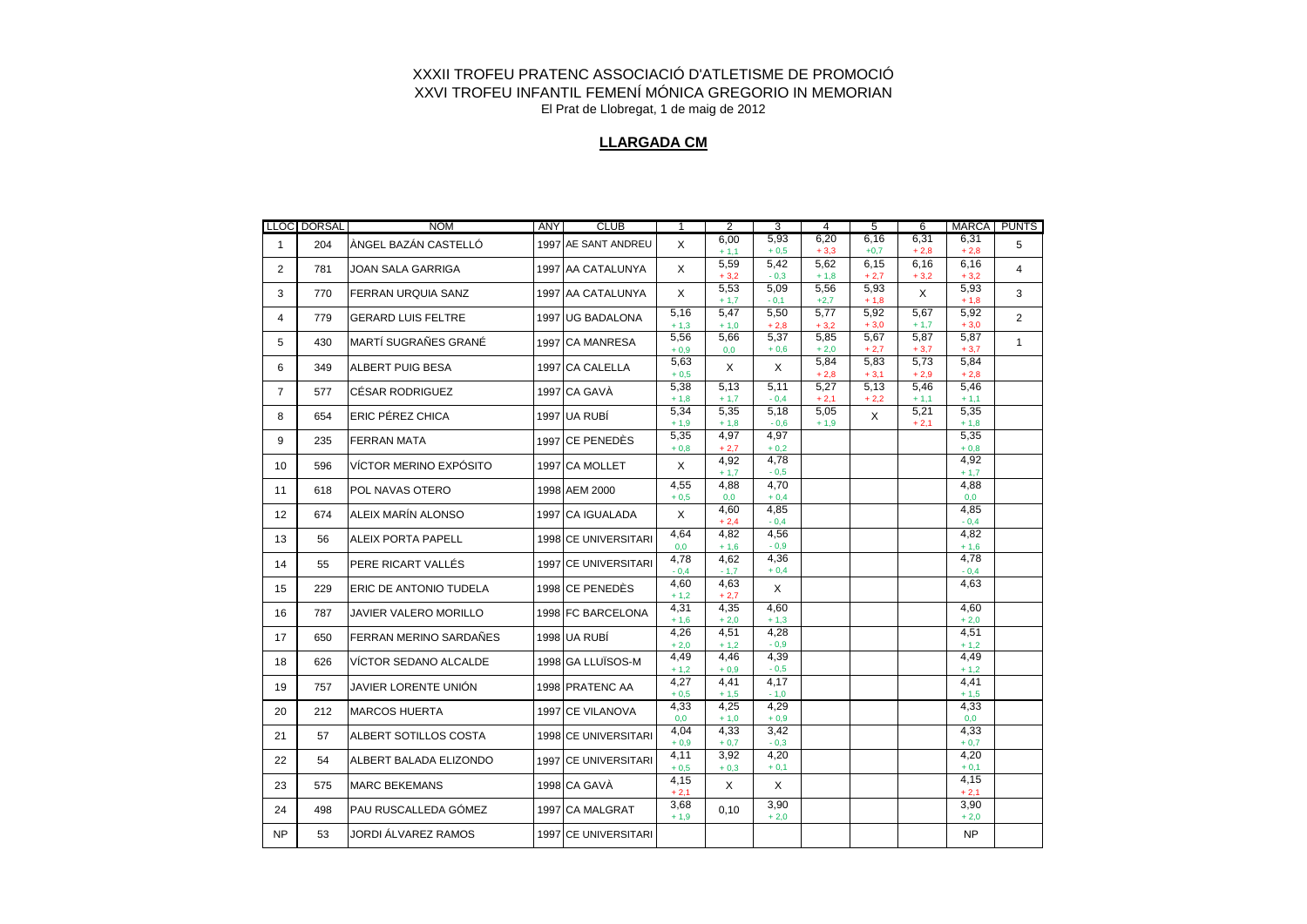XXXII TROFEU PRATENC ASSOCIACIÓ D'ATLETISME DE PROMOCIÓ
XXVI TROFEU INFANTIL FEMENÍ MÓNICA GREGORIO IN MEMORIAN
El Prat de Llobregat, 1 de maig de 2012

## LLARGADA CM

| LLOC | DORSAL | NOM | ANY | CLUB | 1 | 2 | 3 | 4 | 5 | 6 | MARCA | PUNTS |
|---|---|---|---|---|---|---|---|---|---|---|---|---|
| 1 | 204 | ÀNGEL BAZÁN CASTELLÓ | 1997 | AE SANT ANDREU | X | 6,00 + 1,1 | 5,93 + 0,5 | 6,20 + 3,3 | 6,16 +0,7 | 6,31 + 2,8 | 6,31 + 2,8 | 5 |
| 2 | 781 | JOAN SALA GARRIGA | 1997 | AA CATALUNYA | X | 5,59 + 3,2 | 5,42 - 0,3 | 5,62 + 1,8 | 6,15 + 2,7 | 6,16 + 3,2 | 6,16 + 3,2 | 4 |
| 3 | 770 | FERRAN URQUIA SANZ | 1997 | AA CATALUNYA | X | 5,53 + 1,7 | 5,09 - 0,1 | 5,56 +2,7 | 5,93 + 1,8 | X | 5,93 + 1,8 | 3 |
| 4 | 779 | GERARD LUIS FELTRE | 1997 | UG BADALONA | 5,16 + 1,3 | 5,47 + 1,0 | 5,50 + 2,8 | 5,77 + 3,2 | 5,92 + 3,0 | 5,67 + 1,7 | 5,92 + 3,0 | 2 |
| 5 | 430 | MARTÍ SUGRAÑES GRANÉ | 1997 | CA MANRESA | 5,56 + 0,9 | 5,66 0,0 | 5,37 + 0,6 | 5,85 + 2,0 | 5,67 + 2,7 | 5,87 + 3,7 | 5,87 + 3,7 | 1 |
| 6 | 349 | ALBERT PUIG BESA | 1997 | CA CALELLA | 5,63 + 0,5 | X | X | 5,84 + 2,8 | 5,83 + 3,1 | 5,73 + 2,9 | 5,84 + 2,8 | |
| 7 | 577 | CÉSAR RODRIGUEZ | 1997 | CA GAVÀ | 5,38 + 1,8 | 5,13 + 1,7 | 5,11 - 0,4 | 5,27 + 2,1 | 5,13 + 2,2 | 5,46 + 1,1 | 5,46 + 1,1 | |
| 8 | 654 | ERIC PÉREZ CHICA | 1997 | UA RUBÍ | 5,34 + 1,9 | 5,35 + 1,8 | 5,18 - 0,6 | 5,05 + 1,9 | X | 5,21 + 2,1 | 5,35 + 1,8 | |
| 9 | 235 | FERRAN MATA | 1997 | CE PENEDÈS | 5,35 + 0,8 | 4,97 + 2,7 | 4,97 + 0,2 | | | | 5,35 + 0,8 | |
| 10 | 596 | VÍCTOR MERINO EXPÓSITO | 1997 | CA MOLLET | X | 4,92 + 1,7 | 4,78 - 0,5 | | | | 4,92 + 1,7 | |
| 11 | 618 | POL NAVAS OTERO | 1998 | AEM 2000 | 4,55 + 0,5 | 4,88 0,0 | 4,70 + 0,4 | | | | 4,88 0,0 | |
| 12 | 674 | ALEIX MARÍN ALONSO | 1997 | CA IGUALADA | X | 4,60 + 2,4 | 4,85 - 0,4 | | | | 4,85 - 0,4 | |
| 13 | 56 | ALEIX PORTA PAPELL | 1998 | CE UNIVERSITARI | 4,64 0,0 | 4,82 + 1,6 | 4,56 - 0,9 | | | | 4,82 + 1,6 | |
| 14 | 55 | PERE RICART VALLÉS | 1997 | CE UNIVERSITARI | 4,78 - 0,4 | 4,62 - 1,7 | 4,36 + 0,4 | | | | 4,78 - 0,4 | |
| 15 | 229 | ERIC DE ANTONIO TUDELA | 1998 | CE PENEDÈS | 4,60 + 1,2 | 4,63 + 2,7 | X | | | | 4,63 | |
| 16 | 787 | JAVIER VALERO MORILLO | 1998 | FC BARCELONA | 4,31 + 1,6 | 4,35 + 2,0 | 4,60 + 1,3 | | | | 4,60 + 2,0 | |
| 17 | 650 | FERRAN MERINO SARDAÑES | 1998 | UA RUBÍ | 4,26 + 2,0 | 4,51 + 1,2 | 4,28 - 0,9 | | | | 4,51 + 1,2 | |
| 18 | 626 | VÍCTOR SEDANO ALCALDE | 1998 | GA LLUÏSOS-M | 4,49 + 1,2 | 4,46 + 0,9 | 4,39 - 0,5 | | | | 4,49 + 1,2 | |
| 19 | 757 | JAVIER LORENTE UNIÓN | 1998 | PRATENC AA | 4,27 + 0,5 | 4,41 + 1,5 | 4,17 - 1,0 | | | | 4,41 + 1,5 | |
| 20 | 212 | MARCOS HUERTA | 1997 | CE VILANOVA | 4,33 0,0 | 4,25 + 1,0 | 4,29 + 0,9 | | | | 4,33 0,0 | |
| 21 | 57 | ALBERT SOTILLOS COSTA | 1998 | CE UNIVERSITARI | 4,04 + 0,9 | 4,33 + 0,7 | 3,42 - 0,3 | | | | 4,33 + 0,7 | |
| 22 | 54 | ALBERT BALADA ELIZONDO | 1997 | CE UNIVERSITARI | 4,11 + 0,5 | 3,92 + 0,3 | 4,20 + 0,1 | | | | 4,20 + 0,1 | |
| 23 | 575 | MARC BEKEMANS | 1998 | CA GAVÀ | 4,15 + 2,1 | X | X | | | | 4,15 + 2,1 | |
| 24 | 498 | PAU RUSCALLEDA GÓMEZ | 1997 | CA MALGRAT | 3,68 + 1,9 | 0,10 | 3,90 + 2,0 | | | | 3,90 + 2,0 | |
| NP | 53 | JORDI ÁLVAREZ RAMOS | 1997 | CE UNIVERSITARI | | | | | | | NP | |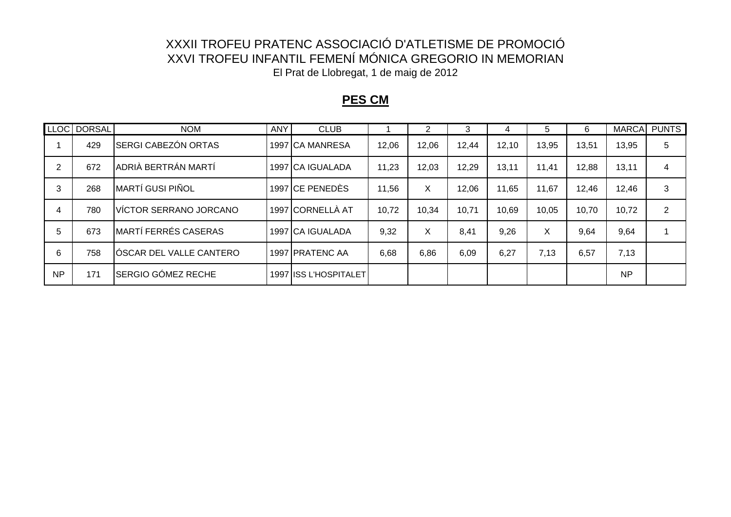XXXII TROFEU PRATENC ASSOCIACIÓ D'ATLETISME DE PROMOCIÓ
XXVI TROFEU INFANTIL FEMENÍ MÓNICA GREGORIO IN MEMORIAN
El Prat de Llobregat, 1 de maig de 2012

## PES CM

| LLOC | DORSAL | NOM | ANY | CLUB | 1 | 2 | 3 | 4 | 5 | 6 | MARCA | PUNTS |
|---|---|---|---|---|---|---|---|---|---|---|---|---|
| 1 | 429 | SERGI CABEZÓN ORTAS | 1997 | CA MANRESA | 12,06 | 12,06 | 12,44 | 12,10 | 13,95 | 13,51 | 13,95 | 5 |
| 2 | 672 | ADRIÀ BERTRÁN MARTÍ | 1997 | CA IGUALADA | 11,23 | 12,03 | 12,29 | 13,11 | 11,41 | 12,88 | 13,11 | 4 |
| 3 | 268 | MARTÍ GUSI PIÑOL | 1997 | CE PENEDÈS | 11,56 | X | 12,06 | 11,65 | 11,67 | 12,46 | 12,46 | 3 |
| 4 | 780 | VÍCTOR SERRANO JORCANO | 1997 | CORNELLÀ AT | 10,72 | 10,34 | 10,71 | 10,69 | 10,05 | 10,70 | 10,72 | 2 |
| 5 | 673 | MARTÍ FERRÉS CASERAS | 1997 | CA IGUALADA | 9,32 | X | 8,41 | 9,26 | X | 9,64 | 9,64 | 1 |
| 6 | 758 | ÓSCAR DEL VALLE CANTERO | 1997 | PRATENC AA | 6,68 | 6,86 | 6,09 | 6,27 | 7,13 | 6,57 | 7,13 | |
| NP | 171 | SERGIO GÓMEZ RECHE | 1997 | ISS L'HOSPITALET | | | | | | | NP | |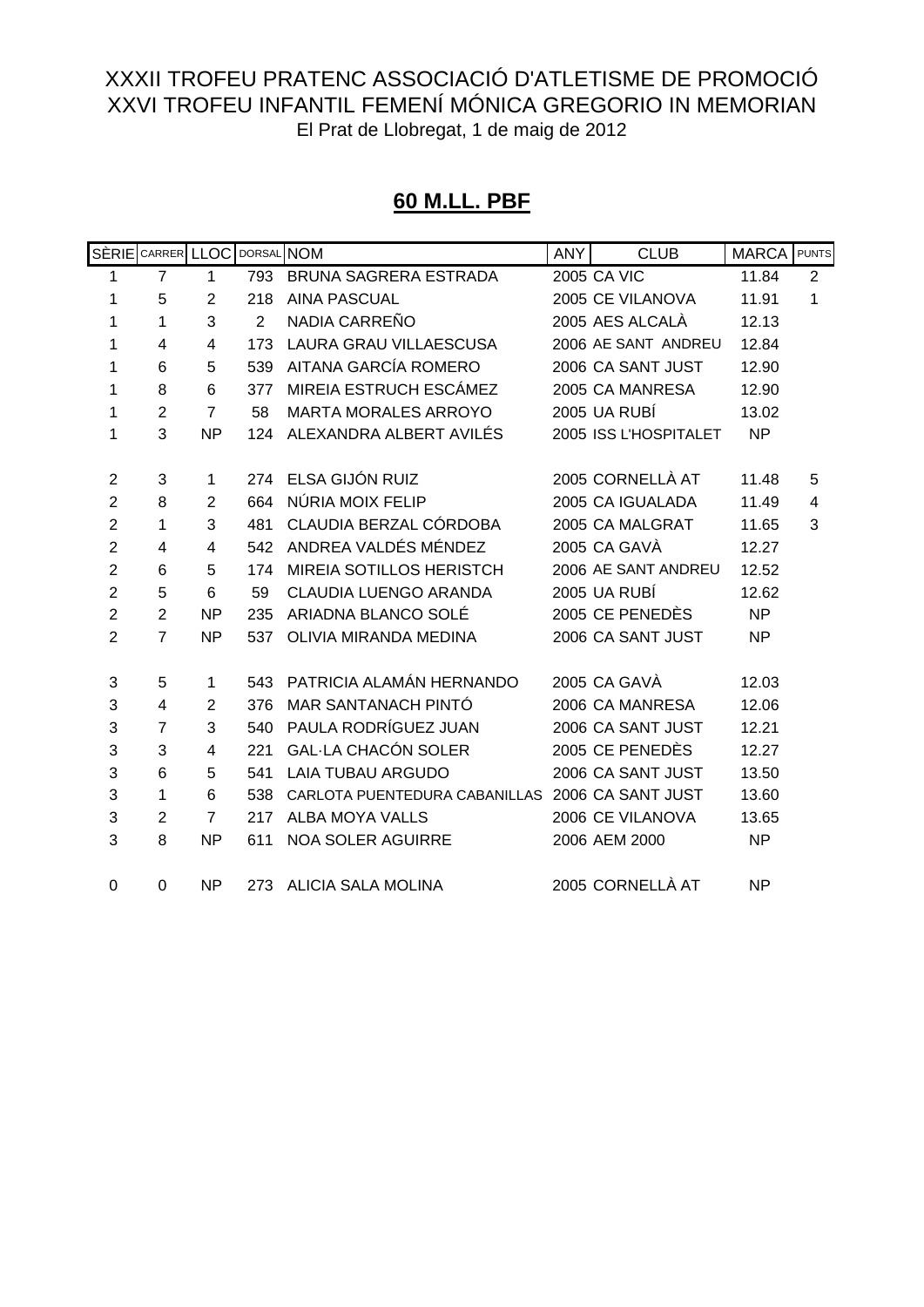XXXII TROFEU PRATENC ASSOCIACIÓ D'ATLETISME DE PROMOCIÓ
XXVI TROFEU INFANTIL FEMENÍ MÓNICA GREGORIO IN MEMORIAN
El Prat de Llobregat, 1 de maig de 2012

## 60 M.LL. PBF

| SÈRIE | CARRER | LLOC | DORSAL | NOM | ANY | CLUB | MARCA | PUNTS |
|---|---|---|---|---|---|---|---|---|
| 1 | 7 | 1 | 793 | BRUNA SAGRERA ESTRADA | 2005 | CA VIC | 11.84 | 2 |
| 1 | 5 | 2 | 218 | AINA PASCUAL | 2005 | CE VILANOVA | 11.91 | 1 |
| 1 | 1 | 3 | 2 | NADIA CARREÑO | 2005 | AES ALCALÀ | 12.13 | |
| 1 | 4 | 4 | 173 | LAURA GRAU VILLAESCUSA | 2006 | AE SANT ANDREU | 12.84 | |
| 1 | 6 | 5 | 539 | AITANA GARCÍA ROMERO | 2006 | CA SANT JUST | 12.90 | |
| 1 | 8 | 6 | 377 | MIREIA ESTRUCH ESCÁMEZ | 2005 | CA MANRESA | 12.90 | |
| 1 | 2 | 7 | 58 | MARTA MORALES ARROYO | 2005 | UA RUBÍ | 13.02 | |
| 1 | 3 | NP | 124 | ALEXANDRA ALBERT AVILÉS | 2005 | ISS L'HOSPITALET | NP | |
| 2 | 3 | 1 | 274 | ELSA GIJÓN RUIZ | 2005 | CORNELLÀ AT | 11.48 | 5 |
| 2 | 8 | 2 | 664 | NÚRIA MOIX FELIP | 2005 | CA IGUALADA | 11.49 | 4 |
| 2 | 1 | 3 | 481 | CLAUDIA BERZAL CÓRDOBA | 2005 | CA MALGRAT | 11.65 | 3 |
| 2 | 4 | 4 | 542 | ANDREA VALDÉS MÉNDEZ | 2005 | CA GAVÀ | 12.27 | |
| 2 | 6 | 5 | 174 | MIREIA SOTILLOS HERISTCH | 2006 | AE SANT ANDREU | 12.52 | |
| 2 | 5 | 6 | 59 | CLAUDIA LUENGO ARANDA | 2005 | UA RUBÍ | 12.62 | |
| 2 | 2 | NP | 235 | ARIADNA BLANCO SOLÉ | 2005 | CE PENEDÈS | NP | |
| 2 | 7 | NP | 537 | OLIVIA MIRANDA MEDINA | 2006 | CA SANT JUST | NP | |
| 3 | 5 | 1 | 543 | PATRICIA ALAMÁN HERNANDO | 2005 | CA GAVÀ | 12.03 | |
| 3 | 4 | 2 | 376 | MAR SANTANACH PINTÓ | 2006 | CA MANRESA | 12.06 | |
| 3 | 7 | 3 | 540 | PAULA RODRÍGUEZ JUAN | 2006 | CA SANT JUST | 12.21 | |
| 3 | 3 | 4 | 221 | GAL·LA CHACÓN SOLER | 2005 | CE PENEDÈS | 12.27 | |
| 3 | 6 | 5 | 541 | LAIA TUBAU ARGUDO | 2006 | CA SANT JUST | 13.50 | |
| 3 | 1 | 6 | 538 | CARLOTA PUENTEDURA CABANILLAS | 2006 | CA SANT JUST | 13.60 | |
| 3 | 2 | 7 | 217 | ALBA MOYA VALLS | 2006 | CE VILANOVA | 13.65 | |
| 3 | 8 | NP | 611 | NOA SOLER AGUIRRE | 2006 | AEM 2000 | NP | |
| 0 | 0 | NP | 273 | ALICIA SALA MOLINA | 2005 | CORNELLÀ AT | NP | |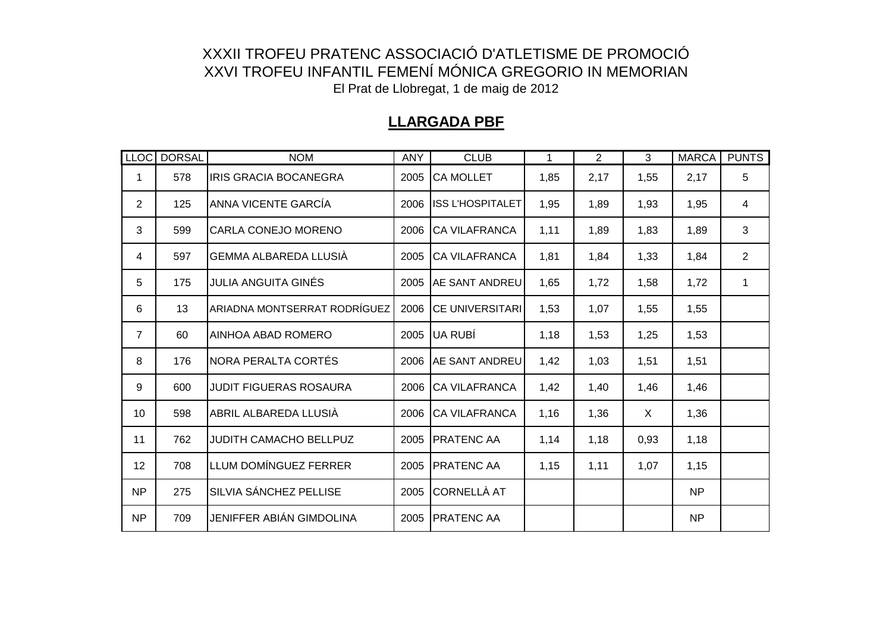XXXII TROFEU PRATENC ASSOCIACIÓ D'ATLETISME DE PROMOCIÓ

XXVI TROFEU INFANTIL FEMENÍ MÓNICA GREGORIO IN MEMORIAN

El Prat de Llobregat, 1 de maig de 2012

## LLARGADA PBF

| LLOC | DORSAL | NOM | ANY | CLUB | 1 | 2 | 3 | MARCA | PUNTS |
|---|---|---|---|---|---|---|---|---|---|
| 1 | 578 | IRIS GRACIA BOCANEGRA | 2005 | CA MOLLET | 1,85 | 2,17 | 1,55 | 2,17 | 5 |
| 2 | 125 | ANNA VICENTE GARCÍA | 2006 | ISS L'HOSPITALET | 1,95 | 1,89 | 1,93 | 1,95 | 4 |
| 3 | 599 | CARLA CONEJO MORENO | 2006 | CA VILAFRANCA | 1,11 | 1,89 | 1,83 | 1,89 | 3 |
| 4 | 597 | GEMMA ALBAREDA LLUSIÀ | 2005 | CA VILAFRANCA | 1,81 | 1,84 | 1,33 | 1,84 | 2 |
| 5 | 175 | JULIA ANGUITA GINÉS | 2005 | AE SANT ANDREU | 1,65 | 1,72 | 1,58 | 1,72 | 1 |
| 6 | 13 | ARIADNA MONTSERRAT RODRÍGUEZ | 2006 | CE UNIVERSITARI | 1,53 | 1,07 | 1,55 | 1,55 | |
| 7 | 60 | AINHOA ABAD ROMERO | 2005 | UA RUBÍ | 1,18 | 1,53 | 1,25 | 1,53 | |
| 8 | 176 | NORA PERALTA CORTÉS | 2006 | AE SANT ANDREU | 1,42 | 1,03 | 1,51 | 1,51 | |
| 9 | 600 | JUDIT FIGUERAS ROSAURA | 2006 | CA VILAFRANCA | 1,42 | 1,40 | 1,46 | 1,46 | |
| 10 | 598 | ABRIL ALBAREDA LLUSIÀ | 2006 | CA VILAFRANCA | 1,16 | 1,36 | X | 1,36 | |
| 11 | 762 | JUDITH CAMACHO BELLPUZ | 2005 | PRATENC AA | 1,14 | 1,18 | 0,93 | 1,18 | |
| 12 | 708 | LLUM DOMÍNGUEZ FERRER | 2005 | PRATENC AA | 1,15 | 1,11 | 1,07 | 1,15 | |
| NP | 275 | SILVIA SÁNCHEZ PELLISE | 2005 | CORNELLÀ AT | | | | NP | |
| NP | 709 | JENIFFER ABIÁN GIMDOLINA | 2005 | PRATENC AA | | | | NP | |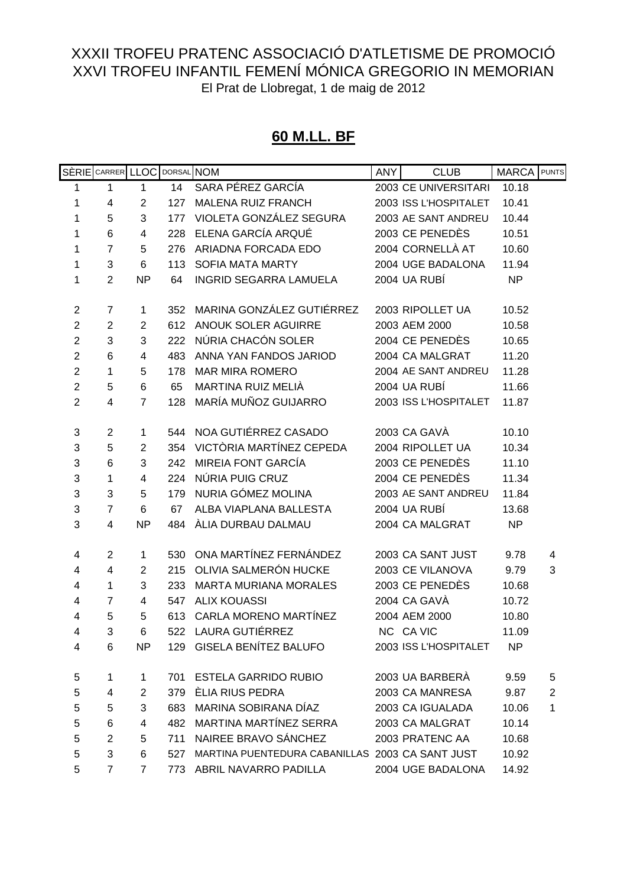XXXII TROFEU PRATENC ASSOCIACIÓ D'ATLETISME DE PROMOCIÓ
XXVI TROFEU INFANTIL FEMENÍ MÓNICA GREGORIO IN MEMORIAN
El Prat de Llobregat, 1 de maig de 2012

## 60 M.LL. BF

| SÈRIE | CARRER | LLOC | DORSAL | NOM | ANY | CLUB | MARCA | PUNTS |
|---|---|---|---|---|---|---|---|---|
| 1 | 1 | 1 | 14 | SARA PÉREZ GARCÍA | 2003 | CE UNIVERSITARI | 10.18 | |
| 1 | 4 | 2 | 127 | MALENA RUIZ FRANCH | 2003 | ISS L'HOSPITALET | 10.41 | |
| 1 | 5 | 3 | 177 | VIOLETA GONZÁLEZ SEGURA | 2003 | AE SANT ANDREU | 10.44 | |
| 1 | 6 | 4 | 228 | ELENA GARCÍA ARQUÉ | 2003 | CE PENEDÈS | 10.51 | |
| 1 | 7 | 5 | 276 | ARIADNA FORCADA EDO | 2004 | CORNELLÀ AT | 10.60 | |
| 1 | 3 | 6 | 113 | SOFIA MATA MARTY | 2004 | UGE BADALONA | 11.94 | |
| 1 | 2 | NP | 64 | INGRID SEGARRA LAMUELA | 2004 | UA RUBÍ | NP | |
| | | | | | | | | |
| 2 | 7 | 1 | 352 | MARINA GONZÁLEZ GUTIÉRREZ | 2003 | RIPOLLET UA | 10.52 | |
| 2 | 2 | 2 | 612 | ANOUK SOLER AGUIRRE | 2003 | AEM 2000 | 10.58 | |
| 2 | 3 | 3 | 222 | NÚRIA CHACÓN SOLER | 2004 | CE PENEDÈS | 10.65 | |
| 2 | 6 | 4 | 483 | ANNA YAN FANDOS JARIOD | 2004 | CA MALGRAT | 11.20 | |
| 2 | 1 | 5 | 178 | MAR MIRA ROMERO | 2004 | AE SANT ANDREU | 11.28 | |
| 2 | 5 | 6 | 65 | MARTINA RUIZ MELIÀ | 2004 | UA RUBÍ | 11.66 | |
| 2 | 4 | 7 | 128 | MARÍA MUÑOZ GUIJARRO | 2003 | ISS L'HOSPITALET | 11.87 | |
| | | | | | | | | |
| 3 | 2 | 1 | 544 | NOA GUTIÉRREZ CASADO | 2003 | CA GAVÀ | 10.10 | |
| 3 | 5 | 2 | 354 | VICTÒRIA MARTÍNEZ CEPEDA | 2004 | RIPOLLET UA | 10.34 | |
| 3 | 6 | 3 | 242 | MIREIA FONT GARCÍA | 2003 | CE PENEDÈS | 11.10 | |
| 3 | 1 | 4 | 224 | NÚRIA PUIG CRUZ | 2004 | CE PENEDÈS | 11.34 | |
| 3 | 3 | 5 | 179 | NURIA GÓMEZ MOLINA | 2003 | AE SANT ANDREU | 11.84 | |
| 3 | 7 | 6 | 67 | ALBA VIAPLANA BALLESTA | 2004 | UA RUBÍ | 13.68 | |
| 3 | 4 | NP | 484 | ÀLIA DURBAU DALMAU | 2004 | CA MALGRAT | NP | |
| | | | | | | | | |
| 4 | 2 | 1 | 530 | ONA MARTÍNEZ FERNÁNDEZ | 2003 | CA SANT JUST | 9.78 | 4 |
| 4 | 4 | 2 | 215 | OLIVIA SALMERÓN HUCKE | 2003 | CE VILANOVA | 9.79 | 3 |
| 4 | 1 | 3 | 233 | MARTA MURIANA MORALES | 2003 | CE PENEDÈS | 10.68 | |
| 4 | 7 | 4 | 547 | ALIX KOUASSI | 2004 | CA GAVÀ | 10.72 | |
| 4 | 5 | 5 | 613 | CARLA MORENO MARTÍNEZ | 2004 | AEM 2000 | 10.80 | |
| 4 | 3 | 6 | 522 | LAURA GUTIÉRREZ | NC | CA VIC | 11.09 | |
| 4 | 6 | NP | 129 | GISELA BENÍTEZ BALUFO | 2003 | ISS L'HOSPITALET | NP | |
| | | | | | | | | |
| 5 | 1 | 1 | 701 | ESTELA GARRIDO RUBIO | 2003 | UA BARBERÀ | 9.59 | 5 |
| 5 | 4 | 2 | 379 | ÈLIA RIUS PEDRA | 2003 | CA MANRESA | 9.87 | 2 |
| 5 | 5 | 3 | 683 | MARINA SOBIRANA DÍAZ | 2003 | CA IGUALADA | 10.06 | 1 |
| 5 | 6 | 4 | 482 | MARTINA MARTÍNEZ SERRA | 2003 | CA MALGRAT | 10.14 | |
| 5 | 2 | 5 | 711 | NAIREE BRAVO SÁNCHEZ | 2003 | PRATENC AA | 10.68 | |
| 5 | 3 | 6 | 527 | MARTINA PUENTEDURA CABANILLAS | 2003 | CA SANT JUST | 10.92 | |
| 5 | 7 | 7 | 773 | ABRIL NAVARRO PADILLA | 2004 | UGE BADALONA | 14.92 | |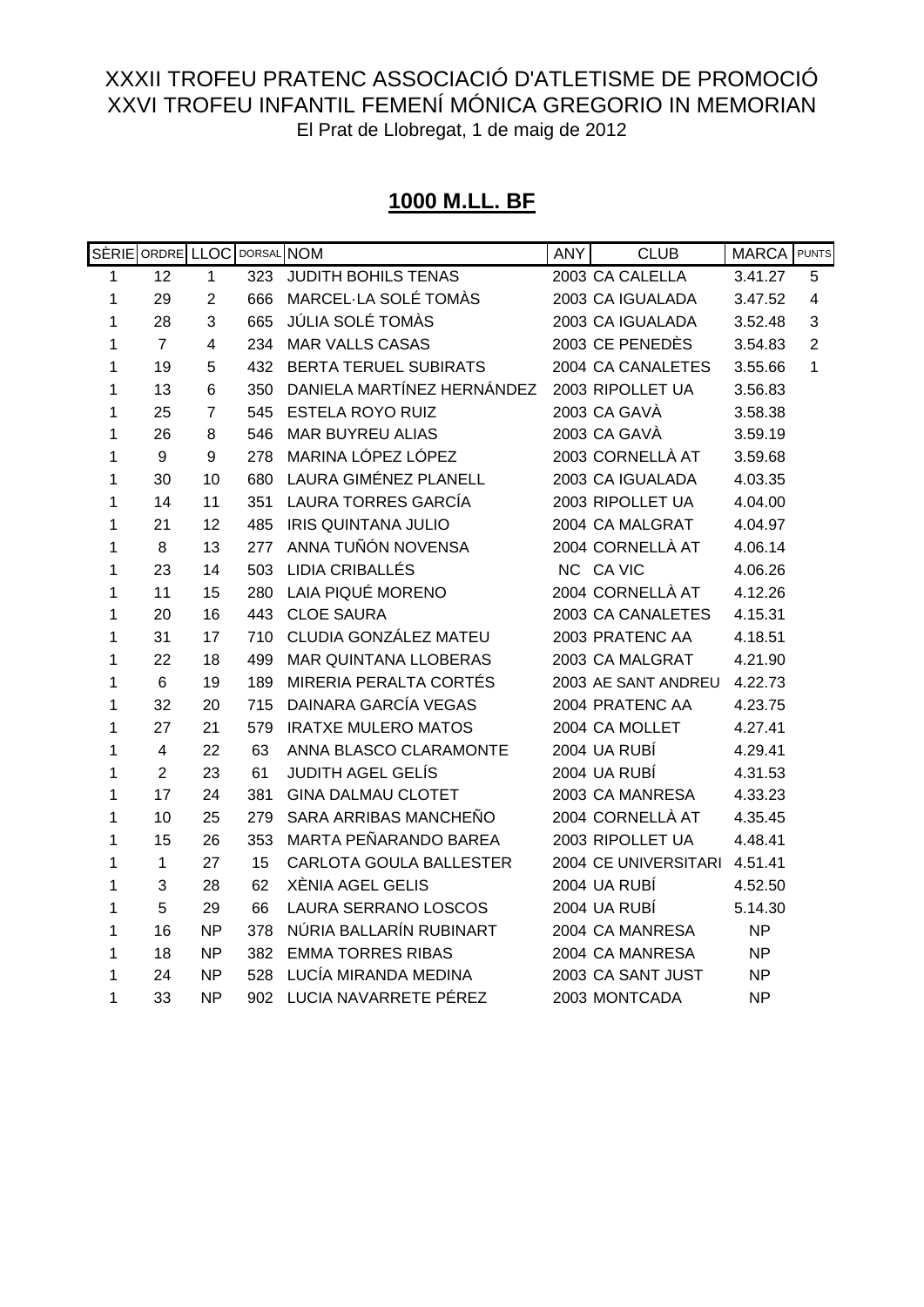XXXII TROFEU PRATENC ASSOCIACIÓ D'ATLETISME DE PROMOCIÓ
XXVI TROFEU INFANTIL FEMENÍ MÓNICA GREGORIO IN MEMORIAN
El Prat de Llobregat, 1 de maig de 2012

## 1000 M.LL. BF

| SÈRIE | ORDRE | LLOC | DORSAL | NOM | ANY | CLUB | MARCA | PUNTS |
|---|---|---|---|---|---|---|---|---|
| 1 | 12 | 1 | 323 | JUDITH BOHILS TENAS | 2003 | CA CALELLA | 3.41.27 | 5 |
| 1 | 29 | 2 | 666 | MARCEL·LA SOLÉ TOMÀS | 2003 | CA IGUALADA | 3.47.52 | 4 |
| 1 | 28 | 3 | 665 | JÚLIA SOLÉ TOMÀS | 2003 | CA IGUALADA | 3.52.48 | 3 |
| 1 | 7 | 4 | 234 | MAR VALLS CASAS | 2003 | CE PENEDÈS | 3.54.83 | 2 |
| 1 | 19 | 5 | 432 | BERTA TERUEL SUBIRATS | 2004 | CA CANALETES | 3.55.66 | 1 |
| 1 | 13 | 6 | 350 | DANIELA MARTÍNEZ HERNÁNDEZ | 2003 | RIPOLLET UA | 3.56.83 | |
| 1 | 25 | 7 | 545 | ESTELA ROYO RUIZ | 2003 | CA GAVÀ | 3.58.38 | |
| 1 | 26 | 8 | 546 | MAR BUYREU ALIAS | 2003 | CA GAVÀ | 3.59.19 | |
| 1 | 9 | 9 | 278 | MARINA LÓPEZ LÓPEZ | 2003 | CORNELLÀ AT | 3.59.68 | |
| 1 | 30 | 10 | 680 | LAURA GIMÉNEZ PLANELL | 2003 | CA IGUALADA | 4.03.35 | |
| 1 | 14 | 11 | 351 | LAURA TORRES GARCÍA | 2003 | RIPOLLET UA | 4.04.00 | |
| 1 | 21 | 12 | 485 | IRIS QUINTANA JULIO | 2004 | CA MALGRAT | 4.04.97 | |
| 1 | 8 | 13 | 277 | ANNA TUÑÓN NOVENSA | 2004 | CORNELLÀ AT | 4.06.14 | |
| 1 | 23 | 14 | 503 | LIDIA CRIBALLÉS | NC | CA VIC | 4.06.26 | |
| 1 | 11 | 15 | 280 | LAIA PIQUÉ MORENO | 2004 | CORNELLÀ AT | 4.12.26 | |
| 1 | 20 | 16 | 443 | CLOE SAURA | 2003 | CA CANALETES | 4.15.31 | |
| 1 | 31 | 17 | 710 | CLUDIA GONZÁLEZ MATEU | 2003 | PRATENC AA | 4.18.51 | |
| 1 | 22 | 18 | 499 | MAR QUINTANA LLOBERAS | 2003 | CA MALGRAT | 4.21.90 | |
| 1 | 6 | 19 | 189 | MIRERIA PERALTA CORTÉS | 2003 | AE SANT ANDREU | 4.22.73 | |
| 1 | 32 | 20 | 715 | DAINARA GARCÍA VEGAS | 2004 | PRATENC AA | 4.23.75 | |
| 1 | 27 | 21 | 579 | IRATXE MULERO MATOS | 2004 | CA MOLLET | 4.27.41 | |
| 1 | 4 | 22 | 63 | ANNA BLASCO CLARAMONTE | 2004 | UA RUBÍ | 4.29.41 | |
| 1 | 2 | 23 | 61 | JUDITH AGEL GELÍS | 2004 | UA RUBÍ | 4.31.53 | |
| 1 | 17 | 24 | 381 | GINA DALMAU CLOTET | 2003 | CA MANRESA | 4.33.23 | |
| 1 | 10 | 25 | 279 | SARA ARRIBAS MANCHEÑO | 2004 | CORNELLÀ AT | 4.35.45 | |
| 1 | 15 | 26 | 353 | MARTA PEÑARANDO BAREA | 2003 | RIPOLLET UA | 4.48.41 | |
| 1 | 1 | 27 | 15 | CARLOTA GOULA BALLESTER | 2004 | CE UNIVERSITARI | 4.51.41 | |
| 1 | 3 | 28 | 62 | XÈNIA AGEL GELIS | 2004 | UA RUBÍ | 4.52.50 | |
| 1 | 5 | 29 | 66 | LAURA SERRANO LOSCOS | 2004 | UA RUBÍ | 5.14.30 | |
| 1 | 16 | NP | 378 | NÚRIA BALLARÍN RUBINART | 2004 | CA MANRESA | NP | |
| 1 | 18 | NP | 382 | EMMA TORRES RIBAS | 2004 | CA MANRESA | NP | |
| 1 | 24 | NP | 528 | LUCÍA MIRANDA MEDINA | 2003 | CA SANT JUST | NP | |
| 1 | 33 | NP | 902 | LUCIA NAVARRETE PÉREZ | 2003 | MONTCADA | NP | |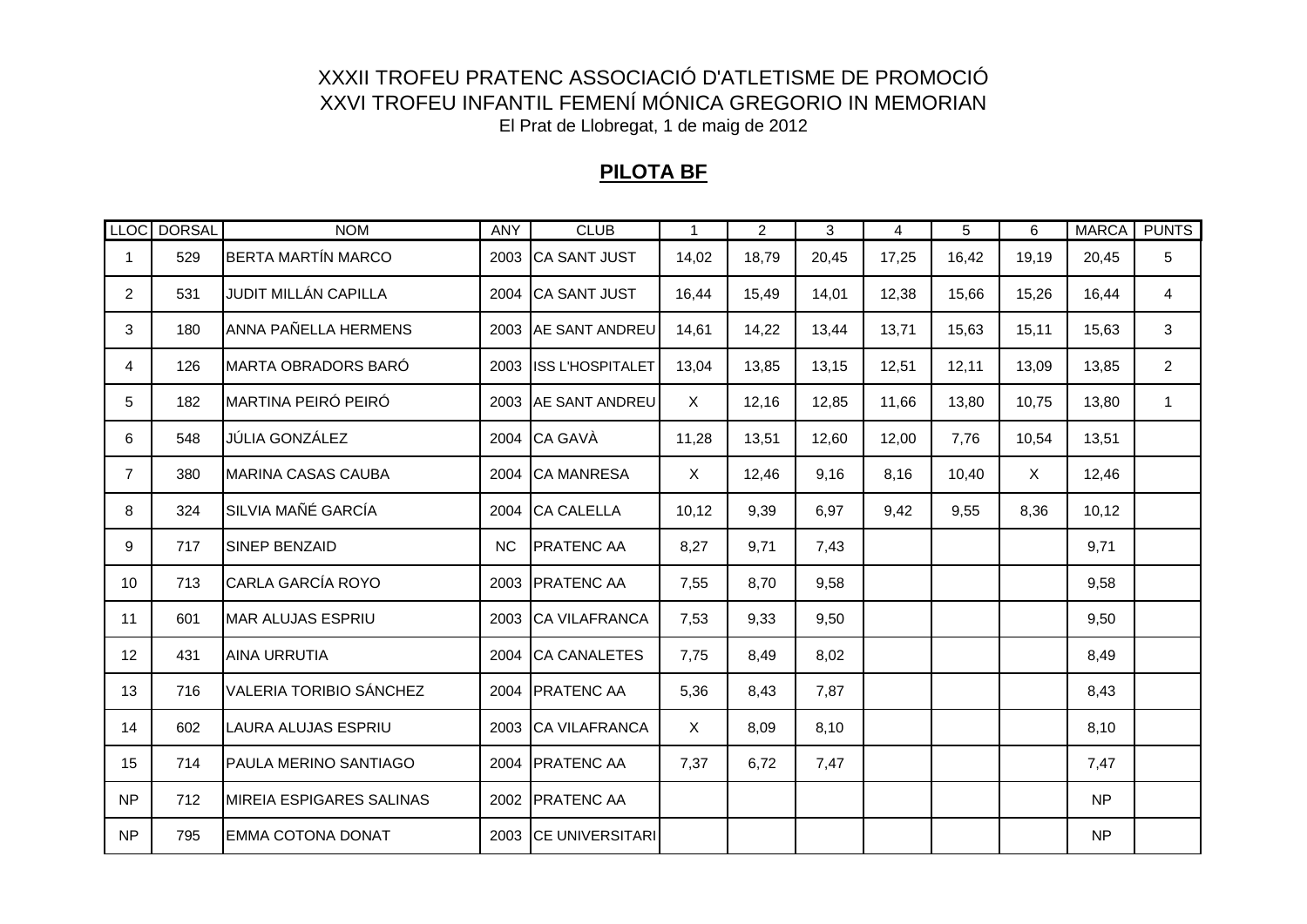XXXII TROFEU PRATENC ASSOCIACIÓ D'ATLETISME DE PROMOCIÓ

XXVI TROFEU INFANTIL FEMENÍ MÓNICA GREGORIO IN MEMORIAN

El Prat de Llobregat, 1 de maig de 2012

## **PILOTA BF**

| LLOC | DORSAL | NOM | ANY | CLUB | 1 | 2 | 3 | 4 | 5 | 6 | MARCA | PUNTS |
|---|---|---|---|---|---|---|---|---|---|---|---|---|
| 1 | 529 | BERTA MARTÍN MARCO | 2003 | CA SANT JUST | 14,02 | 18,79 | 20,45 | 17,25 | 16,42 | 19,19 | 20,45 | 5 |
| 2 | 531 | JUDIT MILLÁN CAPILLA | 2004 | CA SANT JUST | 16,44 | 15,49 | 14,01 | 12,38 | 15,66 | 15,26 | 16,44 | 4 |
| 3 | 180 | ANNA PAÑELLA HERMENS | 2003 | AE SANT ANDREU | 14,61 | 14,22 | 13,44 | 13,71 | 15,63 | 15,11 | 15,63 | 3 |
| 4 | 126 | MARTA OBRADORS BARÓ | 2003 | ISS L'HOSPITALET | 13,04 | 13,85 | 13,15 | 12,51 | 12,11 | 13,09 | 13,85 | 2 |
| 5 | 182 | MARTINA PEIRÓ PEIRÓ | 2003 | AE SANT ANDREU | X | 12,16 | 12,85 | 11,66 | 13,80 | 10,75 | 13,80 | 1 |
| 6 | 548 | JÚLIA GONZÁLEZ | 2004 | CA GAVÀ | 11,28 | 13,51 | 12,60 | 12,00 | 7,76 | 10,54 | 13,51 | |
| 7 | 380 | MARINA CASAS CAUBA | 2004 | CA MANRESA | X | 12,46 | 9,16 | 8,16 | 10,40 | X | 12,46 | |
| 8 | 324 | SILVIA MAÑÉ GARCÍA | 2004 | CA CALELLA | 10,12 | 9,39 | 6,97 | 9,42 | 9,55 | 8,36 | 10,12 | |
| 9 | 717 | SINEP BENZAID | NC | PRATENC AA | 8,27 | 9,71 | 7,43 | | | | 9,71 | |
| 10 | 713 | CARLA GARCÍA ROYO | 2003 | PRATENC AA | 7,55 | 8,70 | 9,58 | | | | 9,58 | |
| 11 | 601 | MAR ALUJAS ESPRIU | 2003 | CA VILAFRANCA | 7,53 | 9,33 | 9,50 | | | | 9,50 | |
| 12 | 431 | AINA URRUTIA | 2004 | CA CANALETES | 7,75 | 8,49 | 8,02 | | | | 8,49 | |
| 13 | 716 | VALERIA TORIBIO SÁNCHEZ | 2004 | PRATENC AA | 5,36 | 8,43 | 7,87 | | | | 8,43 | |
| 14 | 602 | LAURA ALUJAS ESPRIU | 2003 | CA VILAFRANCA | X | 8,09 | 8,10 | | | | 8,10 | |
| 15 | 714 | PAULA MERINO SANTIAGO | 2004 | PRATENC AA | 7,37 | 6,72 | 7,47 | | | | 7,47 | |
| NP | 712 | MIREIA ESPIGARES SALINAS | 2002 | PRATENC AA | | | | | | | NP | |
| NP | 795 | EMMA COTONA DONAT | 2003 | CE UNIVERSITARI | | | | | | | NP | |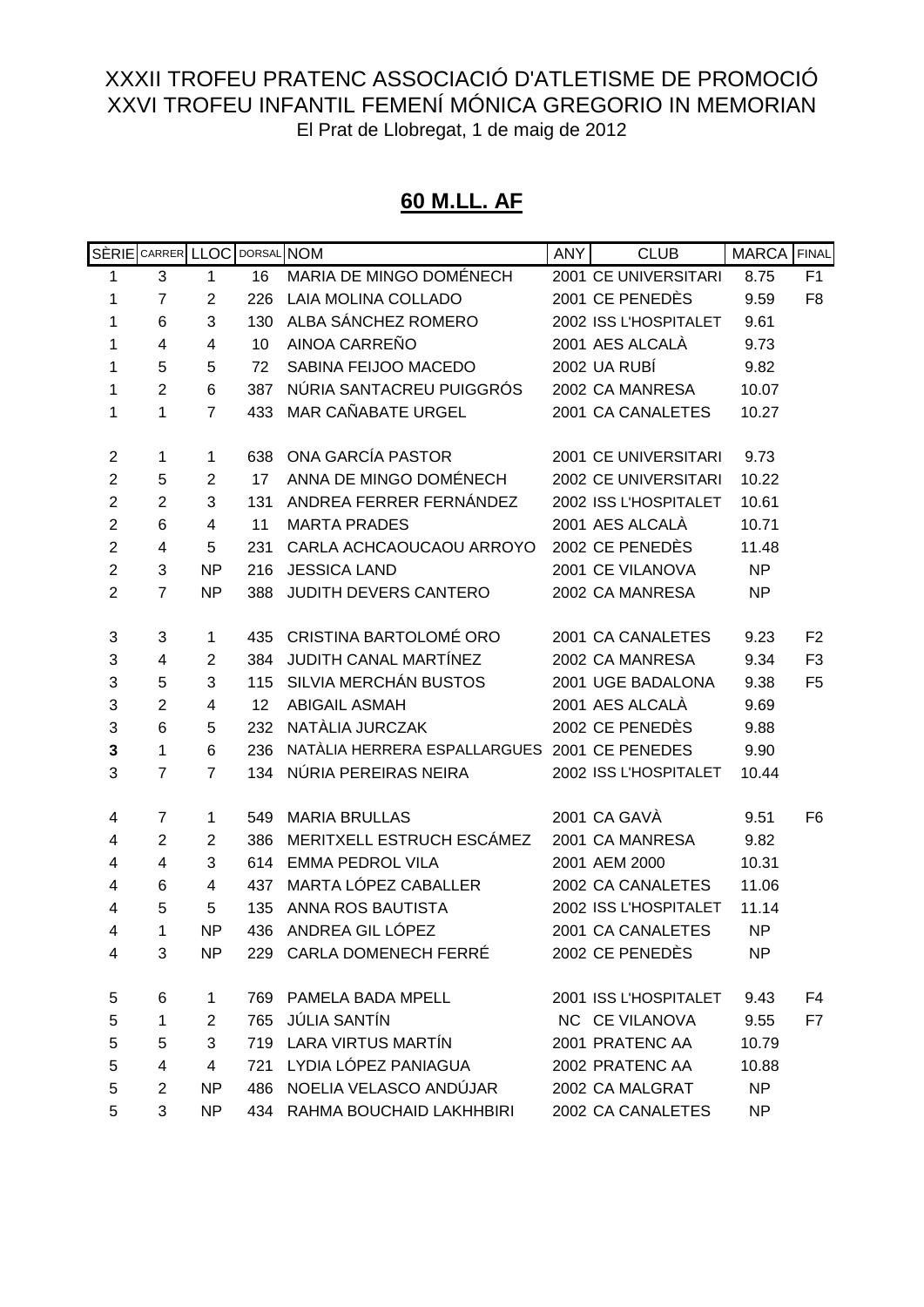XXXII TROFEU PRATENC ASSOCIACIÓ D'ATLETISME DE PROMOCIÓ
XXVI TROFEU INFANTIL FEMENÍ MÓNICA GREGORIO IN MEMORIAN
El Prat de Llobregat, 1 de maig de 2012

## 60 M.LL. AF

| SÈRIE | CARRER | LLOC | DORSAL | NOM | ANY | CLUB | MARCA | FINAL |
|---|---|---|---|---|---|---|---|---|
| 1 | 3 | 1 | 16 | MARIA DE MINGO DOMÉNECH | 2001 | CE UNIVERSITARI | 8.75 | F1 |
| 1 | 7 | 2 | 226 | LAIA MOLINA COLLADO | 2001 | CE PENEDÈS | 9.59 | F8 |
| 1 | 6 | 3 | 130 | ALBA SÁNCHEZ ROMERO | 2002 | ISS L'HOSPITALET | 9.61 | |
| 1 | 4 | 4 | 10 | AINOA CARREÑO | 2001 | AES ALCALÀ | 9.73 | |
| 1 | 5 | 5 | 72 | SABINA FEIJOO MACEDO | 2002 | UA RUBÍ | 9.82 | |
| 1 | 2 | 6 | 387 | NÚRIA SANTACREU PUIGGRÓS | 2002 | CA MANRESA | 10.07 | |
| 1 | 1 | 7 | 433 | MAR CAÑABATE URGEL | 2001 | CA CANALETES | 10.27 | |
| | | | | | | | | |
| 2 | 1 | 1 | 638 | ONA GARCÍA PASTOR | 2001 | CE UNIVERSITARI | 9.73 | |
| 2 | 5 | 2 | 17 | ANNA DE MINGO DOMÉNECH | 2002 | CE UNIVERSITARI | 10.22 | |
| 2 | 2 | 3 | 131 | ANDREA FERRER FERNÁNDEZ | 2002 | ISS L'HOSPITALET | 10.61 | |
| 2 | 6 | 4 | 11 | MARTA PRADES | 2001 | AES ALCALÀ | 10.71 | |
| 2 | 4 | 5 | 231 | CARLA ACHCAOUCAOU ARROYO | 2002 | CE PENEDÈS | 11.48 | |
| 2 | 3 | NP | 216 | JESSICA LAND | 2001 | CE VILANOVA | NP | |
| 2 | 7 | NP | 388 | JUDITH DEVERS CANTERO | 2002 | CA MANRESA | NP | |
| | | | | | | | | |
| 3 | 3 | 1 | 435 | CRISTINA BARTOLOMÉ ORO | 2001 | CA CANALETES | 9.23 | F2 |
| 3 | 4 | 2 | 384 | JUDITH CANAL MARTÍNEZ | 2002 | CA MANRESA | 9.34 | F3 |
| 3 | 5 | 3 | 115 | SILVIA MERCHÁN BUSTOS | 2001 | UGE BADALONA | 9.38 | F5 |
| 3 | 2 | 4 | 12 | ABIGAIL ASMAH | 2001 | AES ALCALÀ | 9.69 | |
| 3 | 6 | 5 | 232 | NATÀLIA JURCZAK | 2002 | CE PENEDÈS | 9.88 | |
| **3** | 1 | 6 | 236 | NATÀLIA HERRERA ESPALLARGUES | 2001 | CE PENEDES | 9.90 | |
| 3 | 7 | 7 | 134 | NÚRIA PEREIRAS NEIRA | 2002 | ISS L'HOSPITALET | 10.44 | |
| | | | | | | | | |
| 4 | 7 | 1 | 549 | MARIA BRULLAS | 2001 | CA GAVÀ | 9.51 | F6 |
| 4 | 2 | 2 | 386 | MERITXELL ESTRUCH ESCÁMEZ | 2001 | CA MANRESA | 9.82 | |
| 4 | 4 | 3 | 614 | EMMA PEDROL VILA | 2001 | AEM 2000 | 10.31 | |
| 4 | 6 | 4 | 437 | MARTA LÓPEZ CABALLER | 2002 | CA CANALETES | 11.06 | |
| 4 | 5 | 5 | 135 | ANNA ROS BAUTISTA | 2002 | ISS L'HOSPITALET | 11.14 | |
| 4 | 1 | NP | 436 | ANDREA GIL LÓPEZ | 2001 | CA CANALETES | NP | |
| 4 | 3 | NP | 229 | CARLA DOMENECH FERRÉ | 2002 | CE PENEDÈS | NP | |
| | | | | | | | | |
| 5 | 6 | 1 | 769 | PAMELA BADA MPELL | 2001 | ISS L'HOSPITALET | 9.43 | F4 |
| 5 | 1 | 2 | 765 | JÚLIA SANTÍN | NC | CE VILANOVA | 9.55 | F7 |
| 5 | 5 | 3 | 719 | LARA VIRTUS MARTÍN | 2001 | PRATENC AA | 10.79 | |
| 5 | 4 | 4 | 721 | LYDIA LÓPEZ PANIAGUA | 2002 | PRATENC AA | 10.88 | |
| 5 | 2 | NP | 486 | NOELIA VELASCO ANDÚJAR | 2002 | CA MALGRAT | NP | |
| 5 | 3 | NP | 434 | RAHMA BOUCHAID LAKHHBIRI | 2002 | CA CANALETES | NP | |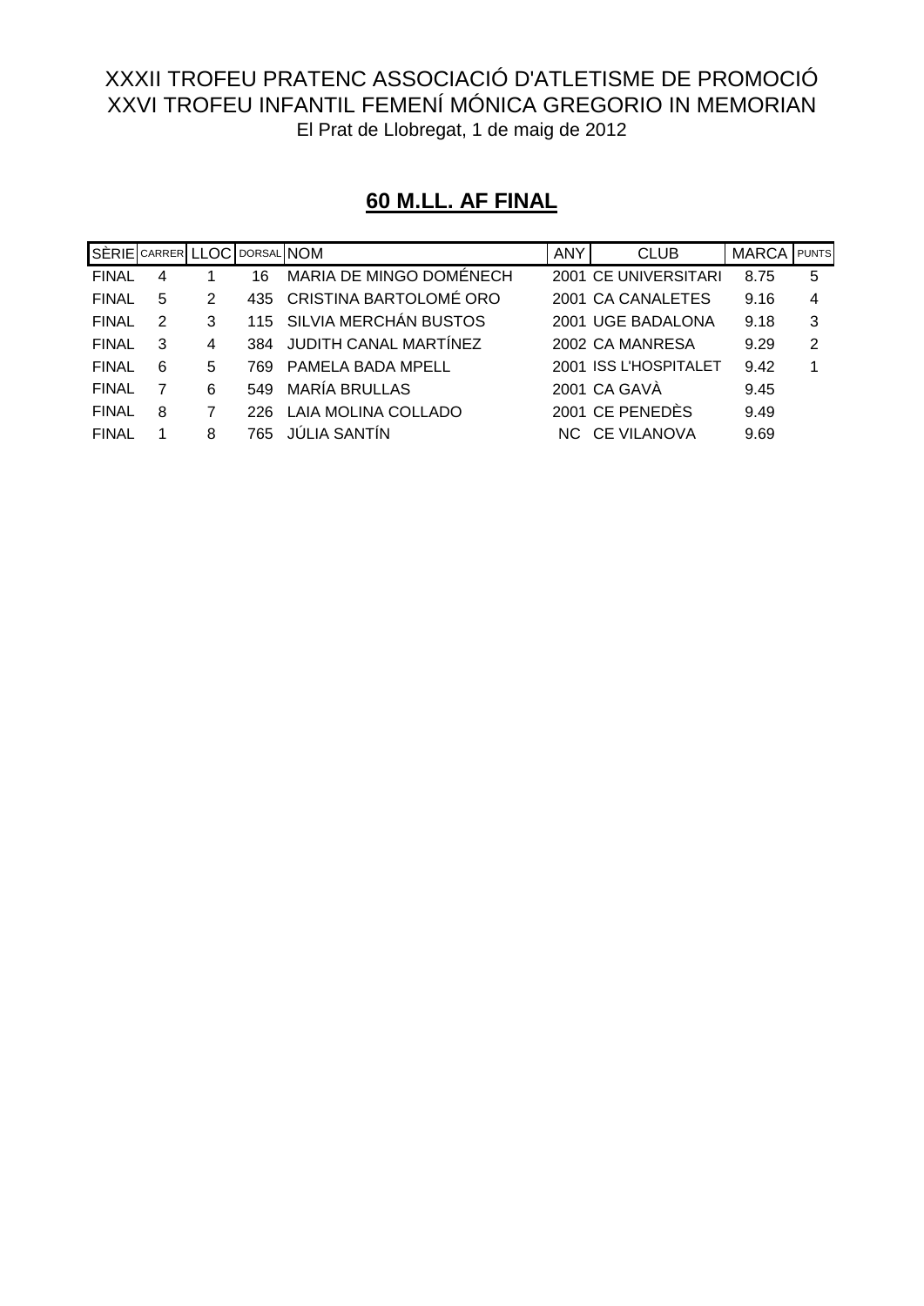XXXII TROFEU PRATENC ASSOCIACIÓ D'ATLETISME DE PROMOCIÓ
XXVI TROFEU INFANTIL FEMENÍ MÓNICA GREGORIO IN MEMORIAN
El Prat de Llobregat, 1 de maig de 2012

## 60 M.LL. AF FINAL

| SÈRIE | CARRER | LLOC | DORSAL | NOM | ANY | CLUB | MARCA | PUNTS |
|---|---|---|---|---|---|---|---|---|
| FINAL | 4 | 1 | 16 | MARIA DE MINGO DOMÉNECH | 2001 | CE UNIVERSITARI | 8.75 | 5 |
| FINAL | 5 | 2 | 435 | CRISTINA BARTOLOMÉ ORO | 2001 | CA CANALETES | 9.16 | 4 |
| FINAL | 2 | 3 | 115 | SILVIA MERCHÁN BUSTOS | 2001 | UGE BADALONA | 9.18 | 3 |
| FINAL | 3 | 4 | 384 | JUDITH CANAL MARTÍNEZ | 2002 | CA MANRESA | 9.29 | 2 |
| FINAL | 6 | 5 | 769 | PAMELA BADA MPELL | 2001 | ISS L'HOSPITALET | 9.42 | 1 |
| FINAL | 7 | 6 | 549 | MARÍA BRULLAS | 2001 | CA GAVÀ | 9.45 | |
| FINAL | 8 | 7 | 226 | LAIA MOLINA COLLADO | 2001 | CE PENEDÈS | 9.49 | |
| FINAL | 1 | 8 | 765 | JÚLIA SANTÍN | NC | CE VILANOVA | 9.69 | |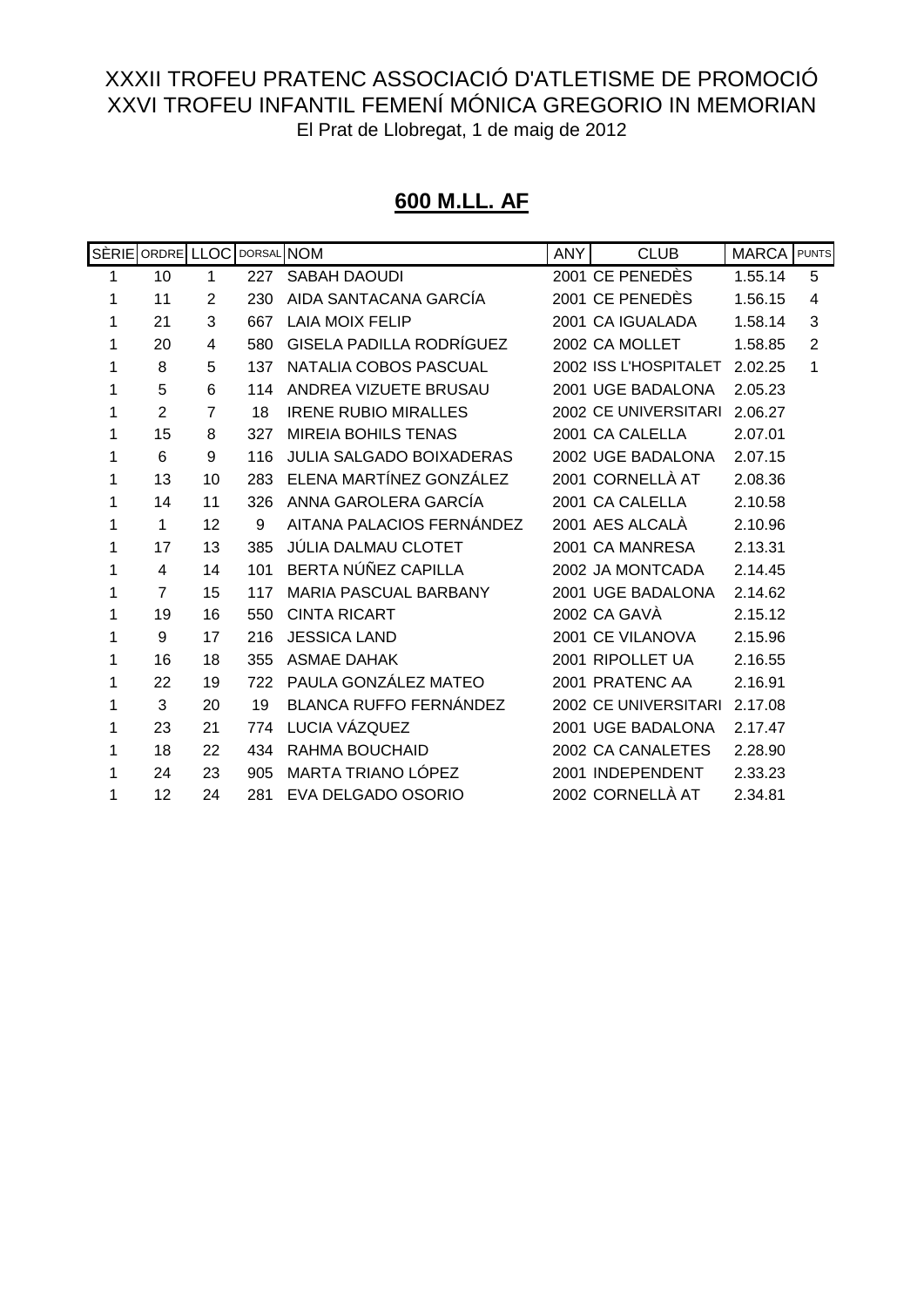XXXII TROFEU PRATENC ASSOCIACIÓ D'ATLETISME DE PROMOCIÓ
XXVI TROFEU INFANTIL FEMENÍ MÓNICA GREGORIO IN MEMORIAN
El Prat de Llobregat, 1 de maig de 2012

## 600 M.LL. AF

| SÈRIE | ORDRE | LLOC | DORSAL | NOM | ANY | CLUB | MARCA | PUNTS |
|---|---|---|---|---|---|---|---|---|
| 1 | 10 | 1 | 227 | SABAH DAOUDI | 2001 | CE PENEDÈS | 1.55.14 | 5 |
| 1 | 11 | 2 | 230 | AIDA SANTACANA GARCÍA | 2001 | CE PENEDÈS | 1.56.15 | 4 |
| 1 | 21 | 3 | 667 | LAIA MOIX FELIP | 2001 | CA IGUALADA | 1.58.14 | 3 |
| 1 | 20 | 4 | 580 | GISELA PADILLA RODRÍGUEZ | 2002 | CA MOLLET | 1.58.85 | 2 |
| 1 | 8 | 5 | 137 | NATALIA COBOS PASCUAL | 2002 | ISS L'HOSPITALET | 2.02.25 | 1 |
| 1 | 5 | 6 | 114 | ANDREA VIZUETE BRUSAU | 2001 | UGE BADALONA | 2.05.23 | |
| 1 | 2 | 7 | 18 | IRENE RUBIO MIRALLES | 2002 | CE UNIVERSITARI | 2.06.27 | |
| 1 | 15 | 8 | 327 | MIREIA BOHILS TENAS | 2001 | CA CALELLA | 2.07.01 | |
| 1 | 6 | 9 | 116 | JULIA SALGADO BOIXADERAS | 2002 | UGE BADALONA | 2.07.15 | |
| 1 | 13 | 10 | 283 | ELENA MARTÍNEZ GONZÁLEZ | 2001 | CORNELLÀ AT | 2.08.36 | |
| 1 | 14 | 11 | 326 | ANNA GAROLERA GARCÍA | 2001 | CA CALELLA | 2.10.58 | |
| 1 | 1 | 12 | 9 | AITANA PALACIOS FERNÁNDEZ | 2001 | AES ALCALÀ | 2.10.96 | |
| 1 | 17 | 13 | 385 | JÚLIA DALMAU CLOTET | 2001 | CA MANRESA | 2.13.31 | |
| 1 | 4 | 14 | 101 | BERTA NÚÑEZ CAPILLA | 2002 | JA MONTCADA | 2.14.45 | |
| 1 | 7 | 15 | 117 | MARIA PASCUAL BARBANY | 2001 | UGE BADALONA | 2.14.62 | |
| 1 | 19 | 16 | 550 | CINTA RICART | 2002 | CA GAVÀ | 2.15.12 | |
| 1 | 9 | 17 | 216 | JESSICA LAND | 2001 | CE VILANOVA | 2.15.96 | |
| 1 | 16 | 18 | 355 | ASMAE DAHAK | 2001 | RIPOLLET UA | 2.16.55 | |
| 1 | 22 | 19 | 722 | PAULA GONZÁLEZ MATEO | 2001 | PRATENC AA | 2.16.91 | |
| 1 | 3 | 20 | 19 | BLANCA RUFFO FERNÁNDEZ | 2002 | CE UNIVERSITARI | 2.17.08 | |
| 1 | 23 | 21 | 774 | LUCIA VÁZQUEZ | 2001 | UGE BADALONA | 2.17.47 | |
| 1 | 18 | 22 | 434 | RAHMA BOUCHAID | 2002 | CA CANALETES | 2.28.90 | |
| 1 | 24 | 23 | 905 | MARTA TRIANO LÓPEZ | 2001 | INDEPENDENT | 2.33.23 | |
| 1 | 12 | 24 | 281 | EVA DELGADO OSORIO | 2002 | CORNELLÀ AT | 2.34.81 | |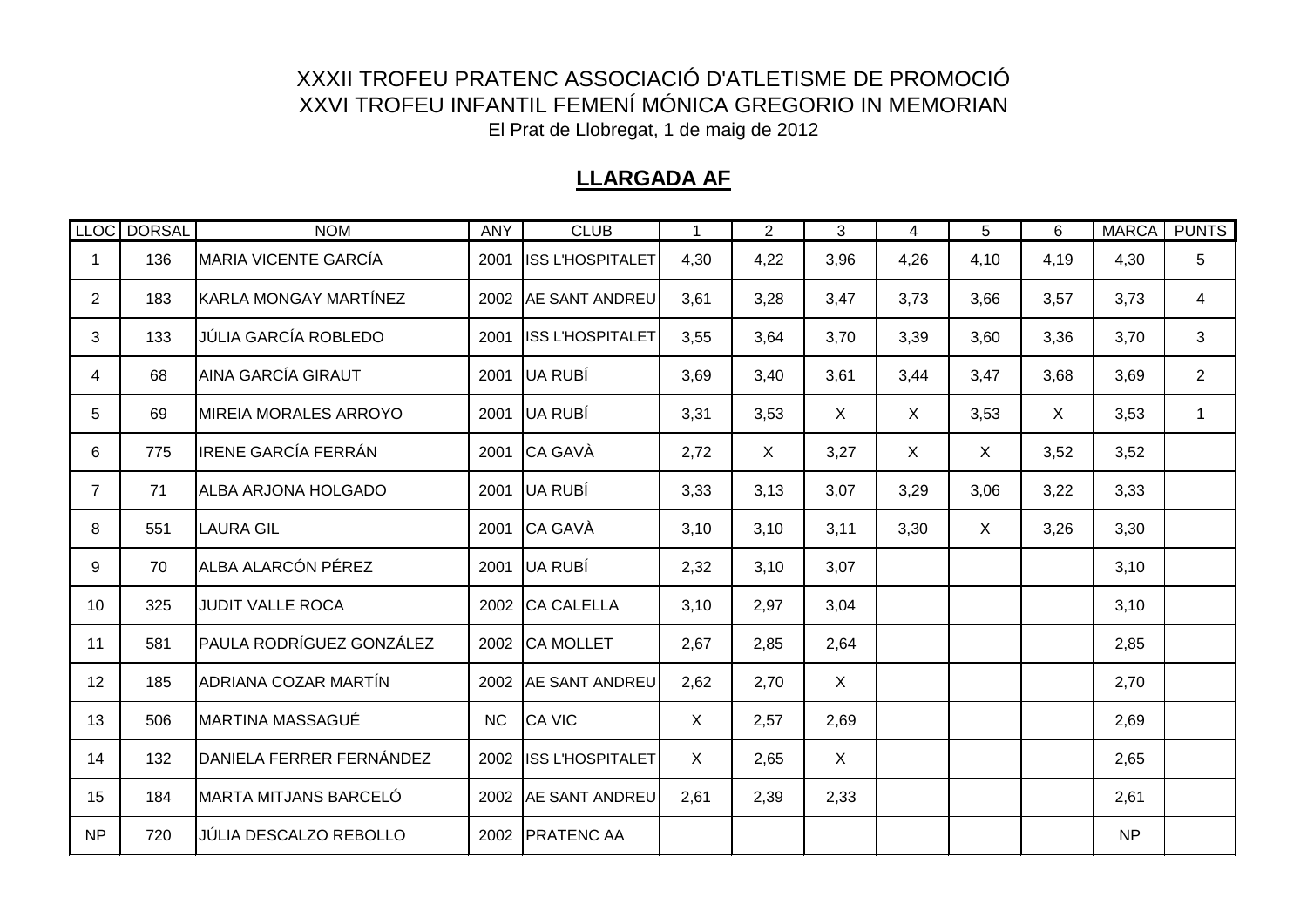XXXII TROFEU PRATENC ASSOCIACIÓ D'ATLETISME DE PROMOCIÓ

XXVI TROFEU INFANTIL FEMENÍ MÓNICA GREGORIO IN MEMORIAN

El Prat de Llobregat, 1 de maig de 2012

## LLARGADA AF

| LLOC | DORSAL | NOM | ANY | CLUB | 1 | 2 | 3 | 4 | 5 | 6 | MARCA | PUNTS |
|---|---|---|---|---|---|---|---|---|---|---|---|---|
| 1 | 136 | MARIA VICENTE GARCÍA | 2001 | ISS L'HOSPITALET | 4,30 | 4,22 | 3,96 | 4,26 | 4,10 | 4,19 | 4,30 | 5 |
| 2 | 183 | KARLA MONGAY MARTÍNEZ | 2002 | AE SANT ANDREU | 3,61 | 3,28 | 3,47 | 3,73 | 3,66 | 3,57 | 3,73 | 4 |
| 3 | 133 | JÚLIA GARCÍA ROBLEDO | 2001 | ISS L'HOSPITALET | 3,55 | 3,64 | 3,70 | 3,39 | 3,60 | 3,36 | 3,70 | 3 |
| 4 | 68 | AINA GARCÍA GIRAUT | 2001 | UA RUBÍ | 3,69 | 3,40 | 3,61 | 3,44 | 3,47 | 3,68 | 3,69 | 2 |
| 5 | 69 | MIREIA MORALES ARROYO | 2001 | UA RUBÍ | 3,31 | 3,53 | X | X | 3,53 | X | 3,53 | 1 |
| 6 | 775 | IRENE GARCÍA FERRÁN | 2001 | CA GAVÀ | 2,72 | X | 3,27 | X | X | 3,52 | 3,52 | |
| 7 | 71 | ALBA ARJONA HOLGADO | 2001 | UA RUBÍ | 3,33 | 3,13 | 3,07 | 3,29 | 3,06 | 3,22 | 3,33 | |
| 8 | 551 | LAURA GIL | 2001 | CA GAVÀ | 3,10 | 3,10 | 3,11 | 3,30 | X | 3,26 | 3,30 | |
| 9 | 70 | ALBA ALARCÓN PÉREZ | 2001 | UA RUBÍ | 2,32 | 3,10 | 3,07 | | | | 3,10 | |
| 10 | 325 | JUDIT VALLE ROCA | 2002 | CA CALELLA | 3,10 | 2,97 | 3,04 | | | | 3,10 | |
| 11 | 581 | PAULA RODRÍGUEZ GONZÁLEZ | 2002 | CA MOLLET | 2,67 | 2,85 | 2,64 | | | | 2,85 | |
| 12 | 185 | ADRIANA COZAR MARTÍN | 2002 | AE SANT ANDREU | 2,62 | 2,70 | X | | | | 2,70 | |
| 13 | 506 | MARTINA MASSAGUÉ | NC | CA VIC | X | 2,57 | 2,69 | | | | 2,69 | |
| 14 | 132 | DANIELA FERRER FERNÁNDEZ | 2002 | ISS L'HOSPITALET | X | 2,65 | X | | | | 2,65 | |
| 15 | 184 | MARTA MITJANS BARCELÓ | 2002 | AE SANT ANDREU | 2,61 | 2,39 | 2,33 | | | | 2,61 | |
| NP | 720 | JÚLIA DESCALZO REBOLLO | 2002 | PRATENC AA | | | | | | | NP | |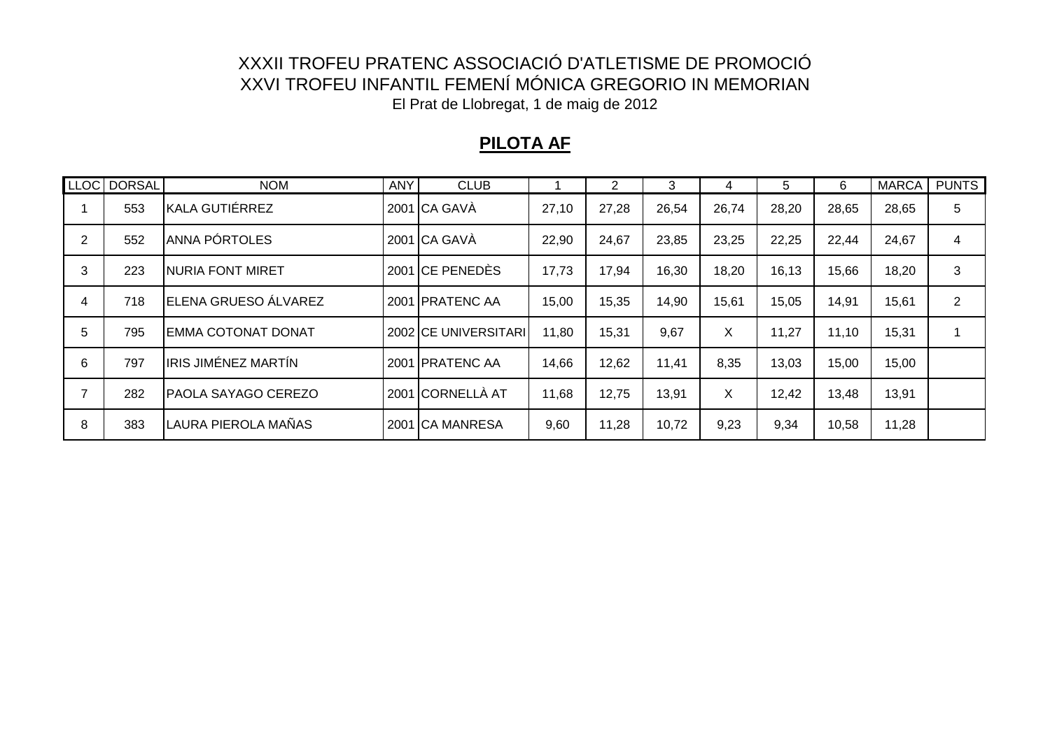XXXII TROFEU PRATENC ASSOCIACIÓ D'ATLETISME DE PROMOCIÓ

XXVI TROFEU INFANTIL FEMENÍ MÓNICA GREGORIO IN MEMORIAN

El Prat de Llobregat, 1 de maig de 2012

## PILOTA AF

| LLOC | DORSAL | NOM | ANY | CLUB | 1 | 2 | 3 | 4 | 5 | 6 | MARCA | PUNTS |
|---|---|---|---|---|---|---|---|---|---|---|---|---|
| 1 | 553 | KALA GUTIÉRREZ | 2001 | CA GAVÀ | 27,10 | 27,28 | 26,54 | 26,74 | 28,20 | 28,65 | 28,65 | 5 |
| 2 | 552 | ANNA PÓRTOLES | 2001 | CA GAVÀ | 22,90 | 24,67 | 23,85 | 23,25 | 22,25 | 22,44 | 24,67 | 4 |
| 3 | 223 | NURIA FONT MIRET | 2001 | CE PENEDÈS | 17,73 | 17,94 | 16,30 | 18,20 | 16,13 | 15,66 | 18,20 | 3 |
| 4 | 718 | ELENA GRUESO ÁLVAREZ | 2001 | PRATENC AA | 15,00 | 15,35 | 14,90 | 15,61 | 15,05 | 14,91 | 15,61 | 2 |
| 5 | 795 | EMMA COTONAT DONAT | 2002 | CE UNIVERSITARI | 11,80 | 15,31 | 9,67 | X | 11,27 | 11,10 | 15,31 | 1 |
| 6 | 797 | IRIS JIMÉNEZ MARTÍN | 2001 | PRATENC AA | 14,66 | 12,62 | 11,41 | 8,35 | 13,03 | 15,00 | 15,00 | |
| 7 | 282 | PAOLA SAYAGO CEREZO | 2001 | CORNELLÀ AT | 11,68 | 12,75 | 13,91 | X | 12,42 | 13,48 | 13,91 | |
| 8 | 383 | LAURA PIEROLA MAÑAS | 2001 | CA MANRESA | 9,60 | 11,28 | 10,72 | 9,23 | 9,34 | 10,58 | 11,28 | |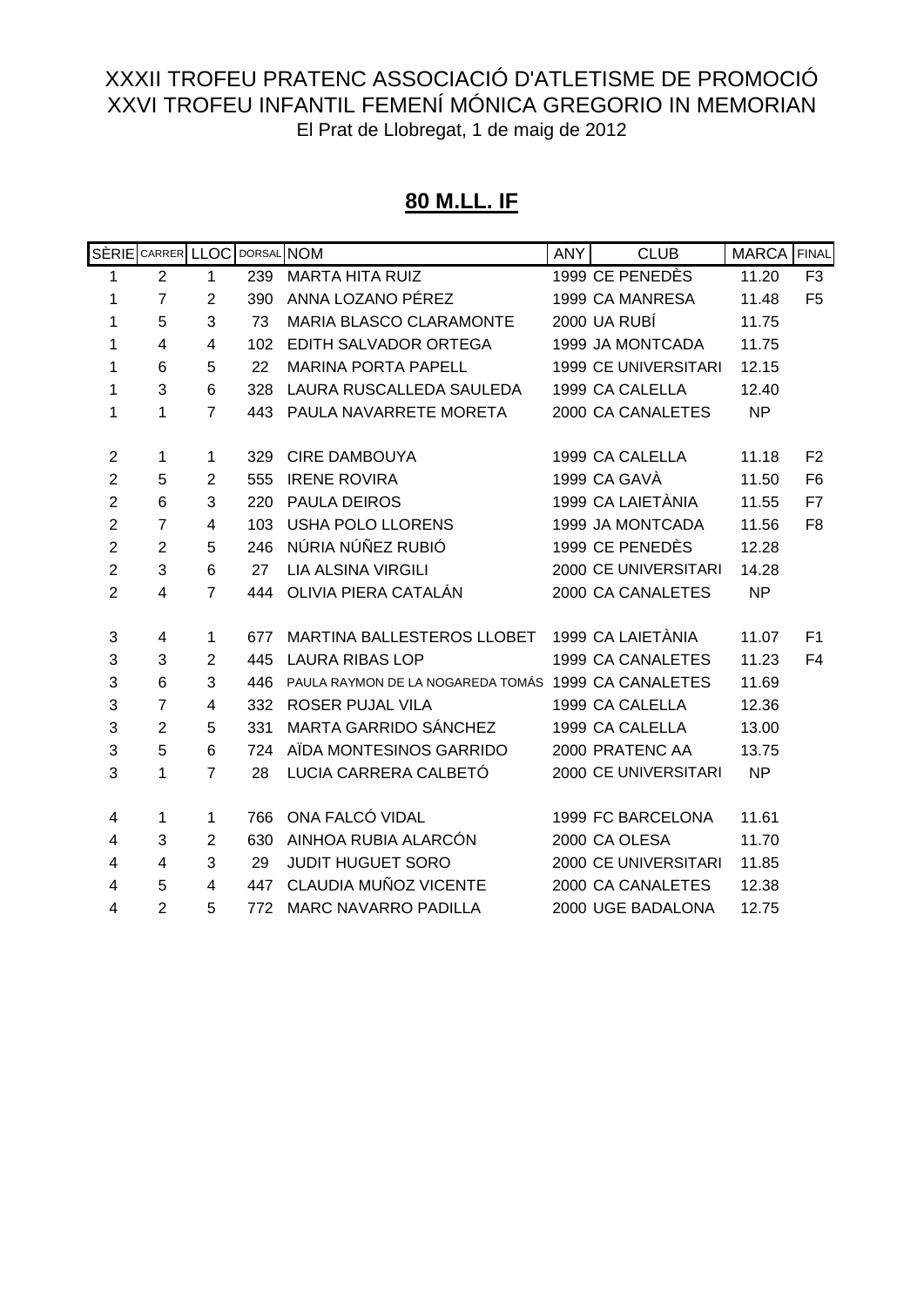XXXII TROFEU PRATENC ASSOCIACIÓ D'ATLETISME DE PROMOCIÓ
XXVI TROFEU INFANTIL FEMENÍ MÓNICA GREGORIO IN MEMORIAN
El Prat de Llobregat, 1 de maig de 2012

## 80 M.LL. IF

| SÈRIE | CARRER | LLOC | DORSAL | NOM | ANY | CLUB | MARCA | FINAL |
|---|---|---|---|---|---|---|---|---|
| 1 | 2 | 1 | 239 | MARTA HITA RUIZ | 1999 | CE PENEDÈS | 11.20 | F3 |
| 1 | 7 | 2 | 390 | ANNA LOZANO PÉREZ | 1999 | CA MANRESA | 11.48 | F5 |
| 1 | 5 | 3 | 73 | MARIA BLASCO CLARAMONTE | 2000 | UA RUBÍ | 11.75 | |
| 1 | 4 | 4 | 102 | EDITH SALVADOR ORTEGA | 1999 | JA MONTCADA | 11.75 | |
| 1 | 6 | 5 | 22 | MARINA PORTA PAPELL | 1999 | CE UNIVERSITARI | 12.15 | |
| 1 | 3 | 6 | 328 | LAURA RUSCALLEDA SAULEDA | 1999 | CA CALELLA | 12.40 | |
| 1 | 1 | 7 | 443 | PAULA NAVARRETE MORETA | 2000 | CA CANALETES | NP | |
| 2 | 1 | 1 | 329 | CIRE DAMBOUYA | 1999 | CA CALELLA | 11.18 | F2 |
| 2 | 5 | 2 | 555 | IRENE ROVIRA | 1999 | CA GAVÀ | 11.50 | F6 |
| 2 | 6 | 3 | 220 | PAULA DEIROS | 1999 | CA LAIETÀNIA | 11.55 | F7 |
| 2 | 7 | 4 | 103 | USHA POLO LLORENS | 1999 | JA MONTCADA | 11.56 | F8 |
| 2 | 2 | 5 | 246 | NÚRIA NÚÑEZ RUBIÓ | 1999 | CE PENEDÈS | 12.28 | |
| 2 | 3 | 6 | 27 | LIA ALSINA VIRGILI | 2000 | CE UNIVERSITARI | 14.28 | |
| 2 | 4 | 7 | 444 | OLIVIA PIERA CATALÁN | 2000 | CA CANALETES | NP | |
| 3 | 4 | 1 | 677 | MARTINA BALLESTEROS LLOBET | 1999 | CA LAIETÀNIA | 11.07 | F1 |
| 3 | 3 | 2 | 445 | LAURA RIBAS LOP | 1999 | CA CANALETES | 11.23 | F4 |
| 3 | 6 | 3 | 446 | PAULA RAYMON DE LA NOGAREDA TOMÁS | 1999 | CA CANALETES | 11.69 | |
| 3 | 7 | 4 | 332 | ROSER PUJAL VILA | 1999 | CA CALELLA | 12.36 | |
| 3 | 2 | 5 | 331 | MARTA GARRIDO SÁNCHEZ | 1999 | CA CALELLA | 13.00 | |
| 3 | 5 | 6 | 724 | AÏDA MONTESINOS GARRIDO | 2000 | PRATENC AA | 13.75 | |
| 3 | 1 | 7 | 28 | LUCIA CARRERA CALBETÓ | 2000 | CE UNIVERSITARI | NP | |
| 4 | 1 | 1 | 766 | ONA FALCÓ VIDAL | 1999 | FC BARCELONA | 11.61 | |
| 4 | 3 | 2 | 630 | AINHOA RUBIA ALARCÓN | 2000 | CA OLESA | 11.70 | |
| 4 | 4 | 3 | 29 | JUDIT HUGUET SORO | 2000 | CE UNIVERSITARI | 11.85 | |
| 4 | 5 | 4 | 447 | CLAUDIA MUÑOZ VICENTE | 2000 | CA CANALETES | 12.38 | |
| 4 | 2 | 5 | 772 | MARC NAVARRO PADILLA | 2000 | UGE BADALONA | 12.75 | |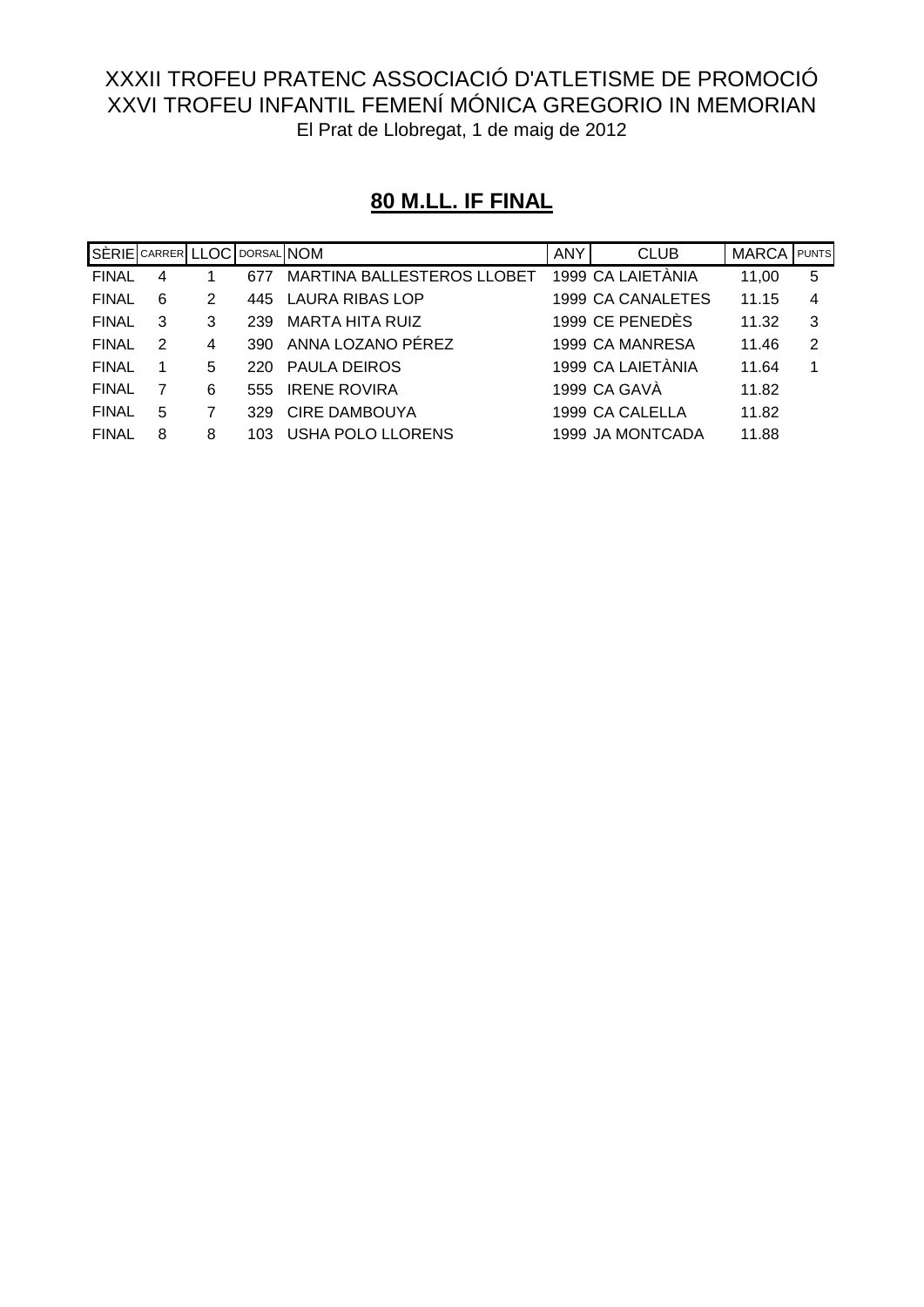XXXII TROFEU PRATENC ASSOCIACIÓ D'ATLETISME DE PROMOCIÓ
XXVI TROFEU INFANTIL FEMENÍ MÓNICA GREGORIO IN MEMORIAN
El Prat de Llobregat, 1 de maig de 2012

## 80 M.LL. IF FINAL

| SÈRIE | CARRER | LLOC | DORSAL | NOM | ANY | CLUB | MARCA | PUNTS |
|---|---|---|---|---|---|---|---|---|
| FINAL | 4 | 1 | 677 | MARTINA BALLESTEROS LLOBET | 1999 | CA LAIETÀNIA | 11,00 | 5 |
| FINAL | 6 | 2 | 445 | LAURA RIBAS LOP | 1999 | CA CANALETES | 11.15 | 4 |
| FINAL | 3 | 3 | 239 | MARTA HITA RUIZ | 1999 | CE PENEDÈS | 11.32 | 3 |
| FINAL | 2 | 4 | 390 | ANNA LOZANO PÉREZ | 1999 | CA MANRESA | 11.46 | 2 |
| FINAL | 1 | 5 | 220 | PAULA DEIROS | 1999 | CA LAIETÀNIA | 11.64 | 1 |
| FINAL | 7 | 6 | 555 | IRENE ROVIRA | 1999 | CA GAVÀ | 11.82 | |
| FINAL | 5 | 7 | 329 | CIRE DAMBOUYA | 1999 | CA CALELLA | 11.82 | |
| FINAL | 8 | 8 | 103 | USHA POLO LLORENS | 1999 | JA MONTCADA | 11.88 | |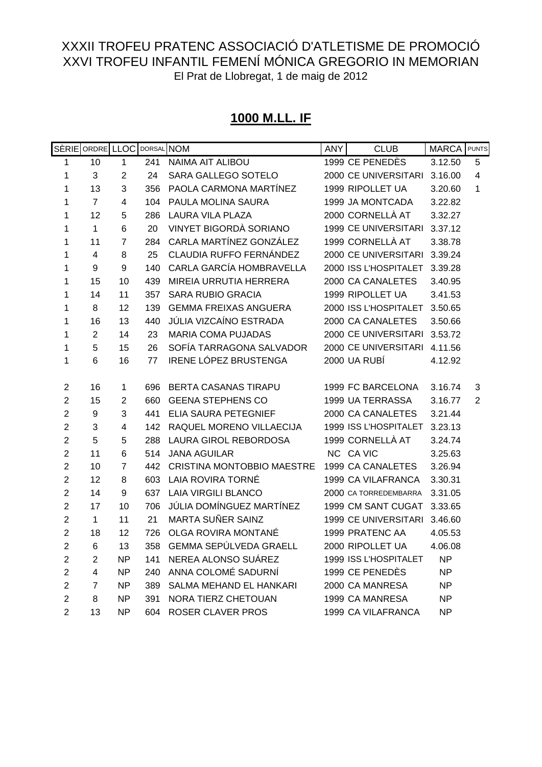XXXII TROFEU PRATENC ASSOCIACIÓ D'ATLETISME DE PROMOCIÓ

XXVI TROFEU INFANTIL FEMENÍ MÓNICA GREGORIO IN MEMORIAN

El Prat de Llobregat, 1 de maig de 2012

## 1000 M.LL. IF

| SÈRIE | ORDRE | LLOC | DORSAL | NOM | ANY | CLUB | MARCA | PUNTS |
|---|---|---|---|---|---|---|---|---|
| 1 | 10 | 1 | 241 | NAIMA AIT ALIBOU | 1999 | CE PENEDÈS | 3.12.50 | 5 |
| 1 | 3 | 2 | 24 | SARA GALLEGO SOTELO | 2000 | CE UNIVERSITARI | 3.16.00 | 4 |
| 1 | 13 | 3 | 356 | PAOLA CARMONA MARTÍNEZ | 1999 | RIPOLLET UA | 3.20.60 | 1 |
| 1 | 7 | 4 | 104 | PAULA MOLINA SAURA | 1999 | JA MONTCADA | 3.22.82 | |
| 1 | 12 | 5 | 286 | LAURA VILA PLAZA | 2000 | CORNELLÀ AT | 3.32.27 | |
| 1 | 1 | 6 | 20 | VINYET BIGORDÀ SORIANO | 1999 | CE UNIVERSITARI | 3.37.12 | |
| 1 | 11 | 7 | 284 | CARLA MARTÍNEZ GONZÁLEZ | 1999 | CORNELLÀ AT | 3.38.78 | |
| 1 | 4 | 8 | 25 | CLAUDIA RUFFO FERNÁNDEZ | 2000 | CE UNIVERSITARI | 3.39.24 | |
| 1 | 9 | 9 | 140 | CARLA GARCÍA HOMBRAVELLA | 2000 | ISS L'HOSPITALET | 3.39.28 | |
| 1 | 15 | 10 | 439 | MIREIA URRUTIA HERRERA | 2000 | CA CANALETES | 3.40.95 | |
| 1 | 14 | 11 | 357 | SARA RUBIO GRACIA | 1999 | RIPOLLET UA | 3.41.53 | |
| 1 | 8 | 12 | 139 | GEMMA FREIXAS ANGUERA | 2000 | ISS L'HOSPITALET | 3.50.65 | |
| 1 | 16 | 13 | 440 | JÚLIA VIZCAÍNO ESTRADA | 2000 | CA CANALETES | 3.50.66 | |
| 1 | 2 | 14 | 23 | MARIA COMA PUJADAS | 2000 | CE UNIVERSITARI | 3.53.72 | |
| 1 | 5 | 15 | 26 | SOFÍA TARRAGONA SALVADOR | 2000 | CE UNIVERSITARI | 4.11.56 | |
| 1 | 6 | 16 | 77 | IRENE LÓPEZ BRUSTENGA | 2000 | UA RUBÍ | 4.12.92 | |
| | | | | | | | | |
| 2 | 16 | 1 | 696 | BERTA CASANAS TIRAPU | 1999 | FC BARCELONA | 3.16.74 | 3 |
| 2 | 15 | 2 | 660 | GEENA STEPHENS CO | 1999 | UA TERRASSA | 3.16.77 | 2 |
| 2 | 9 | 3 | 441 | ELIA SAURA PETEGNIEF | 2000 | CA CANALETES | 3.21.44 | |
| 2 | 3 | 4 | 142 | RAQUEL MORENO VILLAECIJA | 1999 | ISS L'HOSPITALET | 3.23.13 | |
| 2 | 5 | 5 | 288 | LAURA GIROL REBORDOSA | 1999 | CORNELLÀ AT | 3.24.74 | |
| 2 | 11 | 6 | 514 | JANA AGUILAR | NC | CA VIC | 3.25.63 | |
| 2 | 10 | 7 | 442 | CRISTINA MONTOBBIO MAESTRE | 1999 | CA CANALETES | 3.26.94 | |
| 2 | 12 | 8 | 603 | LAIA ROVIRA TORNÉ | 1999 | CA VILAFRANCA | 3.30.31 | |
| 2 | 14 | 9 | 637 | LAIA VIRGILI BLANCO | 2000 | CA TORREDEMBARRA | 3.31.05 | |
| 2 | 17 | 10 | 706 | JÚLIA DOMÍNGUEZ MARTÍNEZ | 1999 | CM SANT CUGAT | 3.33.65 | |
| 2 | 1 | 11 | 21 | MARTA SUÑER SAINZ | 1999 | CE UNIVERSITARI | 3.46.60 | |
| 2 | 18 | 12 | 726 | OLGA ROVIRA MONTANÉ | 1999 | PRATENC AA | 4.05.53 | |
| 2 | 6 | 13 | 358 | GEMMA SEPÚLVEDA GRAELL | 2000 | RIPOLLET UA | 4.06.08 | |
| 2 | 2 | NP | 141 | NEREA ALONSO SUÁREZ | 1999 | ISS L'HOSPITALET | NP | |
| 2 | 4 | NP | 240 | ANNA COLOMÉ SADURNÍ | 1999 | CE PENEDÈS | NP | |
| 2 | 7 | NP | 389 | SALMA MEHAND EL HANKARI | 2000 | CA MANRESA | NP | |
| 2 | 8 | NP | 391 | NORA TIERZ CHETOUAN | 1999 | CA MANRESA | NP | |
| 2 | 13 | NP | 604 | ROSER CLAVER PROS | 1999 | CA VILAFRANCA | NP | |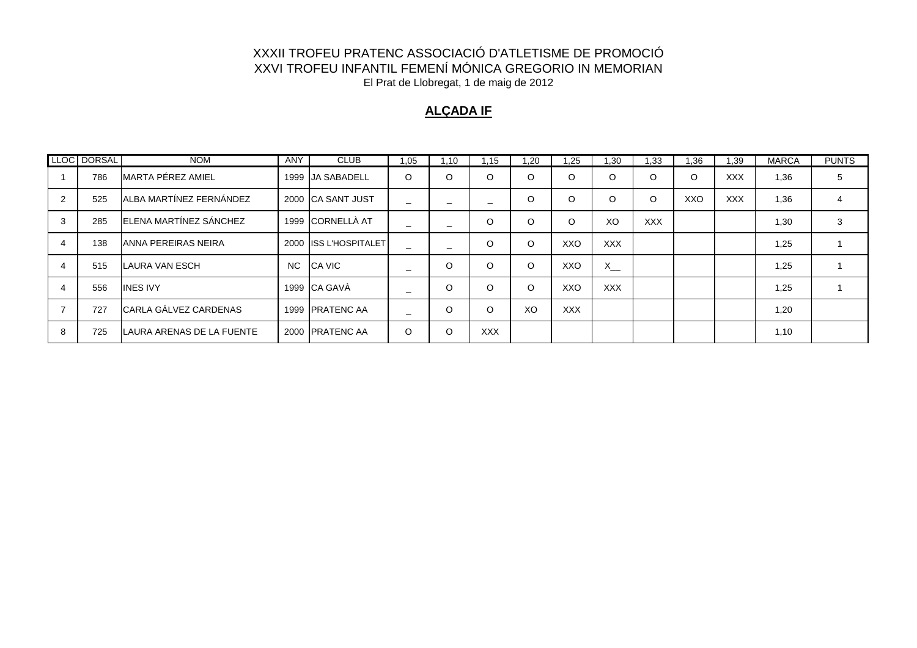XXXII TROFEU PRATENC ASSOCIACIÓ D'ATLETISME DE PROMOCIÓ
XXVI TROFEU INFANTIL FEMENÍ MÓNICA GREGORIO IN MEMORIAN
El Prat de Llobregat, 1 de maig de 2012

## ALÇADA IF

| LLOC | DORSAL | NOM | ANY | CLUB | 1,05 | 1,10 | 1,15 | 1,20 | 1,25 | 1,30 | 1,33 | 1,36 | 1,39 | MARCA | PUNTS |
|---|---|---|---|---|---|---|---|---|---|---|---|---|---|---|---|
| 1 | 786 | MARTA PÉREZ AMIEL | 1999 | JA SABADELL | O | O | O | O | O | O | O | O | XXX | 1,36 | 5 |
| 2 | 525 | ALBA MARTÍNEZ FERNÁNDEZ | 2000 | CA SANT JUST | _ | _ | _ | O | O | O | O | XXO | XXX | 1,36 | 4 |
| 3 | 285 | ELENA MARTÍNEZ SÁNCHEZ | 1999 | CORNELLÀ AT | _ | _ | O | O | O | XO | XXX | | | 1,30 | 3 |
| 4 | 138 | ANNA PEREIRAS NEIRA | 2000 | ISS L'HOSPITALET | _ | _ | O | O | XXO | XXX | | | | 1,25 | 1 |
| 4 | 515 | LAURA VAN ESCH | NC | CA VIC | _ | O | O | O | XXO | X__ | | | | 1,25 | 1 |
| 4 | 556 | INES IVY | 1999 | CA GAVÀ | _ | O | O | O | XXO | XXX | | | | 1,25 | 1 |
| 7 | 727 | CARLA GÁLVEZ CARDENAS | 1999 | PRATENC AA | _ | O | O | XO | XXX | | | | | 1,20 | |
| 8 | 725 | LAURA ARENAS DE LA FUENTE | 2000 | PRATENC AA | O | O | XXX | | | | | | | 1,10 | |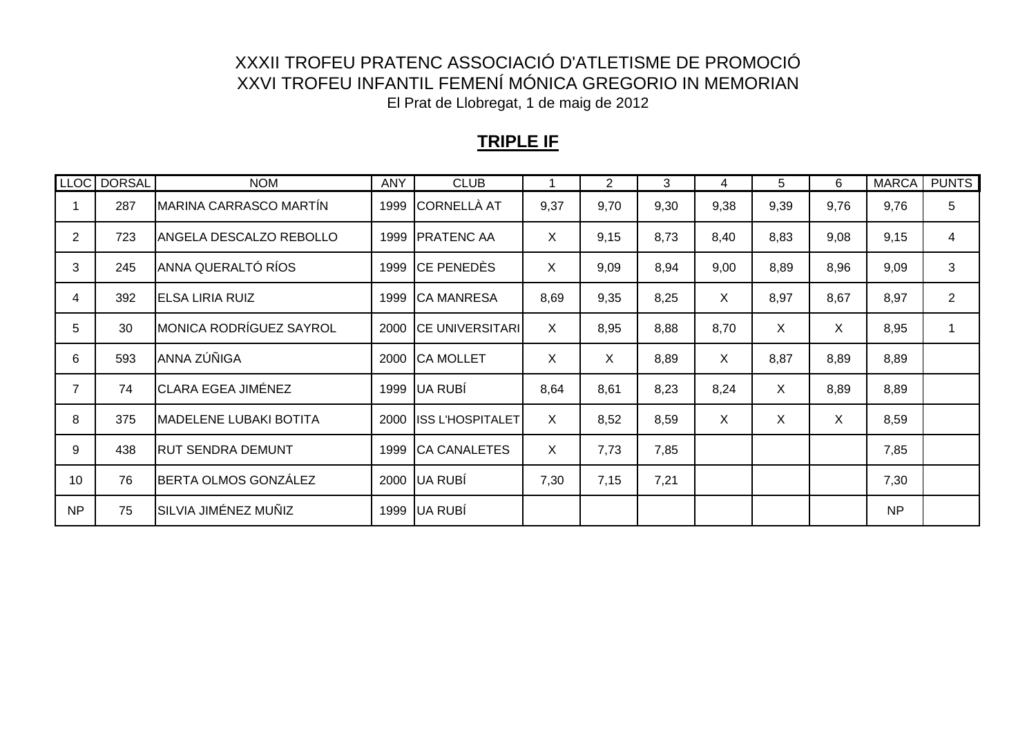XXXII TROFEU PRATENC ASSOCIACIÓ D'ATLETISME DE PROMOCIÓ

XXVI TROFEU INFANTIL FEMENÍ MÓNICA GREGORIO IN MEMORIAN

El Prat de Llobregat, 1 de maig de 2012

## **TRIPLE IF**

| LLOC | DORSAL | NOM | ANY | CLUB | 1 | 2 | 3 | 4 | 5 | 6 | MARCA | PUNTS |
|---|---|---|---|---|---|---|---|---|---|---|---|---|
| 1 | 287 | MARINA CARRASCO MARTÍN | 1999 | CORNELLÀ AT | 9,37 | 9,70 | 9,30 | 9,38 | 9,39 | 9,76 | 9,76 | 5 |
| 2 | 723 | ANGELA DESCALZO REBOLLO | 1999 | PRATENC AA | X | 9,15 | 8,73 | 8,40 | 8,83 | 9,08 | 9,15 | 4 |
| 3 | 245 | ANNA QUERALTÓ RÍOS | 1999 | CE PENEDÈS | X | 9,09 | 8,94 | 9,00 | 8,89 | 8,96 | 9,09 | 3 |
| 4 | 392 | ELSA LIRIA RUIZ | 1999 | CA MANRESA | 8,69 | 9,35 | 8,25 | X | 8,97 | 8,67 | 8,97 | 2 |
| 5 | 30 | MONICA RODRÍGUEZ SAYROL | 2000 | CE UNIVERSITARI | X | 8,95 | 8,88 | 8,70 | X | X | 8,95 | 1 |
| 6 | 593 | ANNA ZÚÑIGA | 2000 | CA MOLLET | X | X | 8,89 | X | 8,87 | 8,89 | 8,89 | |
| 7 | 74 | CLARA EGEA JIMÉNEZ | 1999 | UA RUBÍ | 8,64 | 8,61 | 8,23 | 8,24 | X | 8,89 | 8,89 | |
| 8 | 375 | MADELENE LUBAKI BOTITA | 2000 | ISS L'HOSPITALET | X | 8,52 | 8,59 | X | X | X | 8,59 | |
| 9 | 438 | RUT SENDRA DEMUNT | 1999 | CA CANALETES | X | 7,73 | 7,85 | | | | 7,85 | |
| 10 | 76 | BERTA OLMOS GONZÁLEZ | 2000 | UA RUBÍ | 7,30 | 7,15 | 7,21 | | | | 7,30 | |
| NP | 75 | SILVIA JIMÉNEZ MUÑIZ | 1999 | UA RUBÍ | | | | | | | NP | |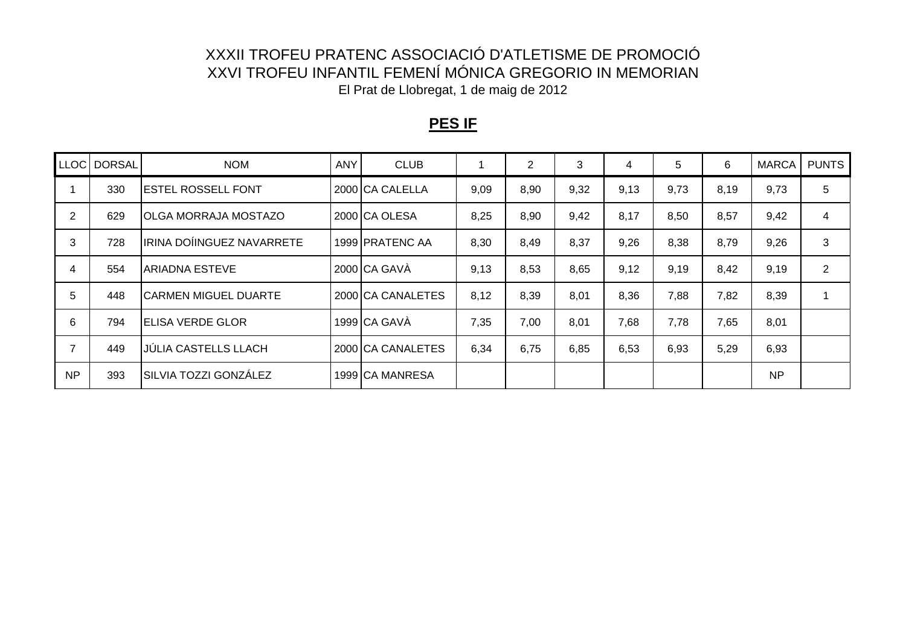# XXXII TROFEU PRATENC ASSOCIACIÓ D'ATLETISME DE PROMOCIÓ

## XXVI TROFEU INFANTIL FEMENÍ MÓNICA GREGORIO IN MEMORIAN

El Prat de Llobregat, 1 de maig de 2012

### PES IF

| LLOC | DORSAL | NOM | ANY | CLUB | 1 | 2 | 3 | 4 | 5 | 6 | MARCA | PUNTS |
|---|---|---|---|---|---|---|---|---|---|---|---|---|
| 1 | 330 | ESTEL ROSSELL FONT | 2000 | CA CALELLA | 9,09 | 8,90 | 9,32 | 9,13 | 9,73 | 8,19 | 9,73 | 5 |
| 2 | 629 | OLGA MORRAJA MOSTAZO | 2000 | CA OLESA | 8,25 | 8,90 | 9,42 | 8,17 | 8,50 | 8,57 | 9,42 | 4 |
| 3 | 728 | IRINA DOÍINGUEZ NAVARRETE | 1999 | PRATENC AA | 8,30 | 8,49 | 8,37 | 9,26 | 8,38 | 8,79 | 9,26 | 3 |
| 4 | 554 | ARIADNA ESTEVE | 2000 | CA GAVÀ | 9,13 | 8,53 | 8,65 | 9,12 | 9,19 | 8,42 | 9,19 | 2 |
| 5 | 448 | CARMEN MIGUEL DUARTE | 2000 | CA CANALETES | 8,12 | 8,39 | 8,01 | 8,36 | 7,88 | 7,82 | 8,39 | 1 |
| 6 | 794 | ELISA VERDE GLOR | 1999 | CA GAVÀ | 7,35 | 7,00 | 8,01 | 7,68 | 7,78 | 7,65 | 8,01 | |
| 7 | 449 | JÚLIA CASTELLS LLACH | 2000 | CA CANALETES | 6,34 | 6,75 | 6,85 | 6,53 | 6,93 | 5,29 | 6,93 | |
| NP | 393 | SILVIA TOZZI GONZÁLEZ | 1999 | CA MANRESA | | | | | | | NP | |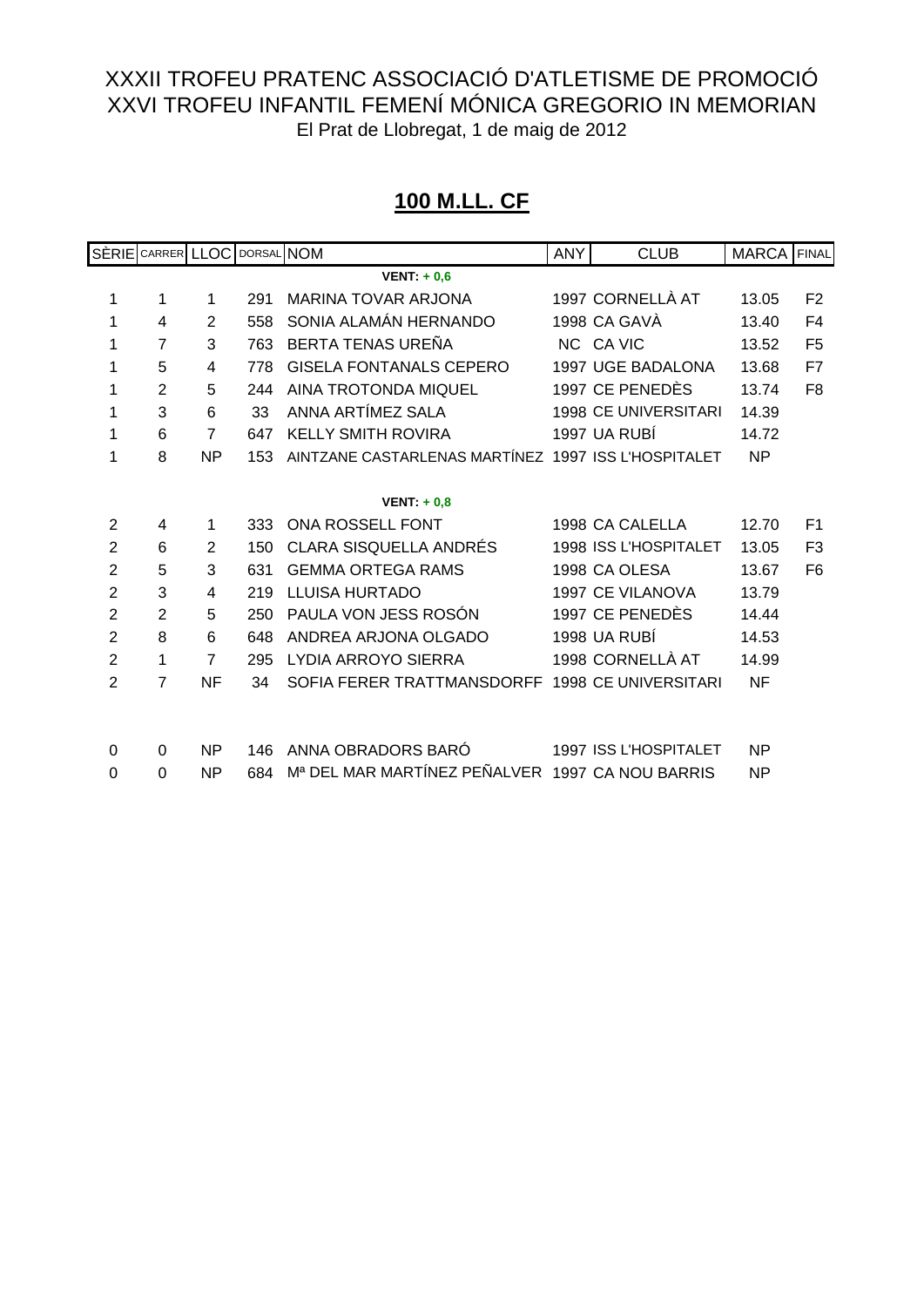XXXII TROFEU PRATENC ASSOCIACIÓ D'ATLETISME DE PROMOCIÓ
XXVI TROFEU INFANTIL FEMENÍ MÓNICA GREGORIO IN MEMORIAN
El Prat de Llobregat, 1 de maig de 2012

## 100 M.LL. CF

| SÈRIE | CARRER | LLOC | DORSAL | NOM | ANY | CLUB | MARCA | FINAL |
|---|---|---|---|---|---|---|---|---|
| | | | | **VENT: + 0,6** | | | | |
| 1 | 1 | 1 | 291 | MARINA TOVAR ARJONA | 1997 | CORNELLÀ AT | 13.05 | F2 |
| 1 | 4 | 2 | 558 | SONIA ALAMÁN HERNANDO | 1998 | CA GAVÀ | 13.40 | F4 |
| 1 | 7 | 3 | 763 | BERTA TENAS UREÑA | NC | CA VIC | 13.52 | F5 |
| 1 | 5 | 4 | 778 | GISELA FONTANALS CEPERO | 1997 | UGE BADALONA | 13.68 | F7 |
| 1 | 2 | 5 | 244 | AINA TROTONDA MIQUEL | 1997 | CE PENEDÈS | 13.74 | F8 |
| 1 | 3 | 6 | 33 | ANNA ARTÍMEZ SALA | 1998 | CE UNIVERSITARI | 14.39 | |
| 1 | 6 | 7 | 647 | KELLY SMITH ROVIRA | 1997 | UA RUBÍ | 14.72 | |
| 1 | 8 | NP | 153 | AINTZANE CASTARLENAS MARTÍNEZ | 1997 | ISS L'HOSPITALET | NP | |
| | | | | **VENT: + 0,8** | | | | |
| 2 | 4 | 1 | 333 | ONA ROSSELL FONT | 1998 | CA CALELLA | 12.70 | F1 |
| 2 | 6 | 2 | 150 | CLARA SISQUELLA ANDRÉS | 1998 | ISS L'HOSPITALET | 13.05 | F3 |
| 2 | 5 | 3 | 631 | GEMMA ORTEGA RAMS | 1998 | CA OLESA | 13.67 | F6 |
| 2 | 3 | 4 | 219 | LLUISA HURTADO | 1997 | CE VILANOVA | 13.79 | |
| 2 | 2 | 5 | 250 | PAULA VON JESS ROSÓN | 1997 | CE PENEDÈS | 14.44 | |
| 2 | 8 | 6 | 648 | ANDREA ARJONA OLGADO | 1998 | UA RUBÍ | 14.53 | |
| 2 | 1 | 7 | 295 | LYDIA ARROYO SIERRA | 1998 | CORNELLÀ AT | 14.99 | |
| 2 | 7 | NF | 34 | SOFIA FERER TRATTMANSDORFF | 1998 | CE UNIVERSITARI | NF | |
| | | | | | | | | |
| 0 | 0 | NP | 146 | ANNA OBRADORS BARÓ | 1997 | ISS L'HOSPITALET | NP | |
| 0 | 0 | NP | 684 | Mª DEL MAR MARTÍNEZ PEÑALVER | 1997 | CA NOU BARRIS | NP | |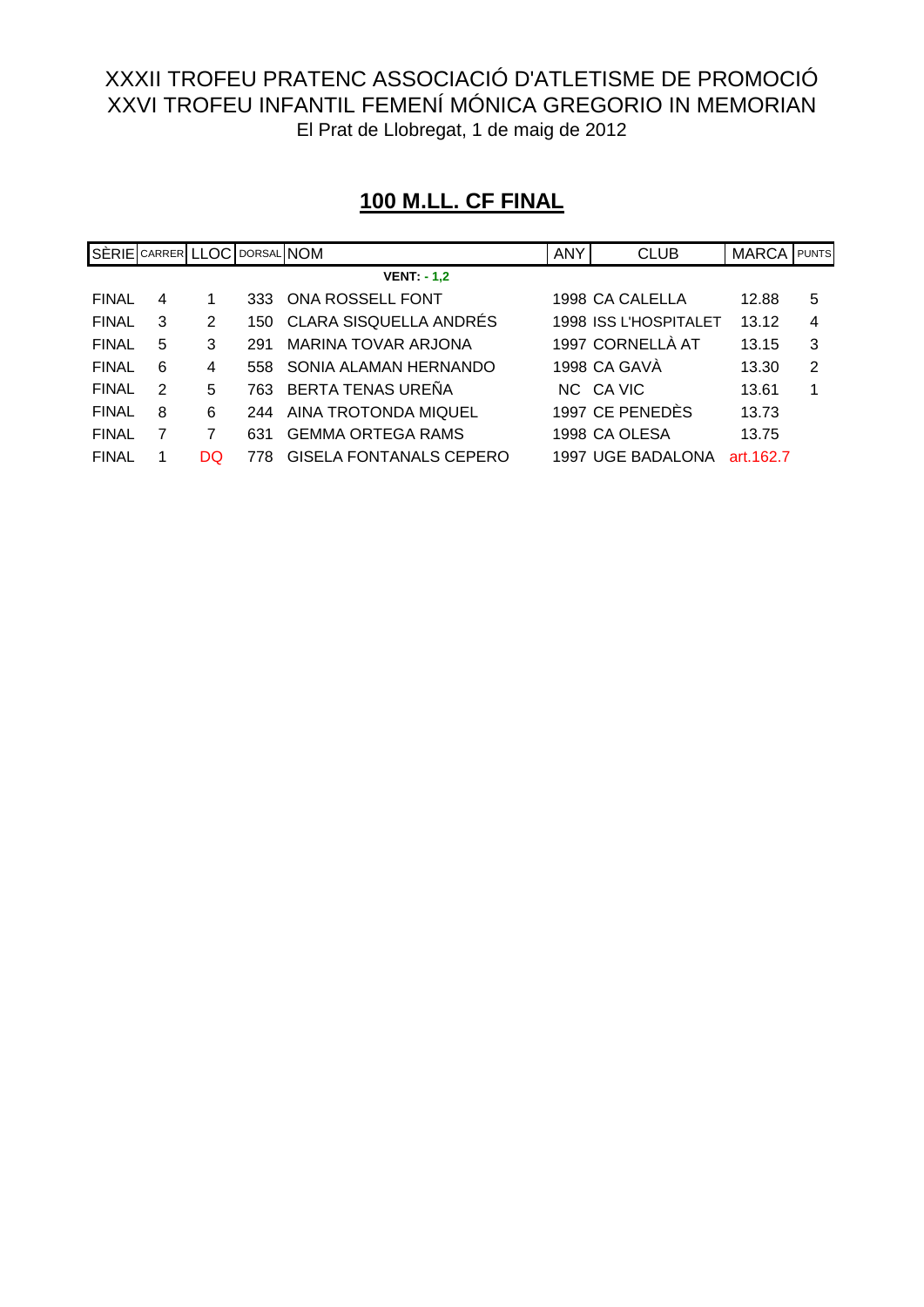XXXII TROFEU PRATENC ASSOCIACIÓ D'ATLETISME DE PROMOCIÓ
XXVI TROFEU INFANTIL FEMENÍ MÓNICA GREGORIO IN MEMORIAN
El Prat de Llobregat, 1 de maig de 2012

## 100 M.LL. CF FINAL

| SÈRIE | CARRER | LLOC | DORSAL | NOM | ANY | CLUB | MARCA | PUNTS |
|---|---|---|---|---|---|---|---|---|
| | | | | **VENT: - 1,2** | | | | |
| FINAL | 4 | 1 | 333 | ONA ROSSELL FONT | 1998 | CA CALELLA | 12.88 | 5 |
| FINAL | 3 | 2 | 150 | CLARA SISQUELLA ANDRÉS | 1998 | ISS L'HOSPITALET | 13.12 | 4 |
| FINAL | 5 | 3 | 291 | MARINA TOVAR ARJONA | 1997 | CORNELLÀ AT | 13.15 | 3 |
| FINAL | 6 | 4 | 558 | SONIA ALAMAN HERNANDO | 1998 | CA GAVÀ | 13.30 | 2 |
| FINAL | 2 | 5 | 763 | BERTA TENAS UREÑA | NC | CA VIC | 13.61 | 1 |
| FINAL | 8 | 6 | 244 | AINA TROTONDA MIQUEL | 1997 | CE PENEDÈS | 13.73 | |
| FINAL | 7 | 7 | 631 | GEMMA ORTEGA RAMS | 1998 | CA OLESA | 13.75 | |
| FINAL | 1 | DQ | 778 | GISELA FONTANALS CEPERO | 1997 | UGE BADALONA | art.162.7 | |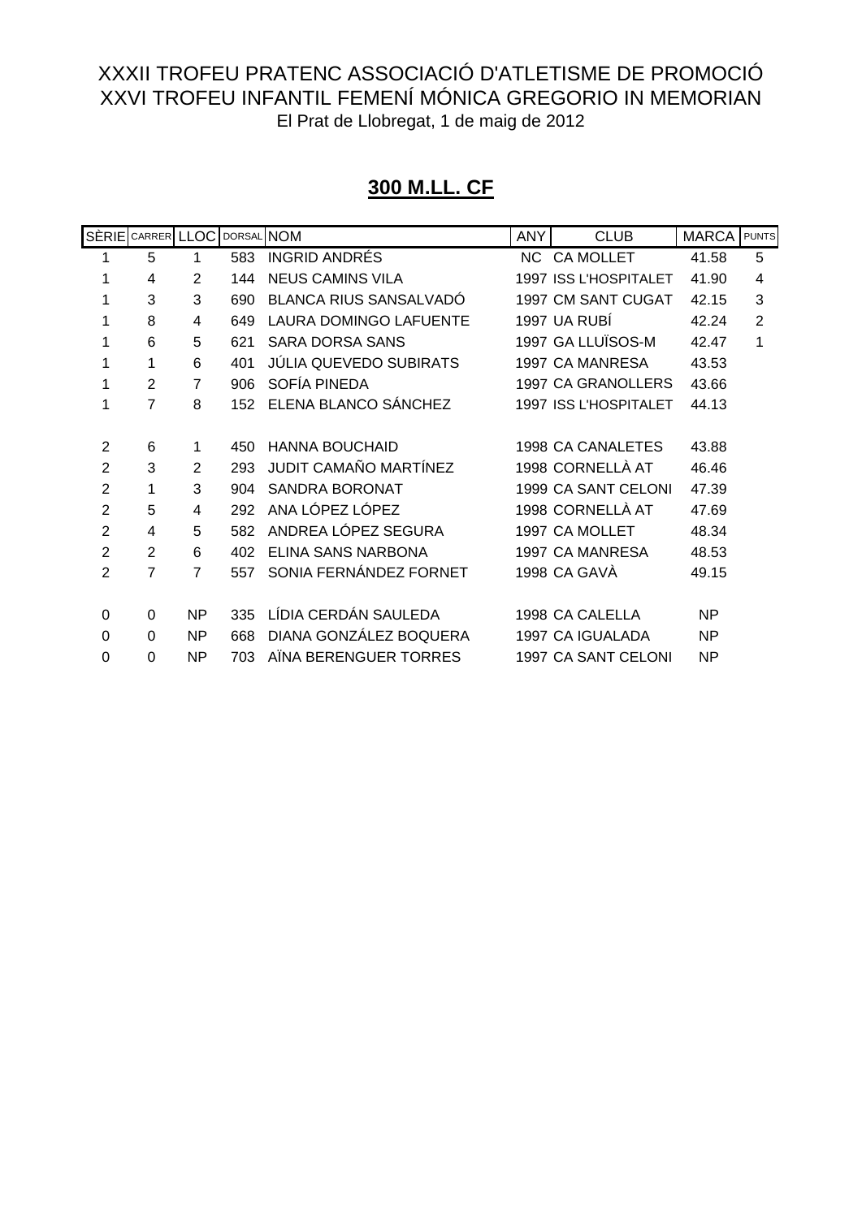XXXII TROFEU PRATENC ASSOCIACIÓ D'ATLETISME DE PROMOCIÓ
XXVI TROFEU INFANTIL FEMENÍ MÓNICA GREGORIO IN MEMORIAN
El Prat de Llobregat, 1 de maig de 2012

## 300 M.LL. CF

| SÈRIE | CARRER | LLOC | DORSAL | NOM | ANY | CLUB | MARCA | PUNTS |
|---|---|---|---|---|---|---|---|---|
| 1 | 5 | 1 | 583 | INGRID ANDRÉS | NC | CA MOLLET | 41.58 | 5 |
| 1 | 4 | 2 | 144 | NEUS CAMINS VILA | 1997 | ISS L'HOSPITALET | 41.90 | 4 |
| 1 | 3 | 3 | 690 | BLANCA RIUS SANSALVADÓ | 1997 | CM SANT CUGAT | 42.15 | 3 |
| 1 | 8 | 4 | 649 | LAURA DOMINGO LAFUENTE | 1997 | UA RUBÍ | 42.24 | 2 |
| 1 | 6 | 5 | 621 | SARA DORSA SANS | 1997 | GA LLUÏSOS-M | 42.47 | 1 |
| 1 | 1 | 6 | 401 | JÚLIA QUEVEDO SUBIRATS | 1997 | CA MANRESA | 43.53 | |
| 1 | 2 | 7 | 906 | SOFÍA PINEDA | 1997 | CA GRANOLLERS | 43.66 | |
| 1 | 7 | 8 | 152 | ELENA BLANCO SÁNCHEZ | 1997 | ISS L'HOSPITALET | 44.13 | |
| | | | | | | | | |
| 2 | 6 | 1 | 450 | HANNA BOUCHAID | 1998 | CA CANALETES | 43.88 | |
| 2 | 3 | 2 | 293 | JUDIT CAMAÑO MARTÍNEZ | 1998 | CORNELLÀ AT | 46.46 | |
| 2 | 1 | 3 | 904 | SANDRA BORONAT | 1999 | CA SANT CELONI | 47.39 | |
| 2 | 5 | 4 | 292 | ANA LÓPEZ LÓPEZ | 1998 | CORNELLÀ AT | 47.69 | |
| 2 | 4 | 5 | 582 | ANDREA LÓPEZ SEGURA | 1997 | CA MOLLET | 48.34 | |
| 2 | 2 | 6 | 402 | ELINA SANS NARBONA | 1997 | CA MANRESA | 48.53 | |
| 2 | 7 | 7 | 557 | SONIA FERNÁNDEZ FORNET | 1998 | CA GAVÀ | 49.15 | |
| | | | | | | | | |
| 0 | 0 | NP | 335 | LÍDIA CERDÁN SAULEDA | 1998 | CA CALELLA | NP | |
| 0 | 0 | NP | 668 | DIANA GONZÁLEZ BOQUERA | 1997 | CA IGUALADA | NP | |
| 0 | 0 | NP | 703 | AÏNA BERENGUER TORRES | 1997 | CA SANT CELONI | NP | |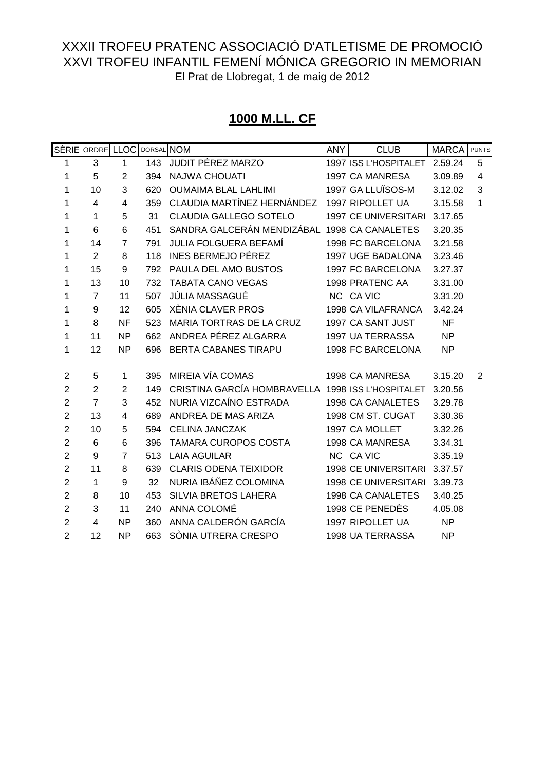XXXII TROFEU PRATENC ASSOCIACIÓ D'ATLETISME DE PROMOCIÓ
XXVI TROFEU INFANTIL FEMENÍ MÓNICA GREGORIO IN MEMORIAN
El Prat de Llobregat, 1 de maig de 2012

## 1000 M.LL. CF

| SÈRIE | ORDRE | LLOC | DORSAL | NOM | ANY | CLUB | MARCA | PUNTS |
|---|---|---|---|---|---|---|---|---|
| 1 | 3 | 1 | 143 | JUDIT PÉREZ MARZO | 1997 | ISS L'HOSPITALET | 2.59.24 | 5 |
| 1 | 5 | 2 | 394 | NAJWA CHOUATI | 1997 | CA MANRESA | 3.09.89 | 4 |
| 1 | 10 | 3 | 620 | OUMAIMA BLAL LAHLIMI | 1997 | GA LLUÏSOS-M | 3.12.02 | 3 |
| 1 | 4 | 4 | 359 | CLAUDIA MARTÍNEZ HERNÁNDEZ | 1997 | RIPOLLET UA | 3.15.58 | 1 |
| 1 | 1 | 5 | 31 | CLAUDIA GALLEGO SOTELO | 1997 | CE UNIVERSITARI | 3.17.65 | |
| 1 | 6 | 6 | 451 | SANDRA GALCERÁN MENDIZÁBAL | 1998 | CA CANALETES | 3.20.35 | |
| 1 | 14 | 7 | 791 | JULIA FOLGUERA BEFAMÍ | 1998 | FC BARCELONA | 3.21.58 | |
| 1 | 2 | 8 | 118 | INES BERMEJO PÉREZ | 1997 | UGE BADALONA | 3.23.46 | |
| 1 | 15 | 9 | 792 | PAULA DEL AMO BUSTOS | 1997 | FC BARCELONA | 3.27.37 | |
| 1 | 13 | 10 | 732 | TABATA CANO VEGAS | 1998 | PRATENC AA | 3.31.00 | |
| 1 | 7 | 11 | 507 | JÚLIA MASSAGUÉ | NC | CA VIC | 3.31.20 | |
| 1 | 9 | 12 | 605 | XÈNIA CLAVER PROS | 1998 | CA VILAFRANCA | 3.42.24 | |
| 1 | 8 | NF | 523 | MARIA TORTRAS DE LA CRUZ | 1997 | CA SANT JUST | NF | |
| 1 | 11 | NP | 662 | ANDREA PÉREZ ALGARRA | 1997 | UA TERRASSA | NP | |
| 1 | 12 | NP | 696 | BERTA CABANES TIRAPU | 1998 | FC BARCELONA | NP | |
| 2 | 5 | 1 | 395 | MIREIA VÍA COMAS | 1998 | CA MANRESA | 3.15.20 | 2 |
| 2 | 2 | 2 | 149 | CRISTINA GARCÍA HOMBRAVELLA | 1998 | ISS L'HOSPITALET | 3.20.56 | |
| 2 | 7 | 3 | 452 | NURIA VIZCAÍNO ESTRADA | 1998 | CA CANALETES | 3.29.78 | |
| 2 | 13 | 4 | 689 | ANDREA DE MAS ARIZA | 1998 | CM ST. CUGAT | 3.30.36 | |
| 2 | 10 | 5 | 594 | CELINA JANCZAK | 1997 | CA MOLLET | 3.32.26 | |
| 2 | 6 | 6 | 396 | TAMARA CUROPOS COSTA | 1998 | CA MANRESA | 3.34.31 | |
| 2 | 9 | 7 | 513 | LAIA AGUILAR | NC | CA VIC | 3.35.19 | |
| 2 | 11 | 8 | 639 | CLARIS ODENA TEIXIDOR | 1998 | CE UNIVERSITARI | 3.37.57 | |
| 2 | 1 | 9 | 32 | NURIA IBÁÑEZ COLOMINA | 1998 | CE UNIVERSITARI | 3.39.73 | |
| 2 | 8 | 10 | 453 | SILVIA BRETOS LAHERA | 1998 | CA CANALETES | 3.40.25 | |
| 2 | 3 | 11 | 240 | ANNA COLOMÉ | 1998 | CE PENEDÈS | 4.05.08 | |
| 2 | 4 | NP | 360 | ANNA CALDERÓN GARCÍA | 1997 | RIPOLLET UA | NP | |
| 2 | 12 | NP | 663 | SÒNIA UTRERA CRESPO | 1998 | UA TERRASSA | NP | |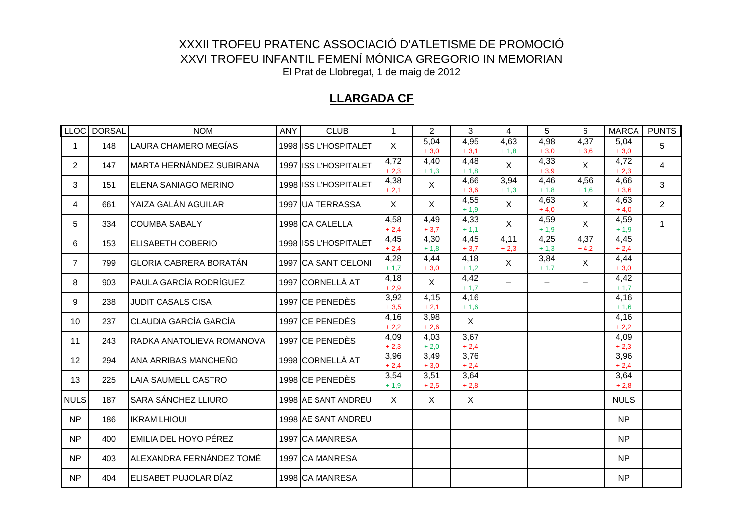XXXII TROFEU PRATENC ASSOCIACIÓ D'ATLETISME DE PROMOCIÓ
XXVI TROFEU INFANTIL FEMENÍ MÓNICA GREGORIO IN MEMORIAN
El Prat de Llobregat, 1 de maig de 2012

## LLARGADA CF

| LLOC | DORSAL | NOM | ANY | CLUB | 1 | 2 | 3 | 4 | 5 | 6 | MARCA | PUNTS |
|---|---|---|---|---|---|---|---|---|---|---|---|---|
| 1 | 148 | LAURA CHAMERO MEGÍAS | 1998 | ISS L'HOSPITALET | X | 5,04 + 3,0 | 4,95 + 3,1 | 4,63 + 1,8 | 4,98 + 3,0 | 4,37 + 3,6 | 5,04 + 3,0 | 5 |
| 2 | 147 | MARTA HERNÁNDEZ SUBIRANA | 1997 | ISS L'HOSPITALET | 4,72 + 2,3 | 4,40 + 1,3 | 4,48 + 1,8 | X | 4,33 + 3,9 | X | 4,72 + 2,3 | 4 |
| 3 | 151 | ELENA SANIAGO MERINO | 1998 | ISS L'HOSPITALET | 4,38 + 2,1 | X | 4,66 + 3,6 | 3,94 + 1,3 | 4,46 + 1,8 | 4,56 + 1,6 | 4,66 + 3,6 | 3 |
| 4 | 661 | YAIZA GALÁN AGUILAR | 1997 | UA TERRASSA | X | X | 4,55 + 1,9 | X | 4,63 + 4,0 | X | 4,63 + 4,0 | 2 |
| 5 | 334 | COUMBA SABALY | 1998 | CA CALELLA | 4,58 + 2,4 | 4,49 + 3,7 | 4,33 + 1,1 | X | 4,59 + 1,9 | X | 4,59 + 1,9 | 1 |
| 6 | 153 | ELISABETH COBERIO | 1998 | ISS L'HOSPITALET | 4,45 + 2,4 | 4,30 + 1,8 | 4,45 + 3,7 | 4,11 + 2,3 | 4,25 + 1,3 | 4,37 + 4,2 | 4,45 + 2,4 | |
| 7 | 799 | GLORIA CABRERA BORATÁN | 1997 | CA SANT CELONI | 4,28 + 1,7 | 4,44 + 3,0 | 4,18 + 1,2 | X | 3,84 + 1,7 | X | 4,44 + 3,0 | |
| 8 | 903 | PAULA GARCÍA RODRÍGUEZ | 1997 | CORNELLÀ AT | 4,18 + 2,9 | X | 4,42 + 1,7 | – | – | – | 4,42 + 1,7 | |
| 9 | 238 | JUDIT CASALS CISA | 1997 | CE PENEDÈS | 3,92 + 3,5 | 4,15 + 2,1 | 4,16 + 1,6 | | | | 4,16 + 1,6 | |
| 10 | 237 | CLAUDIA GARCÍA GARCÍA | 1997 | CE PENEDÈS | 4,16 + 2,2 | 3,98 + 2,6 | X | | | | 4,16 + 2,2 | |
| 11 | 243 | RADKA ANATOLIEVA ROMANOVA | 1997 | CE PENEDÈS | 4,09 + 2,3 | 4,03 + 2,0 | 3,67 + 2,4 | | | | 4,09 + 2,3 | |
| 12 | 294 | ANA ARRIBAS MANCHEÑO | 1998 | CORNELLÀ AT | 3,96 + 2,4 | 3,49 + 3,0 | 3,76 + 2,4 | | | | 3,96 + 2,4 | |
| 13 | 225 | LAIA SAUMELL CASTRO | 1998 | CE PENEDÈS | 3,54 + 1,9 | 3,51 + 2,5 | 3,64 + 2,8 | | | | 3,64 + 2,8 | |
| NULS | 187 | SARA SÁNCHEZ LLIURO | 1998 | AE SANT ANDREU | X | X | X | | | | NULS | |
| NP | 186 | IKRAM LHIOUI | 1998 | AE SANT ANDREU | | | | | | | NP | |
| NP | 400 | EMILIA DEL HOYO PÉREZ | 1997 | CA MANRESA | | | | | | | NP | |
| NP | 403 | ALEXANDRA FERNÁNDEZ TOMÉ | 1997 | CA MANRESA | | | | | | | NP | |
| NP | 404 | ELISABET PUJOLAR DÍAZ | 1998 | CA MANRESA | | | | | | | NP | |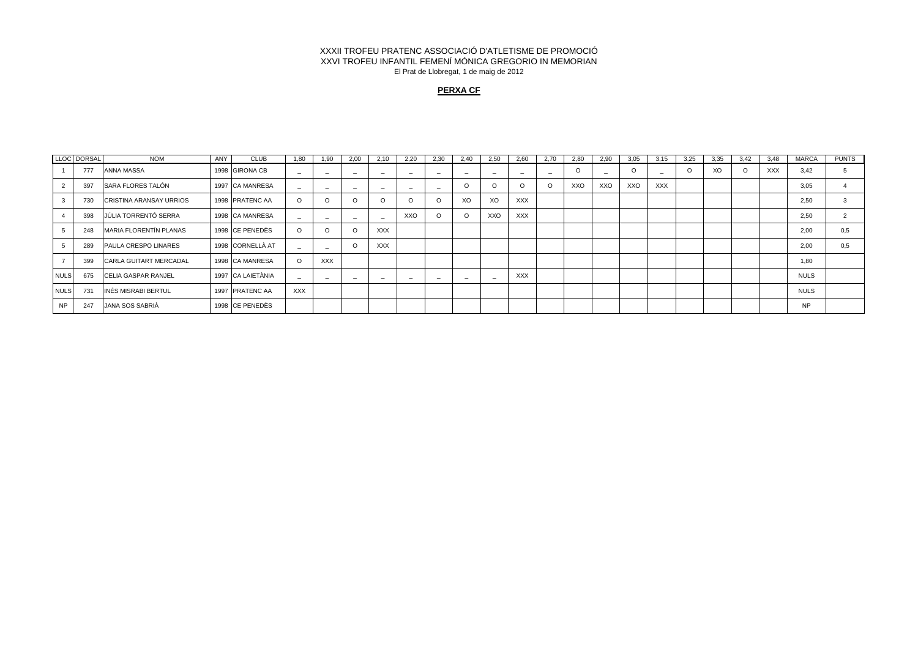XXXII TROFEU PRATENC ASSOCIACIÓ D'ATLETISME DE PROMOCIÓ
XXVI TROFEU INFANTIL FEMENÍ MÓNICA GREGORIO IN MEMORIAN
El Prat de Llobregat, 1 de maig de 2012

**PERXA CF**

| LLOC | DORSAL | NOM | ANY | CLUB | 1,80 | 1,90 | 2,00 | 2,10 | 2,20 | 2,30 | 2,40 | 2,50 | 2,60 | 2,70 | 2,80 | 2,90 | 3,05 | 3,15 | 3,25 | 3,35 | 3,42 | 3,48 | MARCA | PUNTS |
|---|---|---|---|---|---|---|---|---|---|---|---|---|---|---|---|---|---|---|---|---|---|---|---|---|
| 1 | 777 | ANNA MASSA | 1998 | GIRONA CB | _ | _ | _ | _ | _ | _ | _ | _ | _ | _ | O | _ | O | _ | O | XO | O | XXX | 3,42 | 5 |
| 2 | 397 | SARA FLORES TALÓN | 1997 | CA MANRESA | _ | _ | _ | _ | _ | _ | O | O | O | O | XXO | XXO | XXO | XXX | | | | | 3,05 | 4 |
| 3 | 730 | CRISTINA ARANSAY URRIOS | 1998 | PRATENC AA | O | O | O | O | O | O | XO | XO | XXX | | | | | | | | | | 2,50 | 3 |
| 4 | 398 | JÚLIA TORRENTÓ SERRA | 1998 | CA MANRESA | _ | _ | _ | _ | XXO | O | O | XXO | XXX | | | | | | | | | | 2,50 | 2 |
| 5 | 248 | MARIA FLORENTÍN PLANAS | 1998 | CE PENEDÈS | O | O | O | XXX | | | | | | | | | | | | | | | 2,00 | 0,5 |
| 5 | 289 | PAULA CRESPO LINARES | 1998 | CORNELLÀ AT | _ | _ | O | XXX | | | | | | | | | | | | | | | 2,00 | 0,5 |
| 7 | 399 | CARLA GUITART MERCADAL | 1998 | CA MANRESA | O | XXX | | | | | | | | | | | | | | | | | 1,80 | |
| NULS | 675 | CELIA GASPAR RANJEL | 1997 | CA LAIETÀNIA | _ | _ | _ | _ | _ | _ | _ | _ | XXX | | | | | | | | | | NULS | |
| NULS | 731 | INÉS MISRABI BERTUL | 1997 | PRATENC AA | XXX | | | | | | | | | | | | | | | | | | NULS | |
| NP | 247 | JANA SOS SABRIÀ | 1998 | CE PENEDÈS | | | | | | | | | | | | | | | | | | | NP | |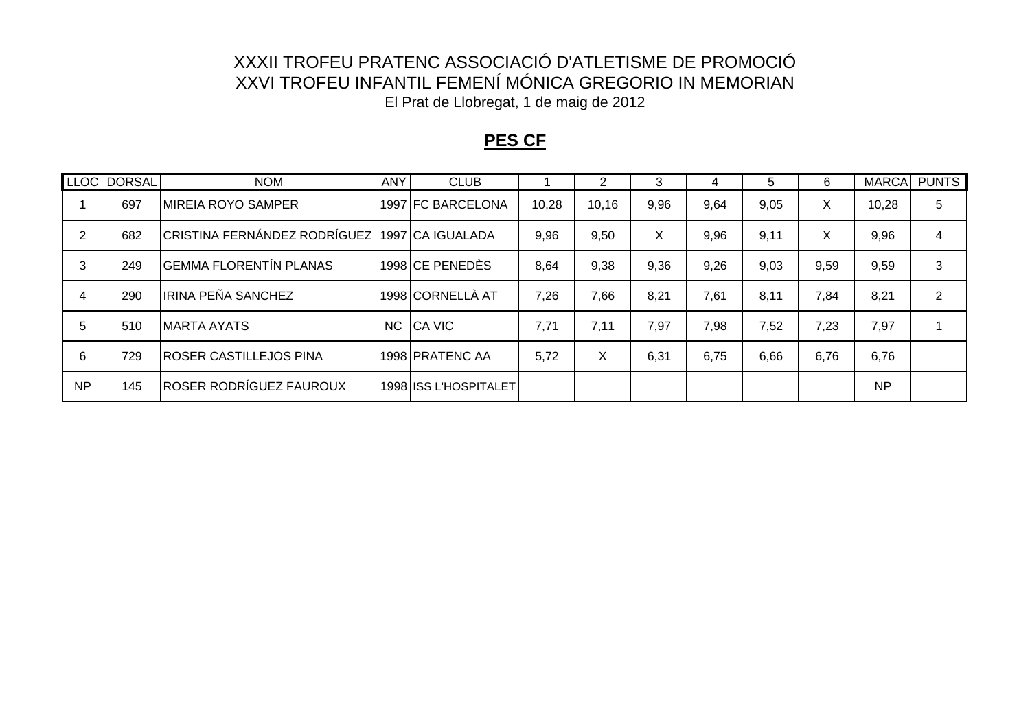XXXII TROFEU PRATENC ASSOCIACIÓ D'ATLETISME DE PROMOCIÓ
XXVI TROFEU INFANTIL FEMENÍ MÓNICA GREGORIO IN MEMORIAN
El Prat de Llobregat, 1 de maig de 2012

**PES CF**

| LLOC | DORSAL | NOM | ANY | CLUB | 1 | 2 | 3 | 4 | 5 | 6 | MARCA | PUNTS |
|---|---|---|---|---|---|---|---|---|---|---|---|---|
| 1 | 697 | MIREIA ROYO SAMPER | 1997 | FC BARCELONA | 10,28 | 10,16 | 9,96 | 9,64 | 9,05 | X | 10,28 | 5 |
| 2 | 682 | CRISTINA FERNÁNDEZ RODRÍGUEZ | 1997 | CA IGUALADA | 9,96 | 9,50 | X | 9,96 | 9,11 | X | 9,96 | 4 |
| 3 | 249 | GEMMA FLORENTÍN PLANAS | 1998 | CE PENEDÈS | 8,64 | 9,38 | 9,36 | 9,26 | 9,03 | 9,59 | 9,59 | 3 |
| 4 | 290 | IRINA PEÑA SANCHEZ | 1998 | CORNELLÀ AT | 7,26 | 7,66 | 8,21 | 7,61 | 8,11 | 7,84 | 8,21 | 2 |
| 5 | 510 | MARTA AYATS | NC | CA VIC | 7,71 | 7,11 | 7,97 | 7,98 | 7,52 | 7,23 | 7,97 | 1 |
| 6 | 729 | ROSER CASTILLEJOS PINA | 1998 | PRATENC AA | 5,72 | X | 6,31 | 6,75 | 6,66 | 6,76 | 6,76 | |
| NP | 145 | ROSER RODRÍGUEZ FAUROUX | 1998 | ISS L'HOSPITALET | | | | | | | NP | |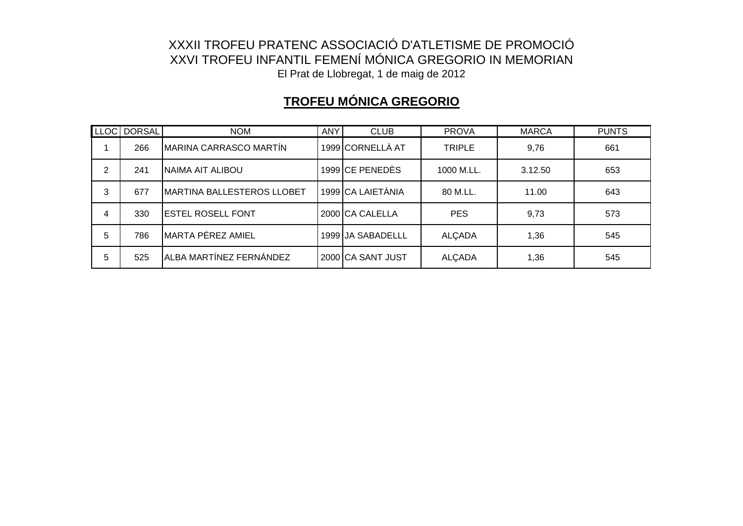XXXII TROFEU PRATENC ASSOCIACIÓ D'ATLETISME DE PROMOCIÓ

XXVI TROFEU INFANTIL FEMENÍ MÓNICA GREGORIO IN MEMORIAN

El Prat de Llobregat, 1 de maig de 2012

## TROFEU MÓNICA GREGORIO

| LLOC | DORSAL | NOM | ANY | CLUB | PROVA | MARCA | PUNTS |
|---|---|---|---|---|---|---|---|
| 1 | 266 | MARINA CARRASCO MARTÍN | 1999 | CORNELLÀ AT | TRIPLE | 9,76 | 661 |
| 2 | 241 | NAIMA AIT ALIBOU | 1999 | CE PENEDÈS | 1000 M.LL. | 3.12.50 | 653 |
| 3 | 677 | MARTINA BALLESTEROS LLOBET | 1999 | CA LAIETÀNIA | 80 M.LL. | 11.00 | 643 |
| 4 | 330 | ESTEL ROSELL FONT | 2000 | CA CALELLA | PES | 9,73 | 573 |
| 5 | 786 | MARTA PÉREZ AMIEL | 1999 | JA SABADELLL | ALÇADA | 1,36 | 545 |
| 5 | 525 | ALBA MARTÍNEZ FERNÁNDEZ | 2000 | CA SANT JUST | ALÇADA | 1,36 | 545 |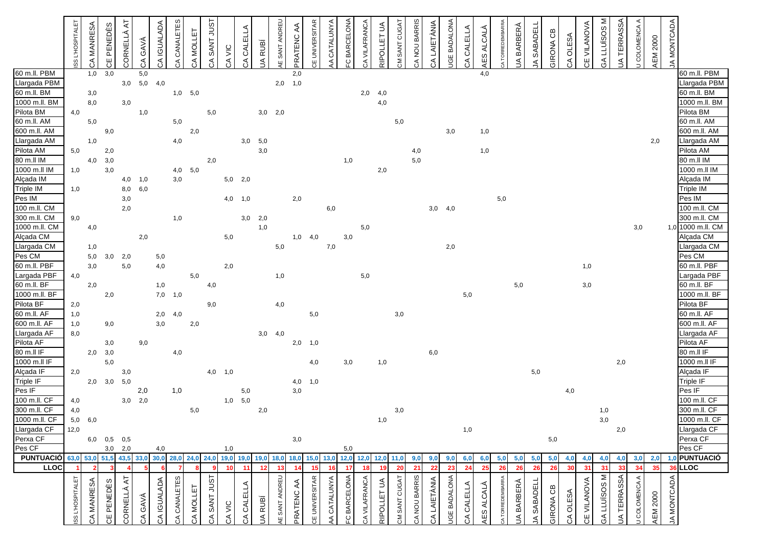| | ISS L'HOSPITALET | CA MANRESA | CE PENEDÈS | CORNELLÀ AT | CA GAVÀ | CA IGUALADA | CA CANALETES | CA MOLLET | CA SANT JUST | CA VIC | CA CALELLA | UA RUBÍ | AE SANT ANDREU | PRATENC AA | CE UNIVERSITAR | AA CATALUNYA | FC BARCELONA | CA VILAFRANCA | RIPOLLET UA | CM SANT CUGAT | CA NOU BARRIS | CA LAIETÀNIA | UGE BADALONA | CA CALELLA | AES ALCALÀ | CA TORREDEMBARRA | UA BARBERÀ | JA SABADELL | GIRONA CB | CA OLESA | CE VILANOVA | GA LLUÏSOS M | UA TERRASSA | U COLOMENCA A | AEM 2000 | JA MONTCADA | |
|---|---|---|---|---|---|---|---|---|---|---|---|---|---|---|---|---|---|---|---|---|---|---|---|---|---|---|---|---|---|---|---|---|---|---|---|---|---|
| 60 m.ll. PBM | | 1,0 | 3,0 | | 5,0 | | | | | | | | | 2,0 | | | | | | | | | | | 4,0 | | | | | | | | | | | | 60 m.ll. PBM |
| Llargada PBM | | | | 3,0 | 5,0 | 4,0 | | | | | | | 2,0 | 1,0 | | | | | | | | | | | | | | | | | | | | | | | Llargada PBM |
| 60 m.ll. BM | | 3,0 | | | | | 1,0 | 5,0 | | | | | | | | | | 2,0 | 4,0 | | | | | | | | | | | | | | | | | | 60 m.ll. BM |
| 1000 m.ll. BM | | 8,0 | | 3,0 | | | | | | | | | | | | | | | 4,0 | | | | | | | | | | | | | | | | | | 1000 m.ll. BM |
| Pilota BM | 4,0 | | | | 1,0 | | | | 5,0 | | | 3,0 | 2,0 | | | | | | | | | | | | | | | | | | | | | | | | Pilota BM |
| 60 m.ll. AM | | 5,0 | | | | | 5,0 | | | | | | | | | | | | | 5,0 | | | | | | | | | | | | | | | | | 60 m.ll. AM |
| 600 m.ll. AM | | | 9,0 | | | | | 2,0 | | | | | | | | | | | | | | | 3,0 | | 1,0 | | | | | | | | | | | | 600 m.ll. AM |
| Llargada AM | | 1,0 | | | | | 4,0 | | | | 3,0 | 5,0 | | | | | | | | | | | | | | | | | | | | | | | 2,0 | | Llargada AM |
| Pilota AM | 5,0 | | 2,0 | | | | | | | | | 3,0 | | | | | | | | | 4,0 | | | | 1,0 | | | | | | | | | | | | Pilota AM |
| 80 m.ll IM | | 4,0 | 3,0 | | | | | | 2,0 | | | | | | | | 1,0 | | | | 5,0 | | | | | | | | | | | | | | | | 80 m.ll IM |
| 1000 m.ll IM | 1,0 | | 3,0 | | | | 4,0 | 5,0 | | | | | | | | | | | 2,0 | | | | | | | | | | | | | | | | | | 1000 m.ll IM |
| Alçada IM | | | | 4,0 | 1,0 | | 3,0 | | | 5,0 | 2,0 | | | | | | | | | | | | | | | | | | | | | | | | | | Alçada IM |
| Triple IM | 1,0 | | | 8,0 | 6,0 | | | | | | | | | | | | | | | | | | | | | | | | | | | | | | | | Triple IM |
| Pes IM | | | | 3,0 | | | | | | 4,0 | 1,0 | | | 2,0 | | | | | | | | | | | | 5,0 | | | | | | | | | | | Pes IM |
| 100 m.ll. CM | | | | 2,0 | | | | | | | | | | | | 6,0 | | | | | | 3,0 | 4,0 | | | | | | | | | | | | | | 100 m.ll. CM |
| 300 m.ll. CM | 9,0 | | | | | | 1,0 | | | | 3,0 | 2,0 | | | | | | | | | | | | | | | | | | | | | | | | | 300 m.ll. CM |
| 1000 m.ll. CM | | 4,0 | | | | | | | | | | 1,0 | | | | | | 5,0 | | | | | | | | | | | | | | | | 3,0 | | 1,0 | 1000 m.ll. CM |
| Alçada CM | | | | | 2,0 | | | | | 5,0 | | | | 1,0 | 4,0 | | 3,0 | | | | | | | | | | | | | | | | | | | | Alçada CM |
| Llargada CM | | 1,0 | | | | | | | | | | | 5,0 | | | 7,0 | | | | | | | 2,0 | | | | | | | | | | | | | | Llargada CM |
| Pes CM | | 5,0 | 3,0 | 2,0 | | 5,0 | | | | | | | | | | | | | | | | | | | | | | | | | | | | | | | Pes CM |
| 60 m.ll. PBF | | 3,0 | | 5,0 | | 4,0 | | | | 2,0 | | | | | | | | | | | | | | | | | | | | | 1,0 | | | | | | 60 m.ll. PBF |
| Largada PBF | 4,0 | | | | | | | 5,0 | | | | | 1,0 | | | | | 5,0 | | | | | | | | | | | | | | | | | | | Largada PBF |
| 60 m.ll. BF | | 2,0 | | | | 1,0 | | | 4,0 | | | | | | | | | | | | | | | | | | 5,0 | | | | 3,0 | | | | | | 60 m.ll. BF |
| 1000 m.ll. BF | | | 2,0 | | | 7,0 | 1,0 | | | | | | | | | | | | | | | | | 5,0 | | | | | | | | | | | | | 1000 m.ll. BF |
| Pilota BF | 2,0 | | | | | | | | 9,0 | | | | 4,0 | | | | | | | | | | | | | | | | | | | | | | | | Pilota BF |
| 60 m.ll. AF | 1,0 | | | | | 2,0 | 4,0 | | | | | | | | 5,0 | | | | | 3,0 | | | | | | | | | | | | | | | | | 60 m.ll. AF |
| 600 m.ll. AF | 1,0 | | 9,0 | | | 3,0 | | 2,0 | | | | | | | | | | | | | | | | | | | | | | | | | | | | | 600 m.ll. AF |
| Llargada AF | 8,0 | | | | | | | | | | | 3,0 | 4,0 | | | | | | | | | | | | | | | | | | | | | | | | Llargada AF |
| Pilota AF | | | 3,0 | | 9,0 | | | | | | | | | 2,0 | 1,0 | | | | | | | | | | | | | | | | | | | | | | Pilota AF |
| 80 m.ll IF | | 2,0 | 3,0 | | | | 4,0 | | | | | | | | | | | | | | | 6,0 | | | | | | | | | | | | | | | 80 m.ll IF |
| 1000 m.ll IF | | | 5,0 | | | | | | | | | | | | 4,0 | | 3,0 | | 1,0 | | | | | | | | | | | | | | 2,0 | | | | 1000 m.ll IF |
| Alçada IF | 2,0 | | | 3,0 | | | | | 4,0 | 1,0 | | | | | | | | | | | | | | | | | | 5,0 | | | | | | | | | Alçada IF |
| Triple IF | | 2,0 | 3,0 | 5,0 | | | | | | | | | | 4,0 | 1,0 | | | | | | | | | | | | | | | | | | | | | | Triple IF |
| Pes IF | | | | | 2,0 | | 1,0 | | | | 5,0 | | | 3,0 | | | | | | | | | | | | | | | | 4,0 | | | | | | | Pes IF |
| 100 m.ll. CF | 4,0 | | | 3,0 | 2,0 | | | | | 1,0 | 5,0 | | | | | | | | | | | | | | | | | | | | | | | | | | 100 m.ll. CF |
| 300 m.ll. CF | 4,0 | | | | | | | 5,0 | | | | 2,0 | | | | | | | | 3,0 | | | | | | | | | | | | 1,0 | | | | | 300 m.ll. CF |
| 1000 m.ll. CF | 5,0 | 6,0 | | | | | | | | | | | | | | | | | 1,0 | | | | | | | | | | | | | 3,0 | | | | | 1000 m.ll. CF |
| Llargada CF | 12,0 | | | | | | | | | | | | | | | | | | | | | | | 1,0 | | | | | | | | | 2,0 | | | | Llargada CF |
| Perxa CF | | 6,0 | 0,5 | 0,5 | | | | | | | | | | 3,0 | | | | | | | | | | | | | | | 5,0 | | | | | | | | Perxa CF |
| Pes CF | | | 3,0 | 2,0 | | 4,0 | | | | 1,0 | | | | | | | 5,0 | | | | | | | | | | | | | | | | | | | | Pes CF |
| **PUNTUACIÓ** | 63,0 | 53,0 | 51,5 | 43,5 | 33,0 | 30,0 | 28,0 | 24,0 | 24,0 | 19,0 | 19,0 | 19,0 | 18,0 | 18,0 | 15,0 | 13,0 | 12,0 | 12,0 | 12,0 | 11,0 | 9,0 | 9,0 | 9,0 | 6,0 | 6,0 | 5,0 | 5,0 | 5,0 | 5,0 | 4,0 | 4,0 | 4,0 | 4,0 | 3,0 | 2,0 | 1,0 | **PUNTUACIÓ** |
| **LLOC** | 1 | 2 | 3 | 4 | 5 | 6 | 7 | 8 | 9 | 10 | 11 | 12 | 13 | 14 | 15 | 16 | 17 | 18 | 19 | 20 | 21 | 22 | 23 | 24 | 25 | 26 | 26 | 26 | 26 | 30 | 31 | 31 | 33 | 34 | 35 | 36 | **LLOC** |
| | ISS L'HOSPITALET | CA MANRESA | CE PENEDÈS | CORNELLÀ AT | CA GAVÀ | CA IGUALADA | CA CANALETES | CA MOLLET | CA SANT JUST | CA VIC | CA CALELLA | UA RUBÍ | AE SANT ANDREU | PRATENC AA | CE UNIVERSITAR | AA CATALUNYA | FC BARCELONA | CA VILAFRANCA | RIPOLLET UA | CM SANT CUGAT | CA NOU BARRIS | CA LAIETÀNIA | UGE BADALONA | CA CALELLA | AES ALCALÀ | CA TORREDEMBARRA | UA BARBERÀ | JA SABADELL | GIRONA CB | CA OLESA | CE VILANOVA | GA LLUÏSOS M | UA TERRASSA | U COLOMENCA A | AEM 2000 | JA MONTCADA | |